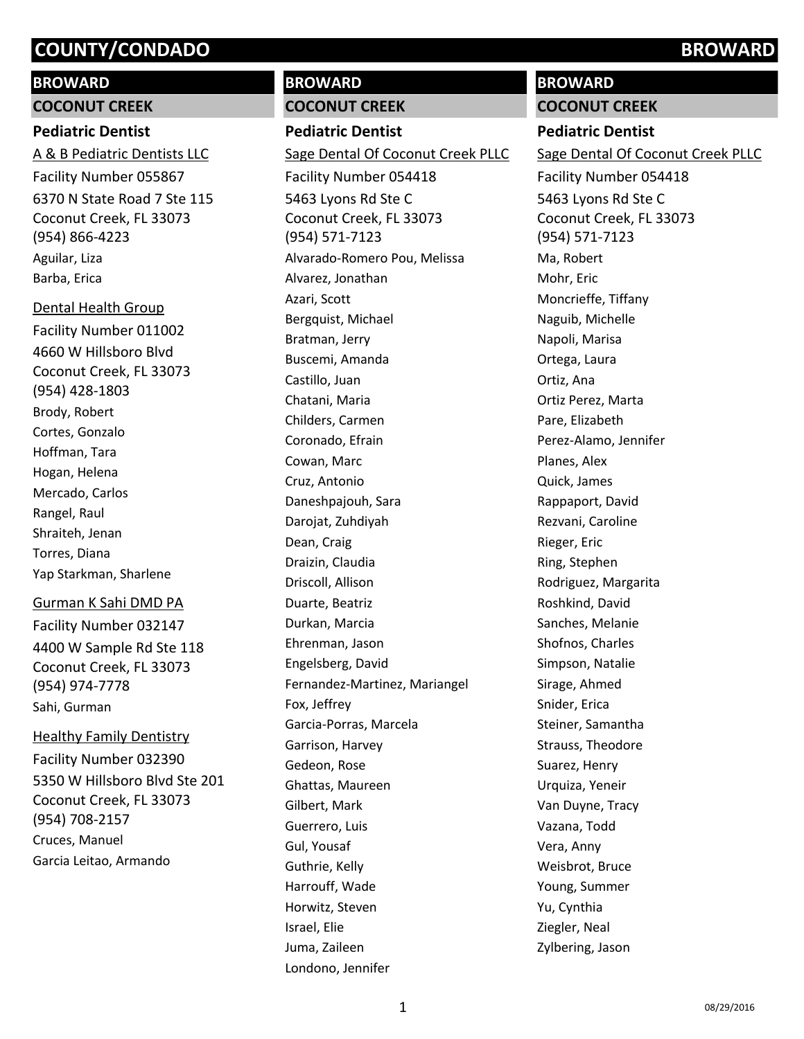# COUNTY/CONDADO BROWARD

## BROWARD

### COCONUT CREEK

#### Pediatric Dentist

A & B Pediatric Dentists LLC
Facility Number 055867
6370 N State Road 7 Ste 115
Coconut Creek, FL 33073
(954) 866-4223

- Aguilar, Liza
- Barba, Erica

Dental Health Group
Facility Number 011002
4660 W Hillsboro Blvd
Coconut Creek, FL 33073
(954) 428-1803

- Brody, Robert
- Cortes, Gonzalo
- Hoffman, Tara
- Hogan, Helena
- Mercado, Carlos
- Rangel, Raul
- Shraiteh, Jenan
- Torres, Diana
- Yap Starkman, Sharlene

Gurman K Sahi DMD PA
Facility Number 032147
4400 W Sample Rd Ste 118
Coconut Creek, FL 33073
(954) 974-7778

- Sahi, Gurman

Healthy Family Dentistry
Facility Number 032390
5350 W Hillsboro Blvd Ste 201
Coconut Creek, FL 33073
(954) 708-2157

- Cruces, Manuel
- Garcia Leitao, Armando

## BROWARD

### COCONUT CREEK

#### Pediatric Dentist

Sage Dental Of Coconut Creek PLLC
Facility Number 054418
5463 Lyons Rd Ste C
Coconut Creek, FL 33073
(954) 571-7123

- Alvarado-Romero Pou, Melissa
- Alvarez, Jonathan
- Azari, Scott
- Bergquist, Michael
- Bratman, Jerry
- Buscemi, Amanda
- Castillo, Juan
- Chatani, Maria
- Childers, Carmen
- Coronado, Efrain
- Cowan, Marc
- Cruz, Antonio
- Daneshpajouh, Sara
- Darojat, Zuhdiyah
- Dean, Craig
- Draizin, Claudia
- Driscoll, Allison
- Duarte, Beatriz
- Durkan, Marcia
- Ehrenman, Jason
- Engelsberg, David
- Fernandez-Martinez, Mariangel
- Fox, Jeffrey
- Garcia-Porras, Marcela
- Garrison, Harvey
- Gedeon, Rose
- Ghattas, Maureen
- Gilbert, Mark
- Guerrero, Luis
- Gul, Yousaf
- Guthrie, Kelly
- Harrouff, Wade
- Horwitz, Steven
- Israel, Elie
- Juma, Zaileen
- Londono, Jennifer

## BROWARD

### COCONUT CREEK

#### Pediatric Dentist

Sage Dental Of Coconut Creek PLLC
Facility Number 054418
5463 Lyons Rd Ste C
Coconut Creek, FL 33073
(954) 571-7123

- Ma, Robert
- Mohr, Eric
- Moncrieffe, Tiffany
- Naguib, Michelle
- Napoli, Marisa
- Ortega, Laura
- Ortiz, Ana
- Ortiz Perez, Marta
- Pare, Elizabeth
- Perez-Alamo, Jennifer
- Planes, Alex
- Quick, James
- Rappaport, David
- Rezvani, Caroline
- Rieger, Eric
- Ring, Stephen
- Rodriguez, Margarita
- Roshkind, David
- Sanches, Melanie
- Shofnos, Charles
- Simpson, Natalie
- Sirage, Ahmed
- Snider, Erica
- Steiner, Samantha
- Strauss, Theodore
- Suarez, Henry
- Urquiza, Yeneir
- Van Duyne, Tracy
- Vazana, Todd
- Vera, Anny
- Weisbrot, Bruce
- Young, Summer
- Yu, Cynthia
- Ziegler, Neal
- Zylbering, Jason

08/29/2016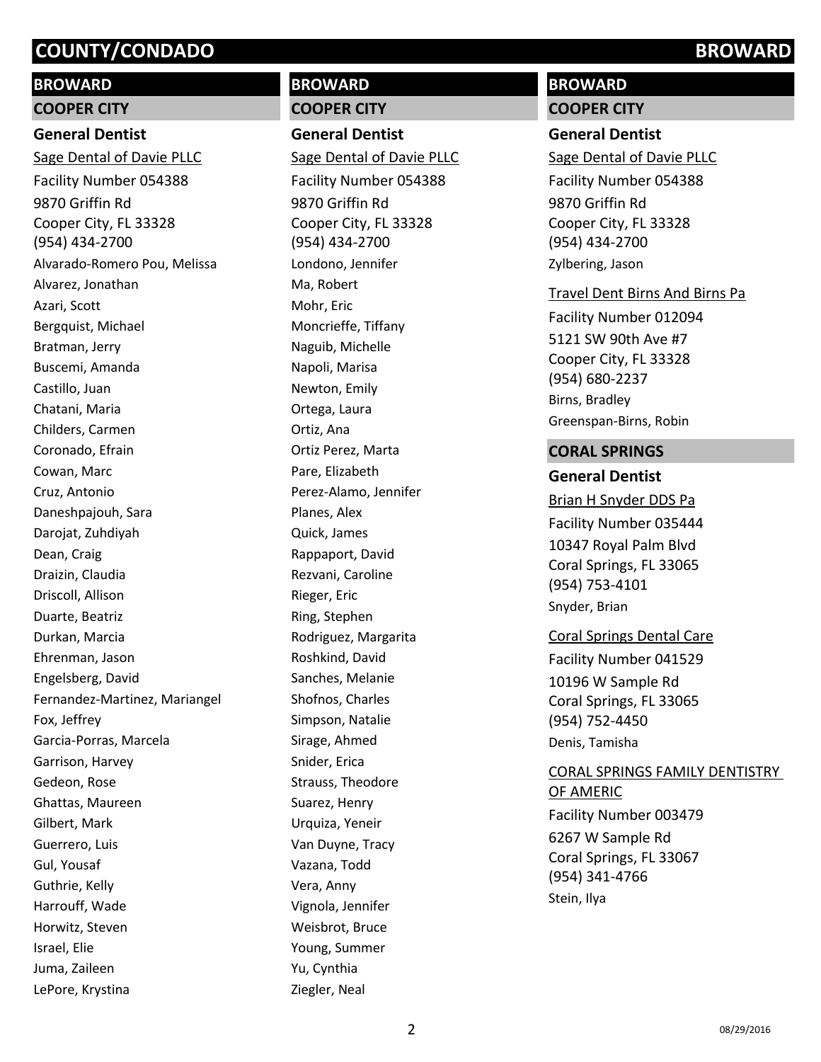## BROWARD

### COOPER CITY

#### General Dentist

Sage Dental of Davie PLLC
Facility Number 054388
9870 Griffin Rd
Cooper City, FL 33328
(954) 434-2700

Alvarado-Romero Pou, Melissa
Alvarez, Jonathan
Azari, Scott
Bergquist, Michael
Bratman, Jerry
Buscemi, Amanda
Castillo, Juan
Chatani, Maria
Childers, Carmen
Coronado, Efrain
Cowan, Marc
Cruz, Antonio
Daneshpajouh, Sara
Darojat, Zuhdiyah
Dean, Craig
Draizin, Claudia
Driscoll, Allison
Duarte, Beatriz
Durkan, Marcia
Ehrenman, Jason
Engelsberg, David
Fernandez-Martinez, Mariangel
Fox, Jeffrey
Garcia-Porras, Marcela
Garrison, Harvey
Gedeon, Rose
Ghattas, Maureen
Gilbert, Mark
Guerrero, Luis
Gul, Yousaf
Guthrie, Kelly
Harrouff, Wade
Horwitz, Steven
Israel, Elie
Juma, Zaileen
LePore, Krystina
Londono, Jennifer
Ma, Robert
Mohr, Eric
Moncrieffe, Tiffany
Naguib, Michelle
Napoli, Marisa
Newton, Emily
Ortega, Laura
Ortiz, Ana
Ortiz Perez, Marta
Pare, Elizabeth
Perez-Alamo, Jennifer
Planes, Alex
Quick, James
Rappaport, David
Rezvani, Caroline
Rieger, Eric
Ring, Stephen
Rodriguez, Margarita
Roshkind, David
Sanches, Melanie
Shofnos, Charles
Simpson, Natalie
Sirage, Ahmed
Snider, Erica
Strauss, Theodore
Suarez, Henry
Urquiza, Yeneir
Van Duyne, Tracy
Vazana, Todd
Vera, Anny
Vignola, Jennifer
Weisbrot, Bruce
Young, Summer
Yu, Cynthia
Ziegler, Neal
Zylbering, Jason

Travel Dent Birns And Birns Pa
Facility Number 012094
5121 SW 90th Ave #7
Cooper City, FL 33328
(954) 680-2237

Birns, Bradley
Greenspan-Birns, Robin

### CORAL SPRINGS

#### General Dentist

Brian H Snyder DDS Pa
Facility Number 035444
10347 Royal Palm Blvd
Coral Springs, FL 33065
(954) 753-4101

Snyder, Brian

Coral Springs Dental Care
Facility Number 041529
10196 W Sample Rd
Coral Springs, FL 33065
(954) 752-4450

Denis, Tamisha

CORAL SPRINGS FAMILY DENTISTRY OF AMERIC
Facility Number 003479
6267 W Sample Rd
Coral Springs, FL 33067
(954) 341-4766

Stein, Ilya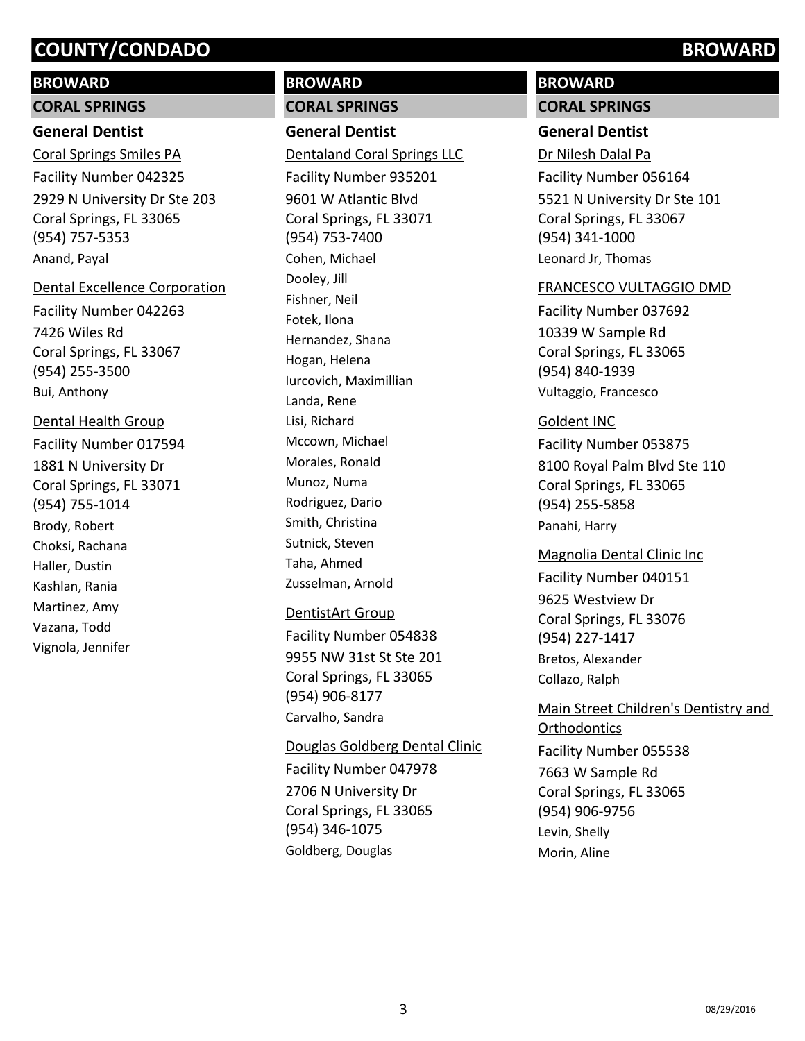# COUNTY/CONDADO BROWARD

## BROWARD

### CORAL SPRINGS

**General Dentist**

Coral Springs Smiles PA
Facility Number 042325
2929 N University Dr Ste 203
Coral Springs, FL 33065
(954) 757-5353
Anand, Payal

Dental Excellence Corporation
Facility Number 042263
7426 Wiles Rd
Coral Springs, FL 33067
(954) 255-3500
Bui, Anthony

Dental Health Group
Facility Number 017594
1881 N University Dr
Coral Springs, FL 33071
(954) 755-1014
Brody, Robert
Choksi, Rachana
Haller, Dustin
Kashlan, Rania
Martinez, Amy
Vazana, Todd
Vignola, Jennifer

Dentaland Coral Springs LLC
Facility Number 935201
9601 W Atlantic Blvd
Coral Springs, FL 33071
(954) 753-7400
Cohen, Michael
Dooley, Jill
Fishner, Neil
Fotek, Ilona
Hernandez, Shana
Hogan, Helena
Iurcovich, Maximillian
Landa, Rene
Lisi, Richard
Mccown, Michael
Morales, Ronald
Munoz, Numa
Rodriguez, Dario
Smith, Christina
Sutnick, Steven
Taha, Ahmed
Zusselman, Arnold

DentistArt Group
Facility Number 054838
9955 NW 31st St Ste 201
Coral Springs, FL 33065
(954) 906-8177
Carvalho, Sandra

Douglas Goldberg Dental Clinic
Facility Number 047978
2706 N University Dr
Coral Springs, FL 33065
(954) 346-1075
Goldberg, Douglas

Dr Nilesh Dalal Pa
Facility Number 056164
5521 N University Dr Ste 101
Coral Springs, FL 33067
(954) 341-1000
Leonard Jr, Thomas

FRANCESCO VULTAGGIO DMD
Facility Number 037692
10339 W Sample Rd
Coral Springs, FL 33065
(954) 840-1939
Vultaggio, Francesco

Goldent INC
Facility Number 053875
8100 Royal Palm Blvd Ste 110
Coral Springs, FL 33065
(954) 255-5858
Panahi, Harry

Magnolia Dental Clinic Inc
Facility Number 040151
9625 Westview Dr
Coral Springs, FL 33076
(954) 227-1417
Bretos, Alexander
Collazo, Ralph

Main Street Children's Dentistry and Orthodontics
Facility Number 055538
7663 W Sample Rd
Coral Springs, FL 33065
(954) 906-9756
Levin, Shelly
Morin, Aline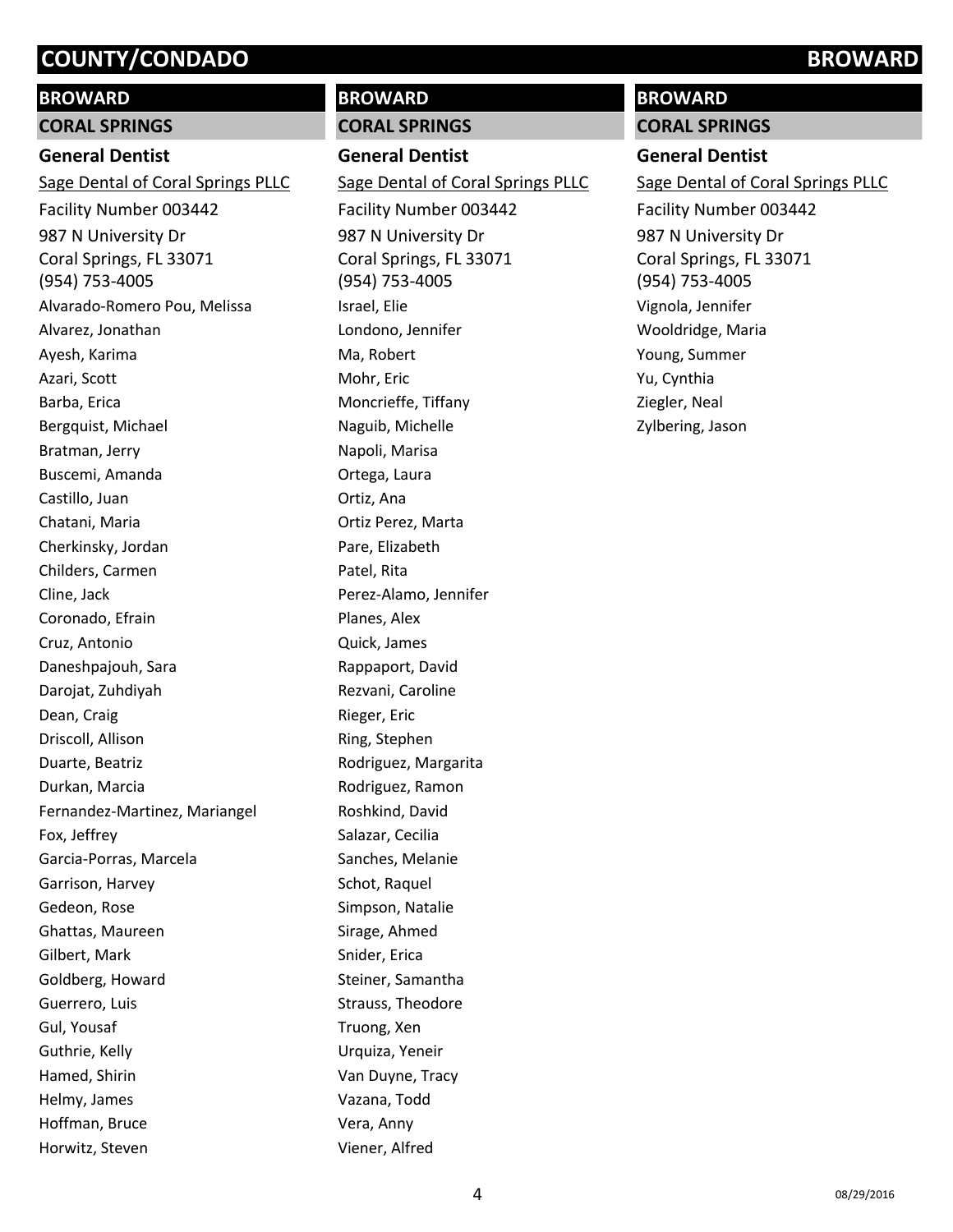# COUNTY/CONDADO BROWARD

## BROWARD

### CORAL SPRINGS

**General Dentist**

Sage Dental of Coral Springs PLLC
Facility Number 003442
987 N University Dr
Coral Springs, FL 33071
(954) 753-4005

Alvarado-Romero Pou, Melissa
Alvarez, Jonathan
Ayesh, Karima
Azari, Scott
Barba, Erica
Bergquist, Michael
Bratman, Jerry
Buscemi, Amanda
Castillo, Juan
Chatani, Maria
Cherkinsky, Jordan
Childers, Carmen
Cline, Jack
Coronado, Efrain
Cruz, Antonio
Daneshpajouh, Sara
Darojat, Zuhdiyah
Dean, Craig
Driscoll, Allison
Duarte, Beatriz
Durkan, Marcia
Fernandez-Martinez, Mariangel
Fox, Jeffrey
Garcia-Porras, Marcela
Garrison, Harvey
Gedeon, Rose
Ghattas, Maureen
Gilbert, Mark
Goldberg, Howard
Guerrero, Luis
Gul, Yousaf
Guthrie, Kelly
Hamed, Shirin
Helmy, James
Hoffman, Bruce
Horwitz, Steven

## BROWARD

### CORAL SPRINGS

**General Dentist**

Sage Dental of Coral Springs PLLC
Facility Number 003442
987 N University Dr
Coral Springs, FL 33071
(954) 753-4005

Israel, Elie
Londono, Jennifer
Ma, Robert
Mohr, Eric
Moncrieffe, Tiffany
Naguib, Michelle
Napoli, Marisa
Ortega, Laura
Ortiz, Ana
Ortiz Perez, Marta
Pare, Elizabeth
Patel, Rita
Perez-Alamo, Jennifer
Planes, Alex
Quick, James
Rappaport, David
Rezvani, Caroline
Rieger, Eric
Ring, Stephen
Rodriguez, Margarita
Rodriguez, Ramon
Roshkind, David
Salazar, Cecilia
Sanches, Melanie
Schot, Raquel
Simpson, Natalie
Sirage, Ahmed
Snider, Erica
Steiner, Samantha
Strauss, Theodore
Truong, Xen
Urquiza, Yeneir
Van Duyne, Tracy
Vazana, Todd
Vera, Anny
Viener, Alfred

## BROWARD

### CORAL SPRINGS

**General Dentist**

Sage Dental of Coral Springs PLLC
Facility Number 003442
987 N University Dr
Coral Springs, FL 33071
(954) 753-4005

Vignola, Jennifer
Wooldridge, Maria
Young, Summer
Yu, Cynthia
Ziegler, Neal
Zylbering, Jason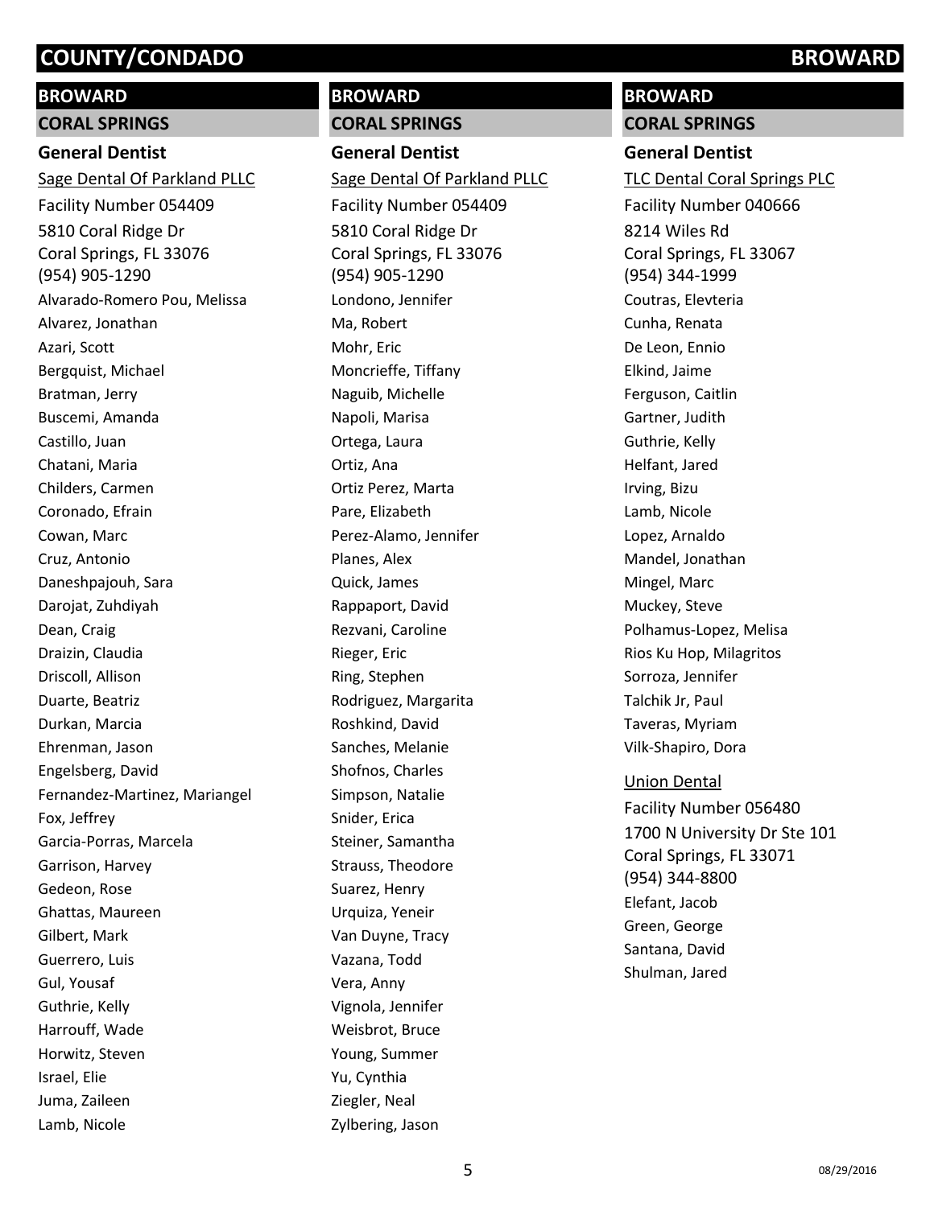# COUNTY/CONDADO BROWARD

## BROWARD

### CORAL SPRINGS

#### General Dentist

Sage Dental Of Parkland PLLC
Facility Number 054409
5810 Coral Ridge Dr
Coral Springs, FL 33076
(954) 905-1290

Alvarado-Romero Pou, Melissa
Alvarez, Jonathan
Azari, Scott
Bergquist, Michael
Bratman, Jerry
Buscemi, Amanda
Castillo, Juan
Chatani, Maria
Childers, Carmen
Coronado, Efrain
Cowan, Marc
Cruz, Antonio
Daneshpajouh, Sara
Darojat, Zuhdiyah
Dean, Craig
Draizin, Claudia
Driscoll, Allison
Duarte, Beatriz
Durkan, Marcia
Ehrenman, Jason
Engelsberg, David
Fernandez-Martinez, Mariangel
Fox, Jeffrey
Garcia-Porras, Marcela
Garrison, Harvey
Gedeon, Rose
Ghattas, Maureen
Gilbert, Mark
Guerrero, Luis
Gul, Yousaf
Guthrie, Kelly
Harrouff, Wade
Horwitz, Steven
Israel, Elie
Juma, Zaileen
Lamb, Nicole

## BROWARD

### CORAL SPRINGS

#### General Dentist

Sage Dental Of Parkland PLLC
Facility Number 054409
5810 Coral Ridge Dr
Coral Springs, FL 33076
(954) 905-1290

Londono, Jennifer
Ma, Robert
Mohr, Eric
Moncrieffe, Tiffany
Naguib, Michelle
Napoli, Marisa
Ortega, Laura
Ortiz, Ana
Ortiz Perez, Marta
Pare, Elizabeth
Perez-Alamo, Jennifer
Planes, Alex
Quick, James
Rappaport, David
Rezvani, Caroline
Rieger, Eric
Ring, Stephen
Rodriguez, Margarita
Roshkind, David
Sanches, Melanie
Shofnos, Charles
Simpson, Natalie
Snider, Erica
Steiner, Samantha
Strauss, Theodore
Suarez, Henry
Urquiza, Yeneir
Van Duyne, Tracy
Vazana, Todd
Vera, Anny
Vignola, Jennifer
Weisbrot, Bruce
Young, Summer
Yu, Cynthia
Ziegler, Neal
Zylbering, Jason

## BROWARD

### CORAL SPRINGS

#### General Dentist

TLC Dental Coral Springs PLC
Facility Number 040666
8214 Wiles Rd
Coral Springs, FL 33067
(954) 344-1999

Coutras, Elevteria
Cunha, Renata
De Leon, Ennio
Elkind, Jaime
Ferguson, Caitlin
Gartner, Judith
Guthrie, Kelly
Helfant, Jared
Irving, Bizu
Lamb, Nicole
Lopez, Arnaldo
Mandel, Jonathan
Mingel, Marc
Muckey, Steve
Polhamus-Lopez, Melisa
Rios Ku Hop, Milagritos
Sorroza, Jennifer
Talchik Jr, Paul
Taveras, Myriam
Vilk-Shapiro, Dora

Union Dental
Facility Number 056480
1700 N University Dr Ste 101
Coral Springs, FL 33071
(954) 344-8800

Elefant, Jacob
Green, George
Santana, David
Shulman, Jared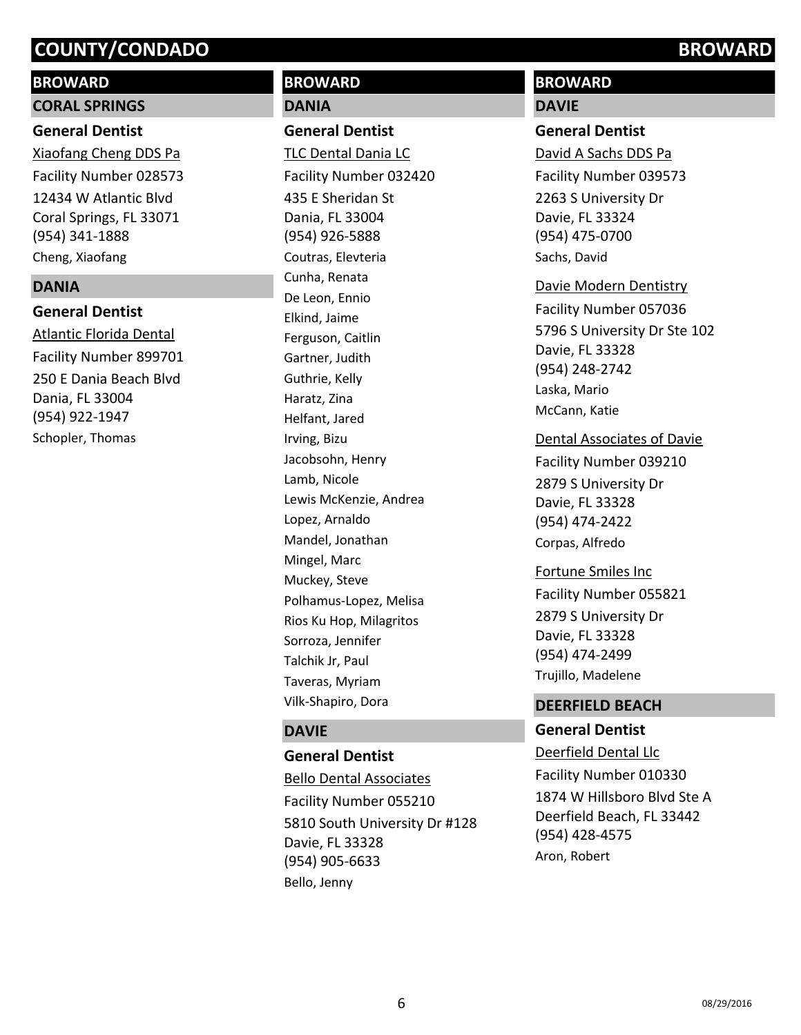# COUNTY/CONDADO — BROWARD

## BROWARD

### CORAL SPRINGS

**General Dentist**

Xiaofang Cheng DDS Pa
Facility Number 028573
12434 W Atlantic Blvd
Coral Springs, FL 33071
(954) 341-1888
Cheng, Xiaofang

### DANIA

**General Dentist**

Atlantic Florida Dental
Facility Number 899701
250 E Dania Beach Blvd
Dania, FL 33004
(954) 922-1947
Schopler, Thomas

## BROWARD

### DANIA

**General Dentist**

TLC Dental Dania LC
Facility Number 032420
435 E Sheridan St
Dania, FL 33004
(954) 926-5888
Coutras, Elevteria
Cunha, Renata
De Leon, Ennio
Elkind, Jaime
Ferguson, Caitlin
Gartner, Judith
Guthrie, Kelly
Haratz, Zina
Helfant, Jared
Irving, Bizu
Jacobsohn, Henry
Lamb, Nicole
Lewis McKenzie, Andrea
Lopez, Arnaldo
Mandel, Jonathan
Mingel, Marc
Muckey, Steve
Polhamus-Lopez, Melisa
Rios Ku Hop, Milagritos
Sorroza, Jennifer
Talchik Jr, Paul
Taveras, Myriam
Vilk-Shapiro, Dora

### DAVIE

**General Dentist**

Bello Dental Associates
Facility Number 055210
5810 South University Dr #128
Davie, FL 33328
(954) 905-6633
Bello, Jenny

## BROWARD

### DAVIE

**General Dentist**

David A Sachs DDS Pa
Facility Number 039573
2263 S University Dr
Davie, FL 33324
(954) 475-0700
Sachs, David

Davie Modern Dentistry
Facility Number 057036
5796 S University Dr Ste 102
Davie, FL 33328
(954) 248-2742
Laska, Mario
McCann, Katie

Dental Associates of Davie
Facility Number 039210
2879 S University Dr
Davie, FL 33328
(954) 474-2422
Corpas, Alfredo

Fortune Smiles Inc
Facility Number 055821
2879 S University Dr
Davie, FL 33328
(954) 474-2499
Trujillo, Madelene

### DEERFIELD BEACH

**General Dentist**

Deerfield Dental Llc
Facility Number 010330
1874 W Hillsboro Blvd Ste A
Deerfield Beach, FL 33442
(954) 428-4575
Aron, Robert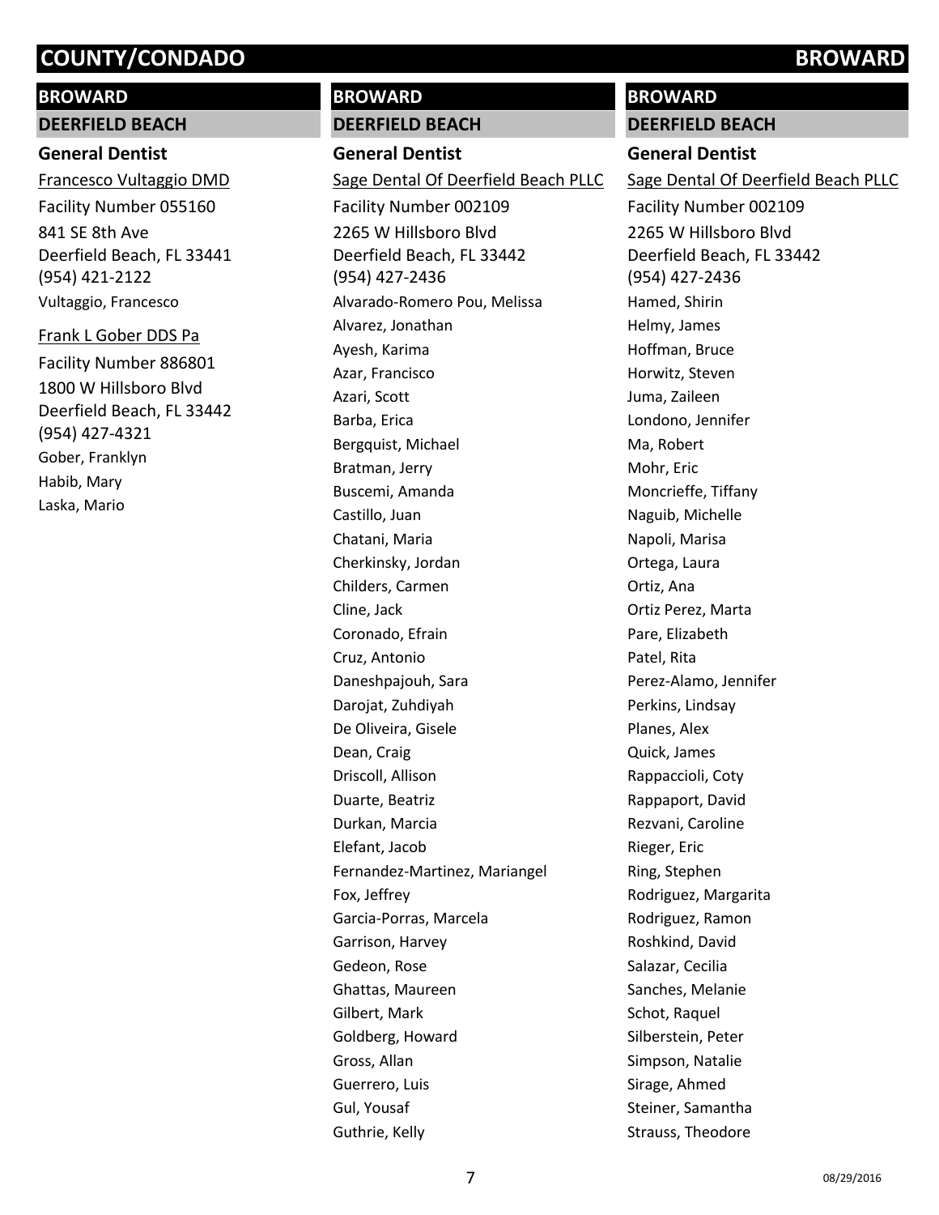# COUNTY/CONDADO BROWARD

## BROWARD

### DEERFIELD BEACH

#### General Dentist

Francesco Vultaggio DMD

Facility Number 055160

841 SE 8th Ave
Deerfield Beach, FL 33441
(954) 421-2122

Vultaggio, Francesco

Frank L Gober DDS Pa

Facility Number 886801

1800 W Hillsboro Blvd
Deerfield Beach, FL 33442
(954) 427-4321

Gober, Franklyn
Habib, Mary
Laska, Mario

## BROWARD

### DEERFIELD BEACH

#### General Dentist

Sage Dental Of Deerfield Beach PLLC

Facility Number 002109

2265 W Hillsboro Blvd
Deerfield Beach, FL 33442
(954) 427-2436

Alvarado-Romero Pou, Melissa
Alvarez, Jonathan
Ayesh, Karima
Azar, Francisco
Azari, Scott
Barba, Erica
Bergquist, Michael
Bratman, Jerry
Buscemi, Amanda
Castillo, Juan
Chatani, Maria
Cherkinsky, Jordan
Childers, Carmen
Cline, Jack
Coronado, Efrain
Cruz, Antonio
Daneshpajouh, Sara
Darojat, Zuhdiyah
De Oliveira, Gisele
Dean, Craig
Driscoll, Allison
Duarte, Beatriz
Durkan, Marcia
Elefant, Jacob
Fernandez-Martinez, Mariangel
Fox, Jeffrey
Garcia-Porras, Marcela
Garrison, Harvey
Gedeon, Rose
Ghattas, Maureen
Gilbert, Mark
Goldberg, Howard
Gross, Allan
Guerrero, Luis
Gul, Yousaf
Guthrie, Kelly

## BROWARD

### DEERFIELD BEACH

#### General Dentist

Sage Dental Of Deerfield Beach PLLC

Facility Number 002109

2265 W Hillsboro Blvd
Deerfield Beach, FL 33442
(954) 427-2436

Hamed, Shirin
Helmy, James
Hoffman, Bruce
Horwitz, Steven
Juma, Zaileen
Londono, Jennifer
Ma, Robert
Mohr, Eric
Moncrieffe, Tiffany
Naguib, Michelle
Napoli, Marisa
Ortega, Laura
Ortiz, Ana
Ortiz Perez, Marta
Pare, Elizabeth
Patel, Rita
Perez-Alamo, Jennifer
Perkins, Lindsay
Planes, Alex
Quick, James
Rappaccioli, Coty
Rappaport, David
Rezvani, Caroline
Rieger, Eric
Ring, Stephen
Rodriguez, Margarita
Rodriguez, Ramon
Roshkind, David
Salazar, Cecilia
Sanches, Melanie
Schot, Raquel
Silberstein, Peter
Simpson, Natalie
Sirage, Ahmed
Steiner, Samantha
Strauss, Theodore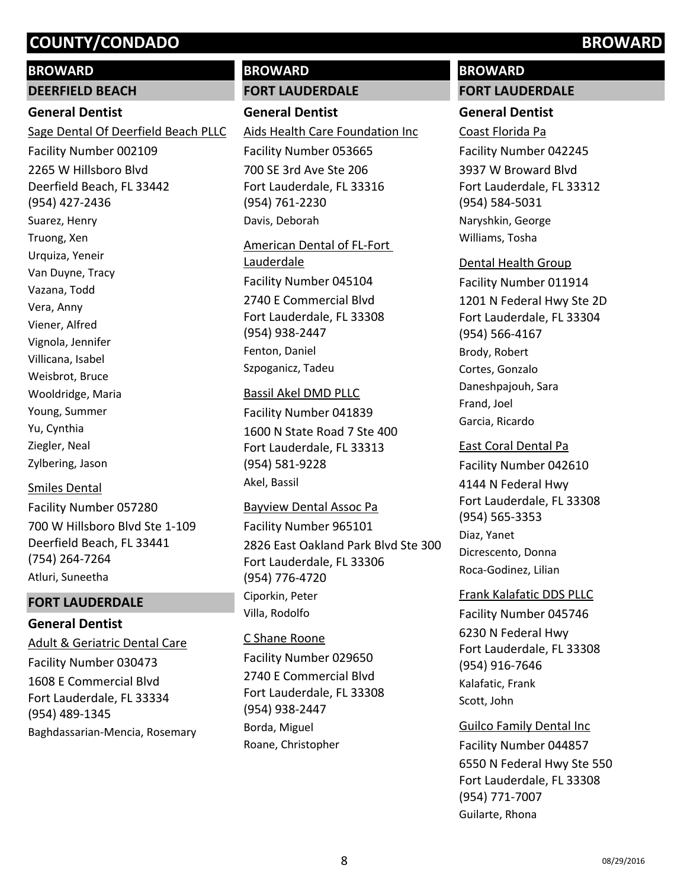## BROWARD

### DEERFIELD BEACH

#### General Dentist

Sage Dental Of Deerfield Beach PLLC
Facility Number 002109
2265 W Hillsboro Blvd
Deerfield Beach, FL 33442
(954) 427-2436
Suarez, Henry
Truong, Xen
Urquiza, Yeneir
Van Duyne, Tracy
Vazana, Todd
Vera, Anny
Viener, Alfred
Vignola, Jennifer
Villicana, Isabel
Weisbrot, Bruce
Wooldridge, Maria
Young, Summer
Yu, Cynthia
Ziegler, Neal
Zylbering, Jason

Smiles Dental
Facility Number 057280
700 W Hillsboro Blvd Ste 1-109
Deerfield Beach, FL 33441
(754) 264-7264
Atluri, Suneetha

### FORT LAUDERDALE

#### General Dentist

Adult & Geriatric Dental Care
Facility Number 030473
1608 E Commercial Blvd
Fort Lauderdale, FL 33334
(954) 489-1345
Baghdassarian-Mencia, Rosemary

## BROWARD

### FORT LAUDERDALE

#### General Dentist

Aids Health Care Foundation Inc
Facility Number 053665
700 SE 3rd Ave Ste 206
Fort Lauderdale, FL 33316
(954) 761-2230
Davis, Deborah

American Dental of FL-Fort Lauderdale
Facility Number 045104
2740 E Commercial Blvd
Fort Lauderdale, FL 33308
(954) 938-2447
Fenton, Daniel
Szpoganicz, Tadeu

Bassil Akel DMD PLLC
Facility Number 041839
1600 N State Road 7 Ste 400
Fort Lauderdale, FL 33313
(954) 581-9228
Akel, Bassil

Bayview Dental Assoc Pa
Facility Number 965101
2826 East Oakland Park Blvd Ste 300
Fort Lauderdale, FL 33306
(954) 776-4720
Ciporkin, Peter
Villa, Rodolfo

C Shane Roone
Facility Number 029650
2740 E Commercial Blvd
Fort Lauderdale, FL 33308
(954) 938-2447
Borda, Miguel
Roane, Christopher

## BROWARD

### FORT LAUDERDALE

#### General Dentist

Coast Florida Pa
Facility Number 042245
3937 W Broward Blvd
Fort Lauderdale, FL 33312
(954) 584-5031
Naryshkin, George
Williams, Tosha

Dental Health Group
Facility Number 011914
1201 N Federal Hwy Ste 2D
Fort Lauderdale, FL 33304
(954) 566-4167
Brody, Robert
Cortes, Gonzalo
Daneshpajouh, Sara
Frand, Joel
Garcia, Ricardo

East Coral Dental Pa
Facility Number 042610
4144 N Federal Hwy
Fort Lauderdale, FL 33308
(954) 565-3353
Diaz, Yanet
Dicrescento, Donna
Roca-Godinez, Lilian

Frank Kalafatic DDS PLLC
Facility Number 045746
6230 N Federal Hwy
Fort Lauderdale, FL 33308
(954) 916-7646
Kalafatic, Frank
Scott, John

Guilco Family Dental Inc
Facility Number 044857
6550 N Federal Hwy Ste 550
Fort Lauderdale, FL 33308
(954) 771-7007
Guilarte, Rhona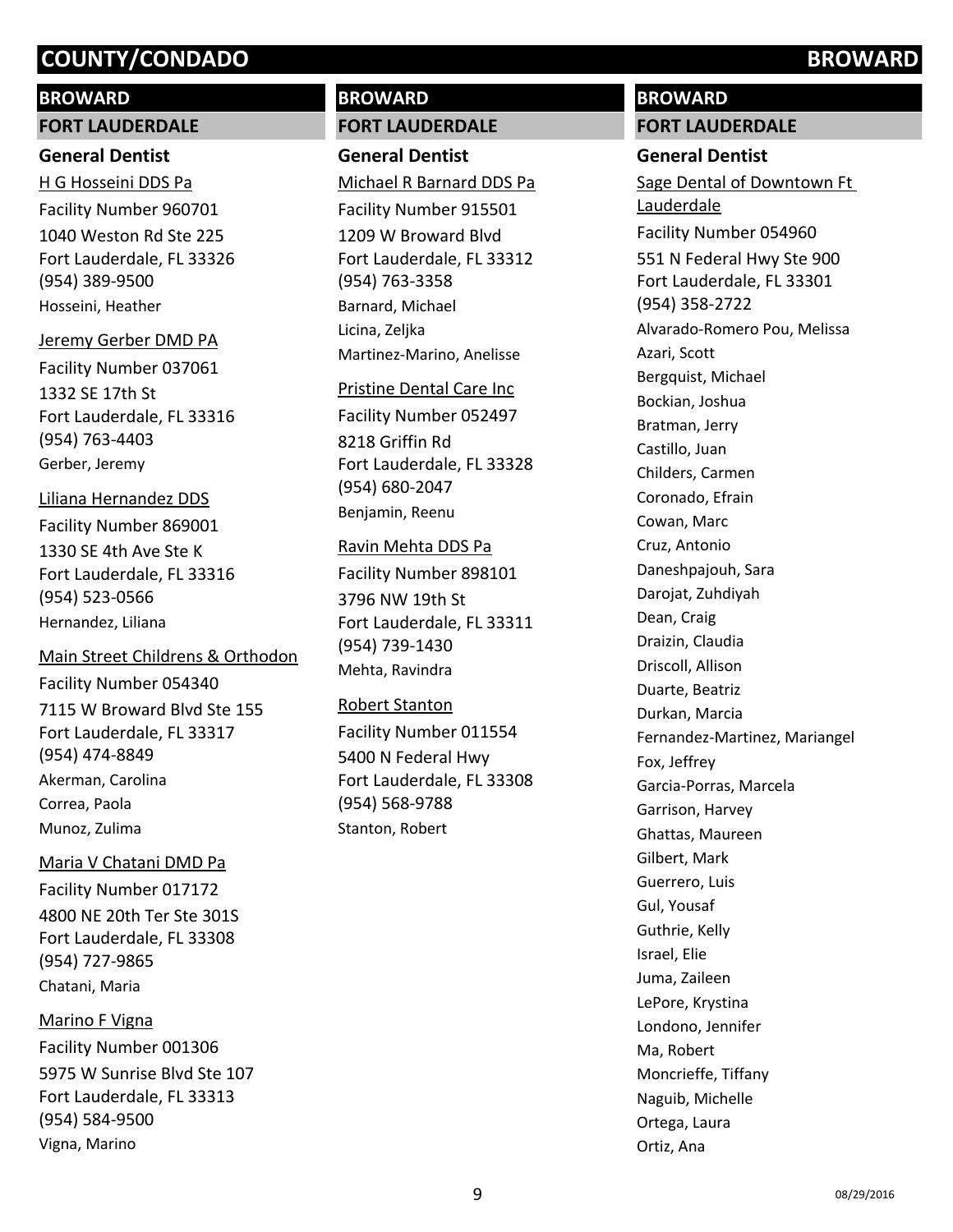# COUNTY/CONDADO BROWARD

## BROWARD

### FORT LAUDERDALE

#### General Dentist

H G Hosseini DDS Pa
Facility Number 960701
1040 Weston Rd Ste 225
Fort Lauderdale, FL 33326
(954) 389-9500
Hosseini, Heather

Jeremy Gerber DMD PA
Facility Number 037061
1332 SE 17th St
Fort Lauderdale, FL 33316
(954) 763-4403
Gerber, Jeremy

Liliana Hernandez DDS
Facility Number 869001
1330 SE 4th Ave Ste K
Fort Lauderdale, FL 33316
(954) 523-0566
Hernandez, Liliana

Main Street Childrens & Orthodon
Facility Number 054340
7115 W Broward Blvd Ste 155
Fort Lauderdale, FL 33317
(954) 474-8849
Akerman, Carolina
Correa, Paola
Munoz, Zulima

Maria V Chatani DMD Pa
Facility Number 017172
4800 NE 20th Ter Ste 301S
Fort Lauderdale, FL 33308
(954) 727-9865
Chatani, Maria

Marino F Vigna
Facility Number 001306
5975 W Sunrise Blvd Ste 107
Fort Lauderdale, FL 33313
(954) 584-9500
Vigna, Marino

Michael R Barnard DDS Pa
Facility Number 915501
1209 W Broward Blvd
Fort Lauderdale, FL 33312
(954) 763-3358
Barnard, Michael
Licina, Zeljka
Martinez-Marino, Anelisse

Pristine Dental Care Inc
Facility Number 052497
8218 Griffin Rd
Fort Lauderdale, FL 33328
(954) 680-2047
Benjamin, Reenu

Ravin Mehta DDS Pa
Facility Number 898101
3796 NW 19th St
Fort Lauderdale, FL 33311
(954) 739-1430
Mehta, Ravindra

Robert Stanton
Facility Number 011554
5400 N Federal Hwy
Fort Lauderdale, FL 33308
(954) 568-9788
Stanton, Robert

Sage Dental of Downtown Ft Lauderdale
Facility Number 054960
551 N Federal Hwy Ste 900
Fort Lauderdale, FL 33301
(954) 358-2722
Alvarado-Romero Pou, Melissa
Azari, Scott
Bergquist, Michael
Bockian, Joshua
Bratman, Jerry
Castillo, Juan
Childers, Carmen
Coronado, Efrain
Cowan, Marc
Cruz, Antonio
Daneshpajouh, Sara
Darojat, Zuhdiyah
Dean, Craig
Draizin, Claudia
Driscoll, Allison
Duarte, Beatriz
Durkan, Marcia
Fernandez-Martinez, Mariangel
Fox, Jeffrey
Garcia-Porras, Marcela
Garrison, Harvey
Ghattas, Maureen
Gilbert, Mark
Guerrero, Luis
Gul, Yousaf
Guthrie, Kelly
Israel, Elie
Juma, Zaileen
LePore, Krystina
Londono, Jennifer
Ma, Robert
Moncrieffe, Tiffany
Naguib, Michelle
Ortega, Laura
Ortiz, Ana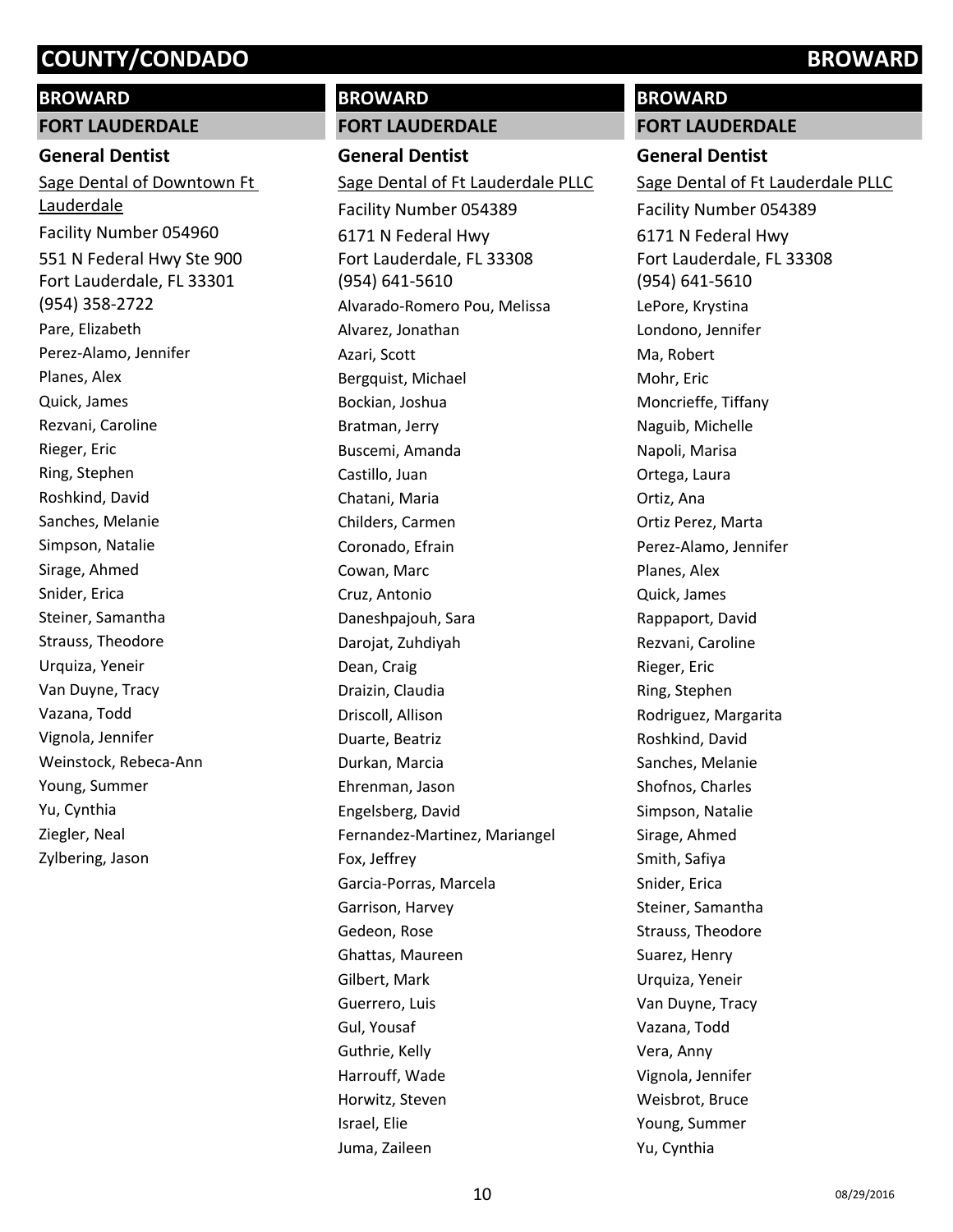## BROWARD

### FORT LAUDERDALE

#### General Dentist

Sage Dental of Downtown Ft Lauderdale

Facility Number 054960

551 N Federal Hwy Ste 900
Fort Lauderdale, FL 33301
(954) 358-2722

Pare, Elizabeth
Perez-Alamo, Jennifer
Planes, Alex
Quick, James
Rezvani, Caroline
Rieger, Eric
Ring, Stephen
Roshkind, David
Sanches, Melanie
Simpson, Natalie
Sirage, Ahmed
Snider, Erica
Steiner, Samantha
Strauss, Theodore
Urquiza, Yeneir
Van Duyne, Tracy
Vazana, Todd
Vignola, Jennifer
Weinstock, Rebeca-Ann
Young, Summer
Yu, Cynthia
Ziegler, Neal
Zylbering, Jason

## BROWARD

### FORT LAUDERDALE

#### General Dentist

Sage Dental of Ft Lauderdale PLLC

Facility Number 054389

6171 N Federal Hwy
Fort Lauderdale, FL 33308
(954) 641-5610

Alvarado-Romero Pou, Melissa
Alvarez, Jonathan
Azari, Scott
Bergquist, Michael
Bockian, Joshua
Bratman, Jerry
Buscemi, Amanda
Castillo, Juan
Chatani, Maria
Childers, Carmen
Coronado, Efrain
Cowan, Marc
Cruz, Antonio
Daneshpajouh, Sara
Darojat, Zuhdiyah
Dean, Craig
Draizin, Claudia
Driscoll, Allison
Duarte, Beatriz
Durkan, Marcia
Ehrenman, Jason
Engelsberg, David
Fernandez-Martinez, Mariangel
Fox, Jeffrey
Garcia-Porras, Marcela
Garrison, Harvey
Gedeon, Rose
Ghattas, Maureen
Gilbert, Mark
Guerrero, Luis
Gul, Yousaf
Guthrie, Kelly
Harrouff, Wade
Horwitz, Steven
Israel, Elie
Juma, Zaileen

## BROWARD

### FORT LAUDERDALE

#### General Dentist

Sage Dental of Ft Lauderdale PLLC

Facility Number 054389

6171 N Federal Hwy
Fort Lauderdale, FL 33308
(954) 641-5610

LePore, Krystina
Londono, Jennifer
Ma, Robert
Mohr, Eric
Moncrieffe, Tiffany
Naguib, Michelle
Napoli, Marisa
Ortega, Laura
Ortiz, Ana
Ortiz Perez, Marta
Perez-Alamo, Jennifer
Planes, Alex
Quick, James
Rappaport, David
Rezvani, Caroline
Rieger, Eric
Ring, Stephen
Rodriguez, Margarita
Roshkind, David
Sanches, Melanie
Shofnos, Charles
Simpson, Natalie
Sirage, Ahmed
Smith, Safiya
Snider, Erica
Steiner, Samantha
Strauss, Theodore
Suarez, Henry
Urquiza, Yeneir
Van Duyne, Tracy
Vazana, Todd
Vera, Anny
Vignola, Jennifer
Weisbrot, Bruce
Young, Summer
Yu, Cynthia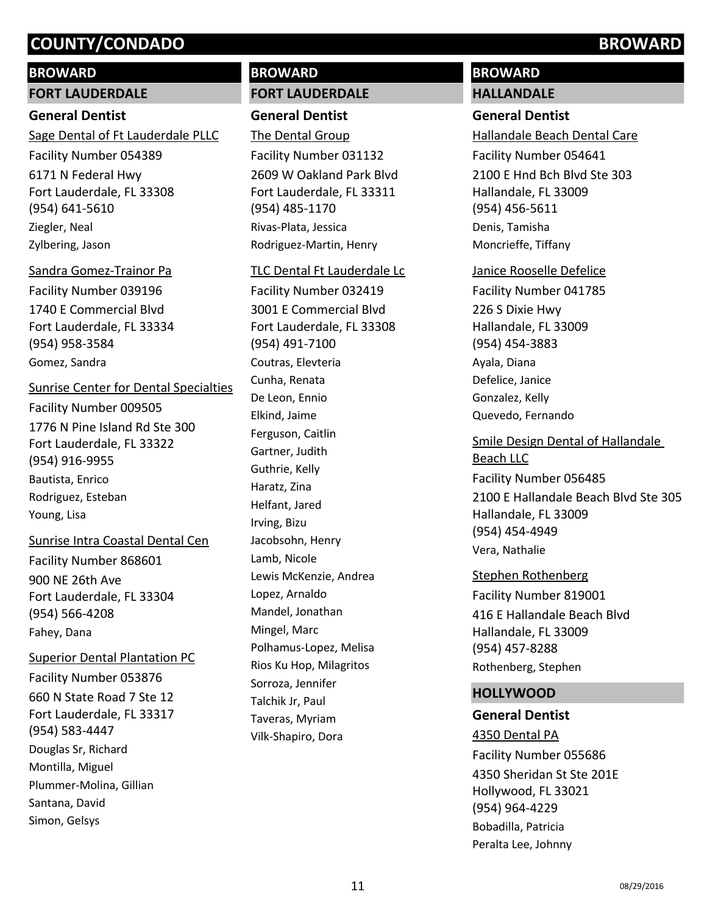## BROWARD

### FORT LAUDERDALE

#### General Dentist

Sage Dental of Ft Lauderdale PLLC
Facility Number 054389
6171 N Federal Hwy
Fort Lauderdale, FL 33308
(954) 641-5610
Ziegler, Neal
Zylbering, Jason

Sandra Gomez-Trainor Pa
Facility Number 039196
1740 E Commercial Blvd
Fort Lauderdale, FL 33334
(954) 958-3584
Gomez, Sandra

Sunrise Center for Dental Specialties
Facility Number 009505
1776 N Pine Island Rd Ste 300
Fort Lauderdale, FL 33322
(954) 916-9955
Bautista, Enrico
Rodriguez, Esteban
Young, Lisa

Sunrise Intra Coastal Dental Cen
Facility Number 868601
900 NE 26th Ave
Fort Lauderdale, FL 33304
(954) 566-4208
Fahey, Dana

Superior Dental Plantation PC
Facility Number 053876
660 N State Road 7 Ste 12
Fort Lauderdale, FL 33317
(954) 583-4447
Douglas Sr, Richard
Montilla, Miguel
Plummer-Molina, Gillian
Santana, David
Simon, Gelsys

## BROWARD

### FORT LAUDERDALE

#### General Dentist

The Dental Group
Facility Number 031132
2609 W Oakland Park Blvd
Fort Lauderdale, FL 33311
(954) 485-1170
Rivas-Plata, Jessica
Rodriguez-Martin, Henry

TLC Dental Ft Lauderdale Lc
Facility Number 032419
3001 E Commercial Blvd
Fort Lauderdale, FL 33308
(954) 491-7100
Coutras, Elevteria
Cunha, Renata
De Leon, Ennio
Elkind, Jaime
Ferguson, Caitlin
Gartner, Judith
Guthrie, Kelly
Haratz, Zina
Helfant, Jared
Irving, Bizu
Jacobsohn, Henry
Lamb, Nicole
Lewis McKenzie, Andrea
Lopez, Arnaldo
Mandel, Jonathan
Mingel, Marc
Polhamus-Lopez, Melisa
Rios Ku Hop, Milagritos
Sorroza, Jennifer
Talchik Jr, Paul
Taveras, Myriam
Vilk-Shapiro, Dora

## BROWARD

### HALLANDALE

#### General Dentist

Hallandale Beach Dental Care
Facility Number 054641
2100 E Hnd Bch Blvd Ste 303
Hallandale, FL 33009
(954) 456-5611
Denis, Tamisha
Moncrieffe, Tiffany

Janice Rooselle Defelice
Facility Number 041785
226 S Dixie Hwy
Hallandale, FL 33009
(954) 454-3883
Ayala, Diana
Defelice, Janice
Gonzalez, Kelly
Quevedo, Fernando

Smile Design Dental of Hallandale Beach LLC
Facility Number 056485
2100 E Hallandale Beach Blvd Ste 305
Hallandale, FL 33009
(954) 454-4949
Vera, Nathalie

Stephen Rothenberg
Facility Number 819001
416 E Hallandale Beach Blvd
Hallandale, FL 33009
(954) 457-8288
Rothenberg, Stephen

### HOLLYWOOD

#### General Dentist

4350 Dental PA
Facility Number 055686
4350 Sheridan St Ste 201E
Hollywood, FL 33021
(954) 964-4229
Bobadilla, Patricia
Peralta Lee, Johnny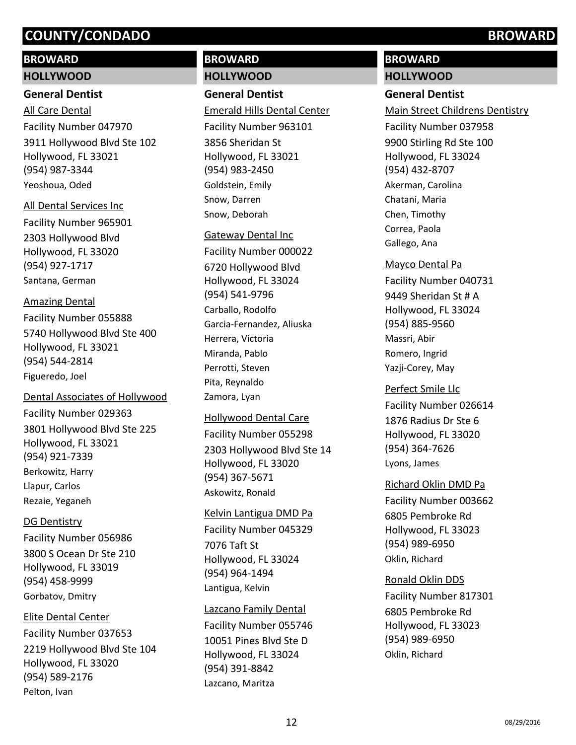## BROWARD

### HOLLYWOOD

#### General Dentist

All Care Dental
Facility Number 047970
3911 Hollywood Blvd Ste 102
Hollywood, FL 33021
(954) 987-3344
Yeoshoua, Oded

All Dental Services Inc
Facility Number 965901
2303 Hollywood Blvd
Hollywood, FL 33020
(954) 927-1717
Santana, German

Amazing Dental
Facility Number 055888
5740 Hollywood Blvd Ste 400
Hollywood, FL 33021
(954) 544-2814
Figueredo, Joel

Dental Associates of Hollywood
Facility Number 029363
3801 Hollywood Blvd Ste 225
Hollywood, FL 33021
(954) 921-7339
Berkowitz, Harry
Llapur, Carlos
Rezaie, Yeganeh

DG Dentistry
Facility Number 056986
3800 S Ocean Dr Ste 210
Hollywood, FL 33019
(954) 458-9999
Gorbatov, Dmitry

Elite Dental Center
Facility Number 037653
2219 Hollywood Blvd Ste 104
Hollywood, FL 33020
(954) 589-2176
Pelton, Ivan

Emerald Hills Dental Center
Facility Number 963101
3856 Sheridan St
Hollywood, FL 33021
(954) 983-2450
Goldstein, Emily
Snow, Darren
Snow, Deborah

Gateway Dental Inc
Facility Number 000022
6720 Hollywood Blvd
Hollywood, FL 33024
(954) 541-9796
Carballo, Rodolfo
Garcia-Fernandez, Aliuska
Herrera, Victoria
Miranda, Pablo
Perrotti, Steven
Pita, Reynaldo
Zamora, Lyan

Hollywood Dental Care
Facility Number 055298
2303 Hollywood Blvd Ste 14
Hollywood, FL 33020
(954) 367-5671
Askowitz, Ronald

Kelvin Lantigua DMD Pa
Facility Number 045329
7076 Taft St
Hollywood, FL 33024
(954) 964-1494
Lantigua, Kelvin

Lazcano Family Dental
Facility Number 055746
10051 Pines Blvd Ste D
Hollywood, FL 33024
(954) 391-8842
Lazcano, Maritza

Main Street Childrens Dentistry
Facility Number 037958
9900 Stirling Rd Ste 100
Hollywood, FL 33024
(954) 432-8707
Akerman, Carolina
Chatani, Maria
Chen, Timothy
Correa, Paola
Gallego, Ana

Mayco Dental Pa
Facility Number 040731
9449 Sheridan St # A
Hollywood, FL 33024
(954) 885-9560
Massri, Abir
Romero, Ingrid
Yazji-Corey, May

Perfect Smile Llc
Facility Number 026614
1876 Radius Dr Ste 6
Hollywood, FL 33020
(954) 364-7626
Lyons, James

Richard Oklin DMD Pa
Facility Number 003662
6805 Pembroke Rd
Hollywood, FL 33023
(954) 989-6950
Oklin, Richard

Ronald Oklin DDS
Facility Number 817301
6805 Pembroke Rd
Hollywood, FL 33023
(954) 989-6950
Oklin, Richard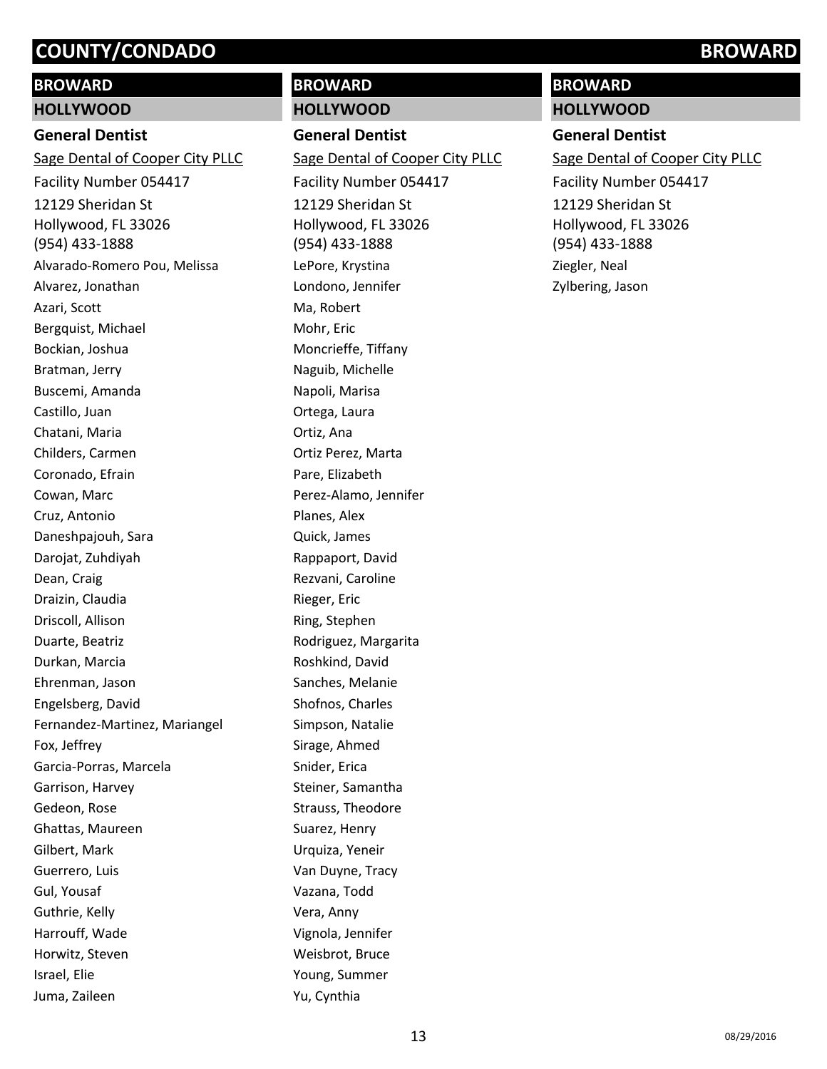# COUNTY/CONDADO BROWARD

## BROWARD

### HOLLYWOOD

**General Dentist**

Sage Dental of Cooper City PLLC

Facility Number 054417

12129 Sheridan St
Hollywood, FL 33026
(954) 433-1888

Alvarado-Romero Pou, Melissa
Alvarez, Jonathan
Azari, Scott
Bergquist, Michael
Bockian, Joshua
Bratman, Jerry
Buscemi, Amanda
Castillo, Juan
Chatani, Maria
Childers, Carmen
Coronado, Efrain
Cowan, Marc
Cruz, Antonio
Daneshpajouh, Sara
Darojat, Zuhdiyah
Dean, Craig
Draizin, Claudia
Driscoll, Allison
Duarte, Beatriz
Durkan, Marcia
Ehrenman, Jason
Engelsberg, David
Fernandez-Martinez, Mariangel
Fox, Jeffrey
Garcia-Porras, Marcela
Garrison, Harvey
Gedeon, Rose
Ghattas, Maureen
Gilbert, Mark
Guerrero, Luis
Gul, Yousaf
Guthrie, Kelly
Harrouff, Wade
Horwitz, Steven
Israel, Elie
Juma, Zaileen

## BROWARD

### HOLLYWOOD

**General Dentist**

Sage Dental of Cooper City PLLC

Facility Number 054417

12129 Sheridan St
Hollywood, FL 33026
(954) 433-1888

LePore, Krystina
Londono, Jennifer
Ma, Robert
Mohr, Eric
Moncrieffe, Tiffany
Naguib, Michelle
Napoli, Marisa
Ortega, Laura
Ortiz, Ana
Ortiz Perez, Marta
Pare, Elizabeth
Perez-Alamo, Jennifer
Planes, Alex
Quick, James
Rappaport, David
Rezvani, Caroline
Rieger, Eric
Ring, Stephen
Rodriguez, Margarita
Roshkind, David
Sanches, Melanie
Shofnos, Charles
Simpson, Natalie
Sirage, Ahmed
Snider, Erica
Steiner, Samantha
Strauss, Theodore
Suarez, Henry
Urquiza, Yeneir
Van Duyne, Tracy
Vazana, Todd
Vera, Anny
Vignola, Jennifer
Weisbrot, Bruce
Young, Summer
Yu, Cynthia

## BROWARD

### HOLLYWOOD

**General Dentist**

Sage Dental of Cooper City PLLC

Facility Number 054417

12129 Sheridan St
Hollywood, FL 33026
(954) 433-1888

Ziegler, Neal
Zylbering, Jason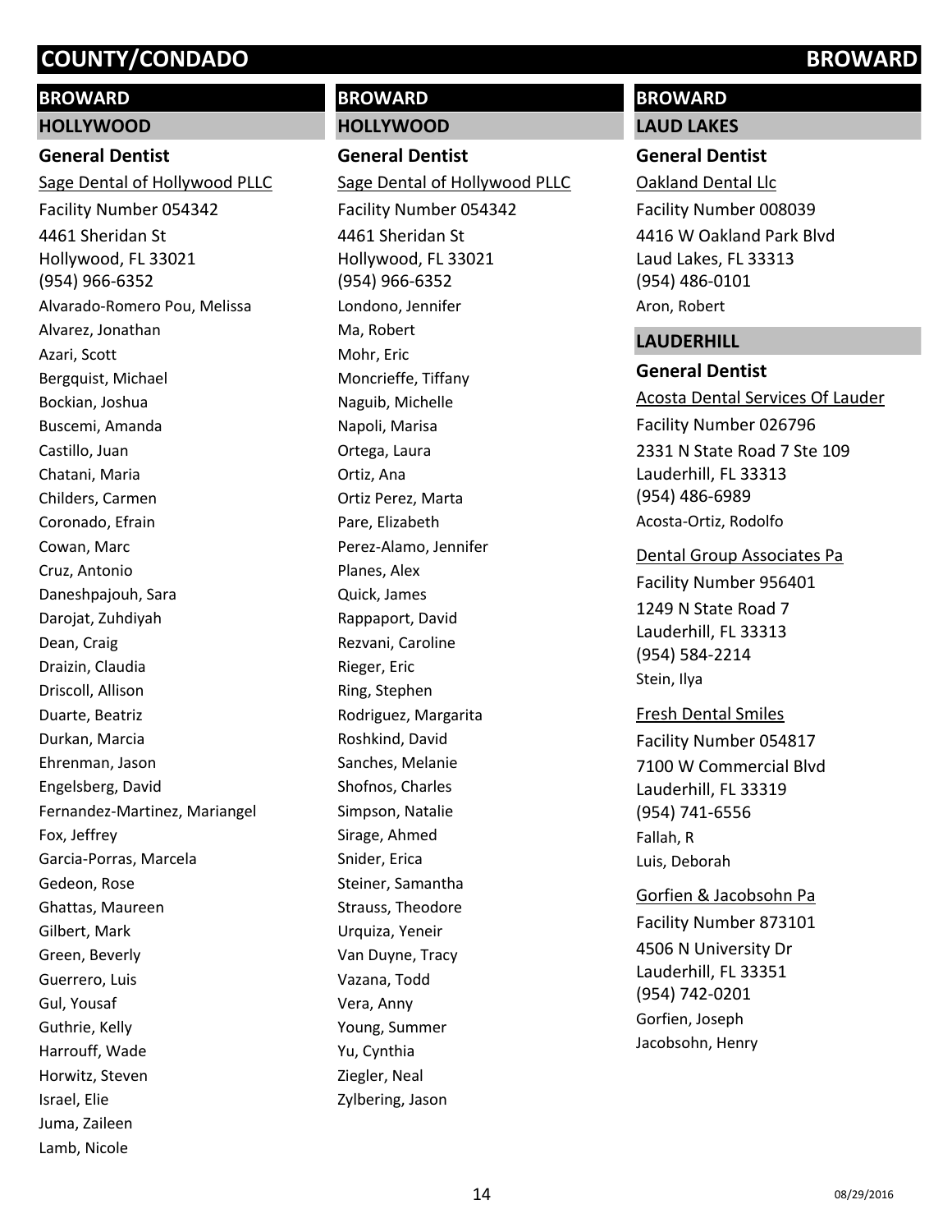# COUNTY/CONDADO BROWARD

## BROWARD

### HOLLYWOOD

**General Dentist**

Sage Dental of Hollywood PLLC
Facility Number 054342
4461 Sheridan St
Hollywood, FL 33021
(954) 966-6352

Alvarado-Romero Pou, Melissa
Alvarez, Jonathan
Azari, Scott
Bergquist, Michael
Bockian, Joshua
Buscemi, Amanda
Castillo, Juan
Chatani, Maria
Childers, Carmen
Coronado, Efrain
Cowan, Marc
Cruz, Antonio
Daneshpajouh, Sara
Darojat, Zuhdiyah
Dean, Craig
Draizin, Claudia
Driscoll, Allison
Duarte, Beatriz
Durkan, Marcia
Ehrenman, Jason
Engelsberg, David
Fernandez-Martinez, Mariangel
Fox, Jeffrey
Garcia-Porras, Marcela
Gedeon, Rose
Ghattas, Maureen
Gilbert, Mark
Green, Beverly
Guerrero, Luis
Gul, Yousaf
Guthrie, Kelly
Harrouff, Wade
Horwitz, Steven
Israel, Elie
Juma, Zaileen
Lamb, Nicole

## BROWARD

### HOLLYWOOD

**General Dentist**

Sage Dental of Hollywood PLLC
Facility Number 054342
4461 Sheridan St
Hollywood, FL 33021
(954) 966-6352

Londono, Jennifer
Ma, Robert
Mohr, Eric
Moncrieffe, Tiffany
Naguib, Michelle
Napoli, Marisa
Ortega, Laura
Ortiz, Ana
Ortiz Perez, Marta
Pare, Elizabeth
Perez-Alamo, Jennifer
Planes, Alex
Quick, James
Rappaport, David
Rezvani, Caroline
Rieger, Eric
Ring, Stephen
Rodriguez, Margarita
Roshkind, David
Sanches, Melanie
Shofnos, Charles
Simpson, Natalie
Sirage, Ahmed
Snider, Erica
Steiner, Samantha
Strauss, Theodore
Urquiza, Yeneir
Van Duyne, Tracy
Vazana, Todd
Vera, Anny
Young, Summer
Yu, Cynthia
Ziegler, Neal
Zylbering, Jason

## BROWARD

### LAUD LAKES

**General Dentist**

Oakland Dental Llc
Facility Number 008039
4416 W Oakland Park Blvd
Laud Lakes, FL 33313
(954) 486-0101

Aron, Robert

### LAUDERHILL

**General Dentist**

Acosta Dental Services Of Lauder
Facility Number 026796
2331 N State Road 7 Ste 109
Lauderhill, FL 33313
(954) 486-6989

Acosta-Ortiz, Rodolfo

Dental Group Associates Pa
Facility Number 956401
1249 N State Road 7
Lauderhill, FL 33313
(954) 584-2214

Stein, Ilya

Fresh Dental Smiles
Facility Number 054817
7100 W Commercial Blvd
Lauderhill, FL 33319
(954) 741-6556

Fallah, R
Luis, Deborah

Gorfien & Jacobsohn Pa
Facility Number 873101
4506 N University Dr
Lauderhill, FL 33351
(954) 742-0201

Gorfien, Joseph
Jacobsohn, Henry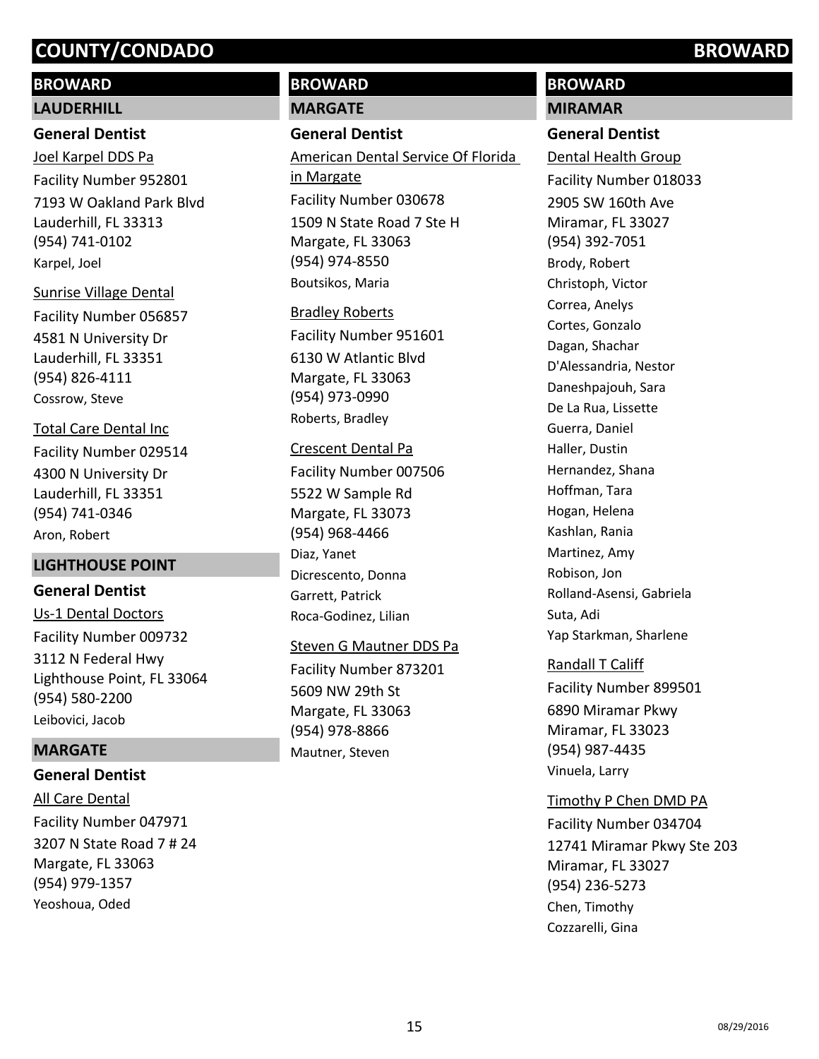# COUNTY/CONDADO BROWARD

## BROWARD

### LAUDERHILL

#### General Dentist

Joel Karpel DDS Pa
Facility Number 952801
7193 W Oakland Park Blvd
Lauderhill, FL 33313
(954) 741-0102
Karpel, Joel

Sunrise Village Dental
Facility Number 056857
4581 N University Dr
Lauderhill, FL 33351
(954) 826-4111
Cossrow, Steve

Total Care Dental Inc
Facility Number 029514
4300 N University Dr
Lauderhill, FL 33351
(954) 741-0346
Aron, Robert

### LIGHTHOUSE POINT

#### General Dentist

Us-1 Dental Doctors
Facility Number 009732
3112 N Federal Hwy
Lighthouse Point, FL 33064
(954) 580-2200
Leibovici, Jacob

### MARGATE

#### General Dentist

All Care Dental
Facility Number 047971
3207 N State Road 7 # 24
Margate, FL 33063
(954) 979-1357
Yeoshoua, Oded

## BROWARD

### MARGATE

#### General Dentist

American Dental Service Of Florida in Margate
Facility Number 030678
1509 N State Road 7 Ste H
Margate, FL 33063
(954) 974-8550
Boutsikos, Maria

Bradley Roberts
Facility Number 951601
6130 W Atlantic Blvd
Margate, FL 33063
(954) 973-0990
Roberts, Bradley

Crescent Dental Pa
Facility Number 007506
5522 W Sample Rd
Margate, FL 33073
(954) 968-4466
Diaz, Yanet
Dicrescento, Donna
Garrett, Patrick
Roca-Godinez, Lilian

Steven G Mautner DDS Pa
Facility Number 873201
5609 NW 29th St
Margate, FL 33063
(954) 978-8866
Mautner, Steven

## BROWARD

### MIRAMAR

#### General Dentist

Dental Health Group
Facility Number 018033
2905 SW 160th Ave
Miramar, FL 33027
(954) 392-7051
Brody, Robert
Christoph, Victor
Correa, Anelys
Cortes, Gonzalo
Dagan, Shachar
D'Alessandria, Nestor
Daneshpajouh, Sara
De La Rua, Lissette
Guerra, Daniel
Haller, Dustin
Hernandez, Shana
Hoffman, Tara
Hogan, Helena
Kashlan, Rania
Martinez, Amy
Robison, Jon
Rolland-Asensi, Gabriela
Suta, Adi
Yap Starkman, Sharlene

Randall T Califf
Facility Number 899501
6890 Miramar Pkwy
Miramar, FL 33023
(954) 987-4435
Vinuela, Larry

Timothy P Chen DMD PA
Facility Number 034704
12741 Miramar Pkwy Ste 203
Miramar, FL 33027
(954) 236-5273
Chen, Timothy
Cozzarelli, Gina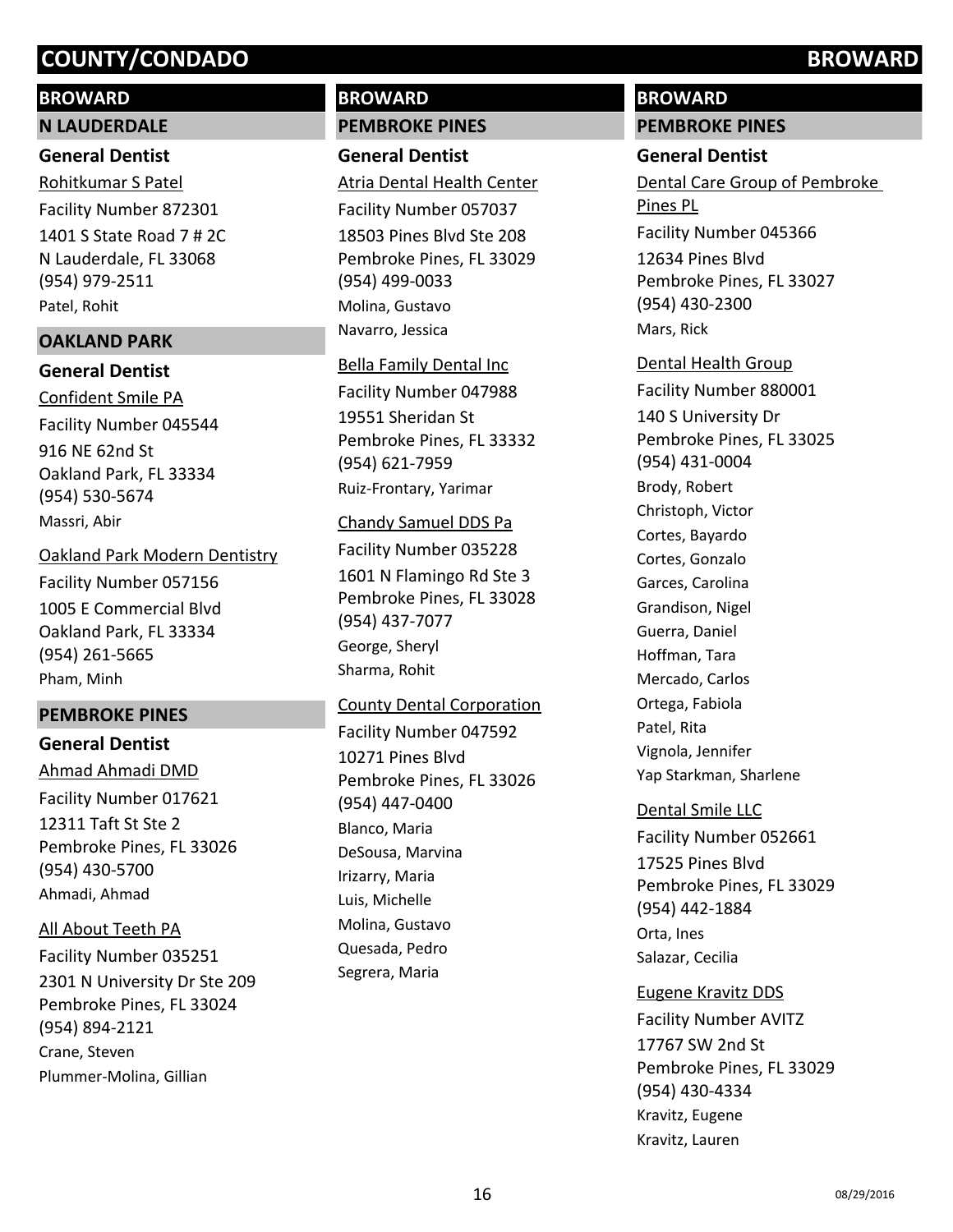## BROWARD

### N LAUDERDALE

#### General Dentist

Rohitkumar S Patel
Facility Number 872301
1401 S State Road 7 # 2C
N Lauderdale, FL 33068
(954) 979-2511
Patel, Rohit

### OAKLAND PARK

#### General Dentist

Confident Smile PA
Facility Number 045544
916 NE 62nd St
Oakland Park, FL 33334
(954) 530-5674
Massri, Abir

Oakland Park Modern Dentistry
Facility Number 057156
1005 E Commercial Blvd
Oakland Park, FL 33334
(954) 261-5665
Pham, Minh

### PEMBROKE PINES

#### General Dentist

Ahmad Ahmadi DMD
Facility Number 017621
12311 Taft St Ste 2
Pembroke Pines, FL 33026
(954) 430-5700
Ahmadi, Ahmad

All About Teeth PA
Facility Number 035251
2301 N University Dr Ste 209
Pembroke Pines, FL 33024
(954) 894-2121
Crane, Steven
Plummer-Molina, Gillian

## BROWARD

### PEMBROKE PINES

#### General Dentist

Atria Dental Health Center
Facility Number 057037
18503 Pines Blvd Ste 208
Pembroke Pines, FL 33029
(954) 499-0033
Molina, Gustavo
Navarro, Jessica

Bella Family Dental Inc
Facility Number 047988
19551 Sheridan St
Pembroke Pines, FL 33332
(954) 621-7959
Ruiz-Frontary, Yarimar

Chandy Samuel DDS Pa
Facility Number 035228
1601 N Flamingo Rd Ste 3
Pembroke Pines, FL 33028
(954) 437-7077
George, Sheryl
Sharma, Rohit

County Dental Corporation
Facility Number 047592
10271 Pines Blvd
Pembroke Pines, FL 33026
(954) 447-0400
Blanco, Maria
DeSousa, Marvina
Irizarry, Maria
Luis, Michelle
Molina, Gustavo
Quesada, Pedro
Segrera, Maria

## BROWARD

### PEMBROKE PINES

#### General Dentist

Dental Care Group of Pembroke Pines PL
Facility Number 045366
12634 Pines Blvd
Pembroke Pines, FL 33027
(954) 430-2300
Mars, Rick

Dental Health Group
Facility Number 880001
140 S University Dr
Pembroke Pines, FL 33025
(954) 431-0004
Brody, Robert
Christoph, Victor
Cortes, Bayardo
Cortes, Gonzalo
Garces, Carolina
Grandison, Nigel
Guerra, Daniel
Hoffman, Tara
Mercado, Carlos
Ortega, Fabiola
Patel, Rita
Vignola, Jennifer
Yap Starkman, Sharlene

Dental Smile LLC
Facility Number 052661
17525 Pines Blvd
Pembroke Pines, FL 33029
(954) 442-1884
Orta, Ines
Salazar, Cecilia

Eugene Kravitz DDS
Facility Number AVITZ
17767 SW 2nd St
Pembroke Pines, FL 33029
(954) 430-4334
Kravitz, Eugene
Kravitz, Lauren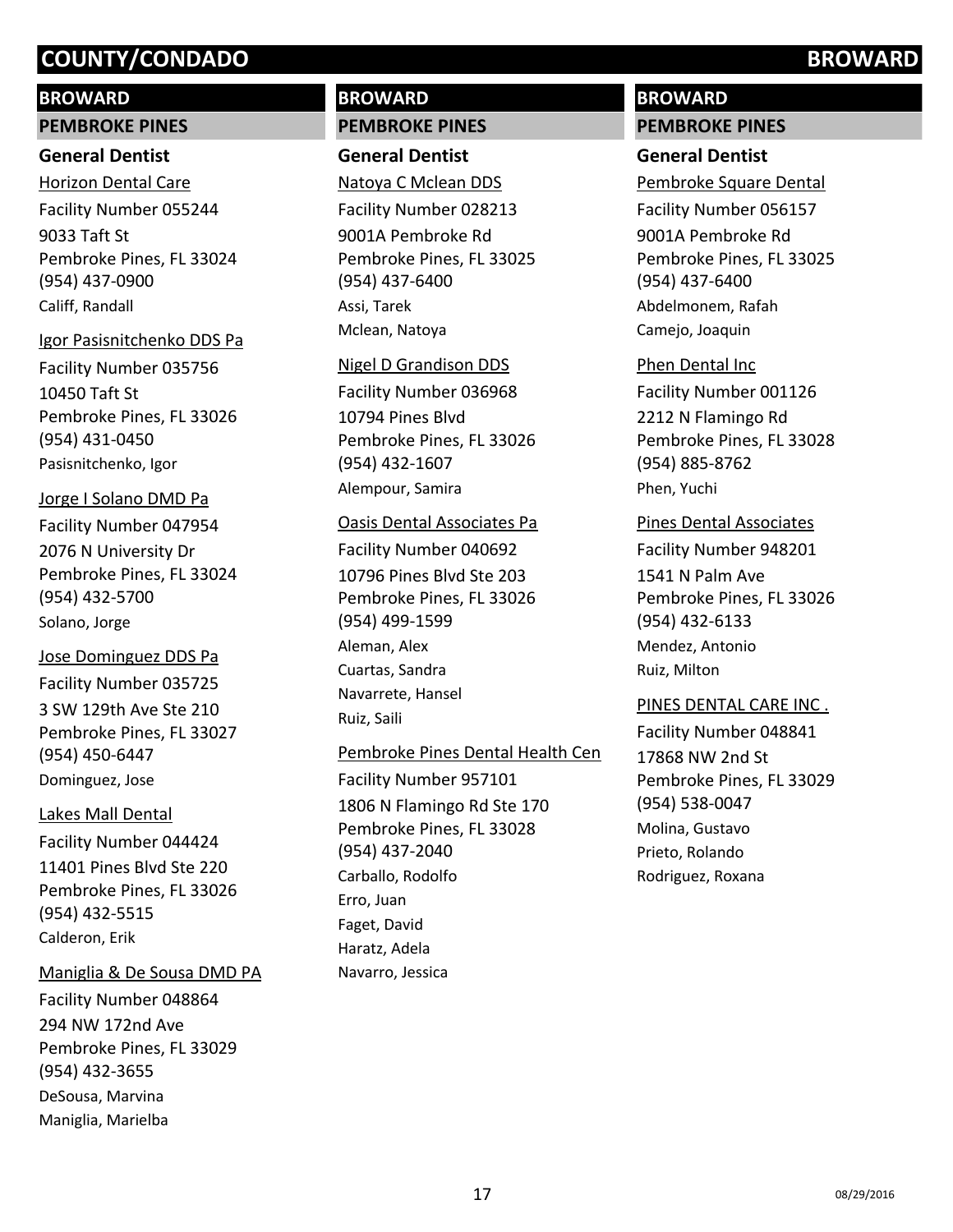# COUNTY/CONDADO BROWARD

## BROWARD

### PEMBROKE PINES

**General Dentist**

Horizon Dental Care
Facility Number 055244
9033 Taft St
Pembroke Pines, FL 33024
(954) 437-0900
Califf, Randall

Igor Pasisnitchenko DDS Pa
Facility Number 035756
10450 Taft St
Pembroke Pines, FL 33026
(954) 431-0450
Pasisnitchenko, Igor

Jorge I Solano DMD Pa
Facility Number 047954
2076 N University Dr
Pembroke Pines, FL 33024
(954) 432-5700
Solano, Jorge

Jose Dominguez DDS Pa
Facility Number 035725
3 SW 129th Ave Ste 210
Pembroke Pines, FL 33027
(954) 450-6447
Dominguez, Jose

Lakes Mall Dental
Facility Number 044424
11401 Pines Blvd Ste 220
Pembroke Pines, FL 33026
(954) 432-5515
Calderon, Erik

Maniglia & De Sousa DMD PA
Facility Number 048864
294 NW 172nd Ave
Pembroke Pines, FL 33029
(954) 432-3655
DeSousa, Marvina
Maniglia, Marielba

## BROWARD

### PEMBROKE PINES

**General Dentist**

Natoya C Mclean DDS
Facility Number 028213
9001A Pembroke Rd
Pembroke Pines, FL 33025
(954) 437-6400
Assi, Tarek
Mclean, Natoya

Nigel D Grandison DDS
Facility Number 036968
10794 Pines Blvd
Pembroke Pines, FL 33026
(954) 432-1607
Alempour, Samira

Oasis Dental Associates Pa
Facility Number 040692
10796 Pines Blvd Ste 203
Pembroke Pines, FL 33026
(954) 499-1599
Aleman, Alex
Cuartas, Sandra
Navarrete, Hansel
Ruiz, Saili

Pembroke Pines Dental Health Cen
Facility Number 957101
1806 N Flamingo Rd Ste 170
Pembroke Pines, FL 33028
(954) 437-2040
Carballo, Rodolfo
Erro, Juan
Faget, David
Haratz, Adela
Navarro, Jessica

## BROWARD

### PEMBROKE PINES

**General Dentist**

Pembroke Square Dental
Facility Number 056157
9001A Pembroke Rd
Pembroke Pines, FL 33025
(954) 437-6400
Abdelmonem, Rafah
Camejo, Joaquin

Phen Dental Inc
Facility Number 001126
2212 N Flamingo Rd
Pembroke Pines, FL 33028
(954) 885-8762
Phen, Yuchi

Pines Dental Associates
Facility Number 948201
1541 N Palm Ave
Pembroke Pines, FL 33026
(954) 432-6133
Mendez, Antonio
Ruiz, Milton

PINES DENTAL CARE INC .
Facility Number 048841
17868 NW 2nd St
Pembroke Pines, FL 33029
(954) 538-0047
Molina, Gustavo
Prieto, Rolando
Rodriguez, Roxana

08/29/2016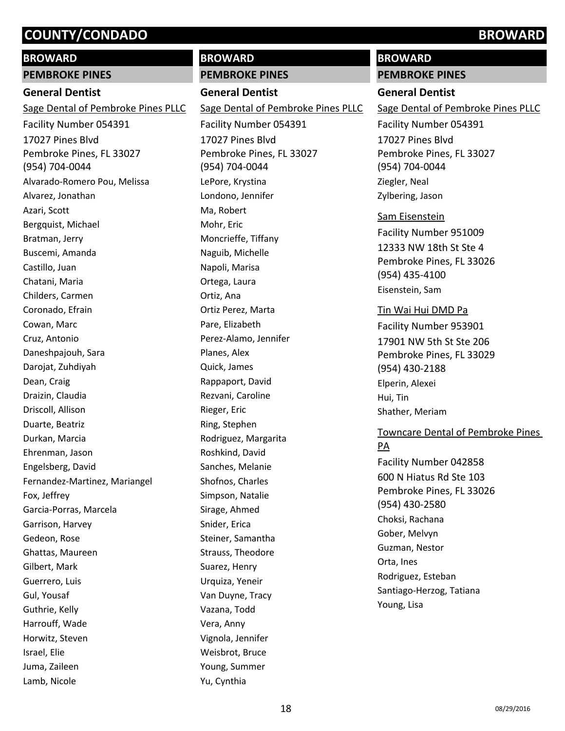# BROWARD

## PEMBROKE PINES

### General Dentist

Sage Dental of Pembroke Pines PLLC
Facility Number 054391
17027 Pines Blvd
Pembroke Pines, FL 33027
(954) 704-0044

Alvarado-Romero Pou, Melissa
Alvarez, Jonathan
Azari, Scott
Bergquist, Michael
Bratman, Jerry
Buscemi, Amanda
Castillo, Juan
Chatani, Maria
Childers, Carmen
Coronado, Efrain
Cowan, Marc
Cruz, Antonio
Daneshpajouh, Sara
Darojat, Zuhdiyah
Dean, Craig
Draizin, Claudia
Driscoll, Allison
Duarte, Beatriz
Durkan, Marcia
Ehrenman, Jason
Engelsberg, David
Fernandez-Martinez, Mariangel
Fox, Jeffrey
Garcia-Porras, Marcela
Garrison, Harvey
Gedeon, Rose
Ghattas, Maureen
Gilbert, Mark
Guerrero, Luis
Gul, Yousaf
Guthrie, Kelly
Harrouff, Wade
Horwitz, Steven
Israel, Elie
Juma, Zaileen
Lamb, Nicole
LePore, Krystina
Londono, Jennifer
Ma, Robert
Mohr, Eric
Moncrieffe, Tiffany
Naguib, Michelle
Napoli, Marisa
Ortega, Laura
Ortiz, Ana
Ortiz Perez, Marta
Pare, Elizabeth
Perez-Alamo, Jennifer
Planes, Alex
Quick, James
Rappaport, David
Rezvani, Caroline
Rieger, Eric
Ring, Stephen
Rodriguez, Margarita
Roshkind, David
Sanches, Melanie
Shofnos, Charles
Simpson, Natalie
Sirage, Ahmed
Snider, Erica
Steiner, Samantha
Strauss, Theodore
Suarez, Henry
Urquiza, Yeneir
Van Duyne, Tracy
Vazana, Todd
Vera, Anny
Vignola, Jennifer
Weisbrot, Bruce
Young, Summer
Yu, Cynthia
Ziegler, Neal
Zylbering, Jason

Sam Eisenstein
Facility Number 951009
12333 NW 18th St Ste 4
Pembroke Pines, FL 33026
(954) 435-4100

Eisenstein, Sam

Tin Wai Hui DMD Pa
Facility Number 953901
17901 NW 5th St Ste 206
Pembroke Pines, FL 33029
(954) 430-2188

Elperin, Alexei
Hui, Tin
Shather, Meriam

Towncare Dental of Pembroke Pines PA
Facility Number 042858
600 N Hiatus Rd Ste 103
Pembroke Pines, FL 33026
(954) 430-2580

Choksi, Rachana
Gober, Melvyn
Guzman, Nestor
Orta, Ines
Rodriguez, Esteban
Santiago-Herzog, Tatiana
Young, Lisa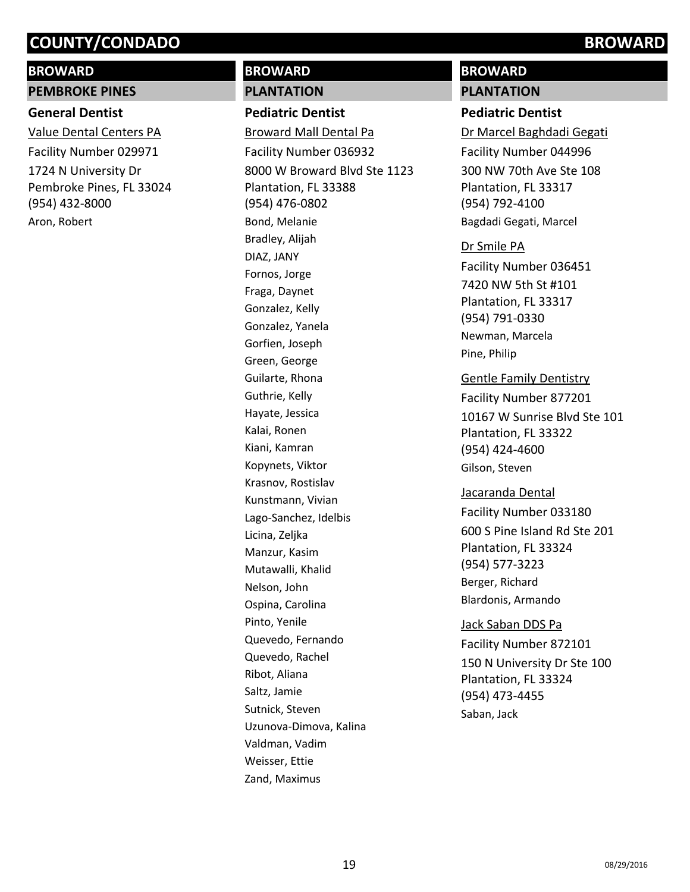# COUNTY/CONDADO BROWARD

## BROWARD

### PEMBROKE PINES

#### General Dentist

Value Dental Centers PA

Facility Number 029971

1724 N University Dr
Pembroke Pines, FL 33024
(954) 432-8000

Aron, Robert

## BROWARD

### PLANTATION

#### Pediatric Dentist

Broward Mall Dental Pa

Facility Number 036932

8000 W Broward Blvd Ste 1123
Plantation, FL 33388
(954) 476-0802

Bond, Melanie
Bradley, Alijah
DIAZ, JANY
Fornos, Jorge
Fraga, Daynet
Gonzalez, Kelly
Gonzalez, Yanela
Gorfien, Joseph
Green, George
Guilarte, Rhona
Guthrie, Kelly
Hayate, Jessica
Kalai, Ronen
Kiani, Kamran
Kopynets, Viktor
Krasnov, Rostislav
Kunstmann, Vivian
Lago-Sanchez, Idelbis
Licina, Zeljka
Manzur, Kasim
Mutawalli, Khalid
Nelson, John
Ospina, Carolina
Pinto, Yenile
Quevedo, Fernando
Quevedo, Rachel
Ribot, Aliana
Saltz, Jamie
Sutnick, Steven
Uzunova-Dimova, Kalina
Valdman, Vadim
Weisser, Ettie
Zand, Maximus

## BROWARD

### PLANTATION

#### Pediatric Dentist

Dr Marcel Baghdadi Gegati

Facility Number 044996

300 NW 70th Ave Ste 108
Plantation, FL 33317
(954) 792-4100

Bagdadi Gegati, Marcel

Dr Smile PA

Facility Number 036451

7420 NW 5th St #101
Plantation, FL 33317
(954) 791-0330

Newman, Marcela
Pine, Philip

Gentle Family Dentistry

Facility Number 877201

10167 W Sunrise Blvd Ste 101
Plantation, FL 33322
(954) 424-4600

Gilson, Steven

Jacaranda Dental

Facility Number 033180

600 S Pine Island Rd Ste 201
Plantation, FL 33324
(954) 577-3223

Berger, Richard
Blardonis, Armando

Jack Saban DDS Pa

Facility Number 872101

150 N University Dr Ste 100
Plantation, FL 33324
(954) 473-4455

Saban, Jack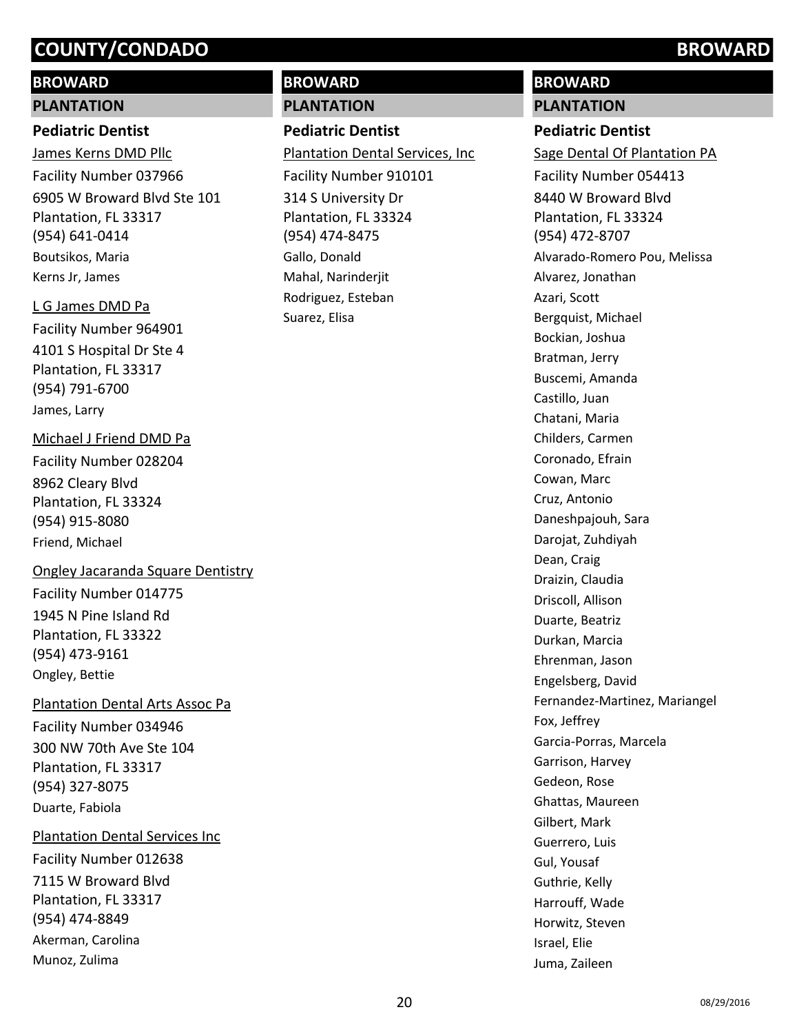# COUNTY/CONDADO BROWARD

## BROWARD

### PLANTATION

**Pediatric Dentist**

James Kerns DMD Pllc
Facility Number 037966
6905 W Broward Blvd Ste 101
Plantation, FL 33317
(954) 641-0414
Boutsikos, Maria
Kerns Jr, James

L G James DMD Pa
Facility Number 964901
4101 S Hospital Dr Ste 4
Plantation, FL 33317
(954) 791-6700
James, Larry

Michael J Friend DMD Pa
Facility Number 028204
8962 Cleary Blvd
Plantation, FL 33324
(954) 915-8080
Friend, Michael

Ongley Jacaranda Square Dentistry
Facility Number 014775
1945 N Pine Island Rd
Plantation, FL 33322
(954) 473-9161
Ongley, Bettie

Plantation Dental Arts Assoc Pa
Facility Number 034946
300 NW 70th Ave Ste 104
Plantation, FL 33317
(954) 327-8075
Duarte, Fabiola

Plantation Dental Services Inc
Facility Number 012638
7115 W Broward Blvd
Plantation, FL 33317
(954) 474-8849
Akerman, Carolina
Munoz, Zulima

## BROWARD

### PLANTATION

**Pediatric Dentist**

Plantation Dental Services, Inc
Facility Number 910101
314 S University Dr
Plantation, FL 33324
(954) 474-8475
Gallo, Donald
Mahal, Narinderjit
Rodriguez, Esteban
Suarez, Elisa

## BROWARD

### PLANTATION

**Pediatric Dentist**

Sage Dental Of Plantation PA
Facility Number 054413
8440 W Broward Blvd
Plantation, FL 33324
(954) 472-8707
Alvarado-Romero Pou, Melissa
Alvarez, Jonathan
Azari, Scott
Bergquist, Michael
Bockian, Joshua
Bratman, Jerry
Buscemi, Amanda
Castillo, Juan
Chatani, Maria
Childers, Carmen
Coronado, Efrain
Cowan, Marc
Cruz, Antonio
Daneshpajouh, Sara
Darojat, Zuhdiyah
Dean, Craig
Draizin, Claudia
Driscoll, Allison
Duarte, Beatriz
Durkan, Marcia
Ehrenman, Jason
Engelsberg, David
Fernandez-Martinez, Mariangel
Fox, Jeffrey
Garcia-Porras, Marcela
Garrison, Harvey
Gedeon, Rose
Ghattas, Maureen
Gilbert, Mark
Guerrero, Luis
Gul, Yousaf
Guthrie, Kelly
Harrouff, Wade
Horwitz, Steven
Israel, Elie
Juma, Zaileen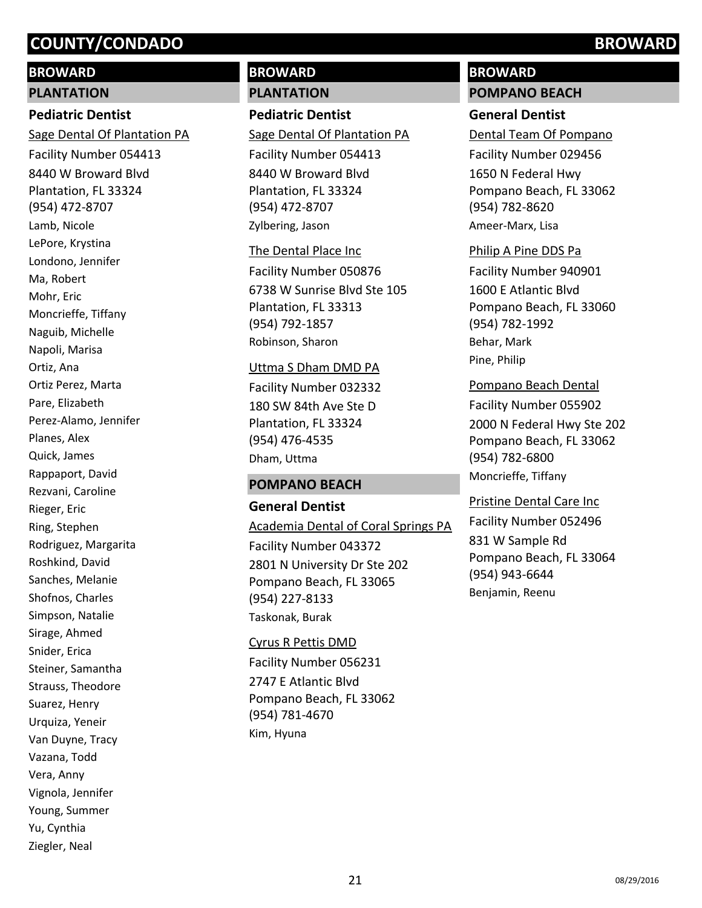# COUNTY/CONDADO BROWARD

## BROWARD

### PLANTATION

#### Pediatric Dentist

Sage Dental Of Plantation PA

Facility Number 054413

8440 W Broward Blvd
Plantation, FL 33324
(954) 472-8707

Lamb, Nicole
LePore, Krystina
Londono, Jennifer
Ma, Robert
Mohr, Eric
Moncrieffe, Tiffany
Naguib, Michelle
Napoli, Marisa
Ortiz, Ana
Ortiz Perez, Marta
Pare, Elizabeth
Perez-Alamo, Jennifer
Planes, Alex
Quick, James
Rappaport, David
Rezvani, Caroline
Rieger, Eric
Ring, Stephen
Rodriguez, Margarita
Roshkind, David
Sanches, Melanie
Shofnos, Charles
Simpson, Natalie
Sirage, Ahmed
Snider, Erica
Steiner, Samantha
Strauss, Theodore
Suarez, Henry
Urquiza, Yeneir
Van Duyne, Tracy
Vazana, Todd
Vera, Anny
Vignola, Jennifer
Young, Summer
Yu, Cynthia
Ziegler, Neal

## BROWARD

### PLANTATION

#### Pediatric Dentist

Sage Dental Of Plantation PA

Facility Number 054413

8440 W Broward Blvd
Plantation, FL 33324
(954) 472-8707

Zylbering, Jason

The Dental Place Inc

Facility Number 050876

6738 W Sunrise Blvd Ste 105
Plantation, FL 33313
(954) 792-1857

Robinson, Sharon

Uttma S Dham DMD PA

Facility Number 032332

180 SW 84th Ave Ste D
Plantation, FL 33324
(954) 476-4535

Dham, Uttma

### POMPANO BEACH

#### General Dentist

Academia Dental of Coral Springs PA

Facility Number 043372

2801 N University Dr Ste 202
Pompano Beach, FL 33065
(954) 227-8133

Taskonak, Burak

Cyrus R Pettis DMD

Facility Number 056231

2747 E Atlantic Blvd
Pompano Beach, FL 33062
(954) 781-4670

Kim, Hyuna

## BROWARD

### POMPANO BEACH

#### General Dentist

Dental Team Of Pompano

Facility Number 029456

1650 N Federal Hwy
Pompano Beach, FL 33062
(954) 782-8620

Ameer-Marx, Lisa

Philip A Pine DDS Pa

Facility Number 940901

1600 E Atlantic Blvd
Pompano Beach, FL 33060
(954) 782-1992

Behar, Mark
Pine, Philip

Pompano Beach Dental

Facility Number 055902

2000 N Federal Hwy Ste 202
Pompano Beach, FL 33062
(954) 782-6800

Moncrieffe, Tiffany

Pristine Dental Care Inc

Facility Number 052496

831 W Sample Rd
Pompano Beach, FL 33064
(954) 943-6644

Benjamin, Reenu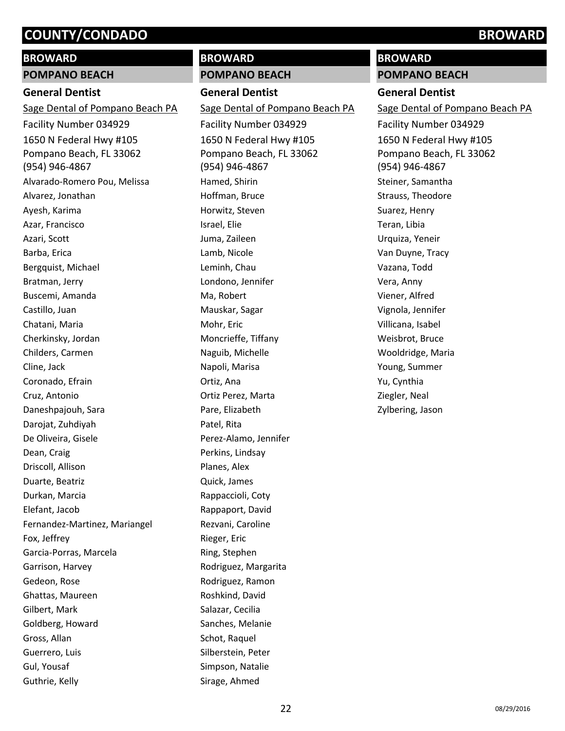# COUNTY/CONDADO BROWARD

## BROWARD

### POMPANO BEACH

**General Dentist**

Sage Dental of Pompano Beach PA

Facility Number 034929

1650 N Federal Hwy #105
Pompano Beach, FL 33062
(954) 946-4867

Alvarado-Romero Pou, Melissa
Alvarez, Jonathan
Ayesh, Karima
Azar, Francisco
Azari, Scott
Barba, Erica
Bergquist, Michael
Bratman, Jerry
Buscemi, Amanda
Castillo, Juan
Chatani, Maria
Cherkinsky, Jordan
Childers, Carmen
Cline, Jack
Coronado, Efrain
Cruz, Antonio
Daneshpajouh, Sara
Darojat, Zuhdiyah
De Oliveira, Gisele
Dean, Craig
Driscoll, Allison
Duarte, Beatriz
Durkan, Marcia
Elefant, Jacob
Fernandez-Martinez, Mariangel
Fox, Jeffrey
Garcia-Porras, Marcela
Garrison, Harvey
Gedeon, Rose
Ghattas, Maureen
Gilbert, Mark
Goldberg, Howard
Gross, Allan
Guerrero, Luis
Gul, Yousaf
Guthrie, Kelly

## BROWARD

### POMPANO BEACH

**General Dentist**

Sage Dental of Pompano Beach PA

Facility Number 034929

1650 N Federal Hwy #105
Pompano Beach, FL 33062
(954) 946-4867

Hamed, Shirin
Hoffman, Bruce
Horwitz, Steven
Israel, Elie
Juma, Zaileen
Lamb, Nicole
Leminh, Chau
Londono, Jennifer
Ma, Robert
Mauskar, Sagar
Mohr, Eric
Moncrieffe, Tiffany
Naguib, Michelle
Napoli, Marisa
Ortiz, Ana
Ortiz Perez, Marta
Pare, Elizabeth
Patel, Rita
Perez-Alamo, Jennifer
Perkins, Lindsay
Planes, Alex
Quick, James
Rappaccioli, Coty
Rappaport, David
Rezvani, Caroline
Rieger, Eric
Ring, Stephen
Rodriguez, Margarita
Rodriguez, Ramon
Roshkind, David
Salazar, Cecilia
Sanches, Melanie
Schot, Raquel
Silberstein, Peter
Simpson, Natalie
Sirage, Ahmed

## BROWARD

### POMPANO BEACH

**General Dentist**

Sage Dental of Pompano Beach PA

Facility Number 034929

1650 N Federal Hwy #105
Pompano Beach, FL 33062
(954) 946-4867

Steiner, Samantha
Strauss, Theodore
Suarez, Henry
Teran, Libia
Urquiza, Yeneir
Van Duyne, Tracy
Vazana, Todd
Vera, Anny
Viener, Alfred
Vignola, Jennifer
Villicana, Isabel
Weisbrot, Bruce
Wooldridge, Maria
Young, Summer
Yu, Cynthia
Ziegler, Neal
Zylbering, Jason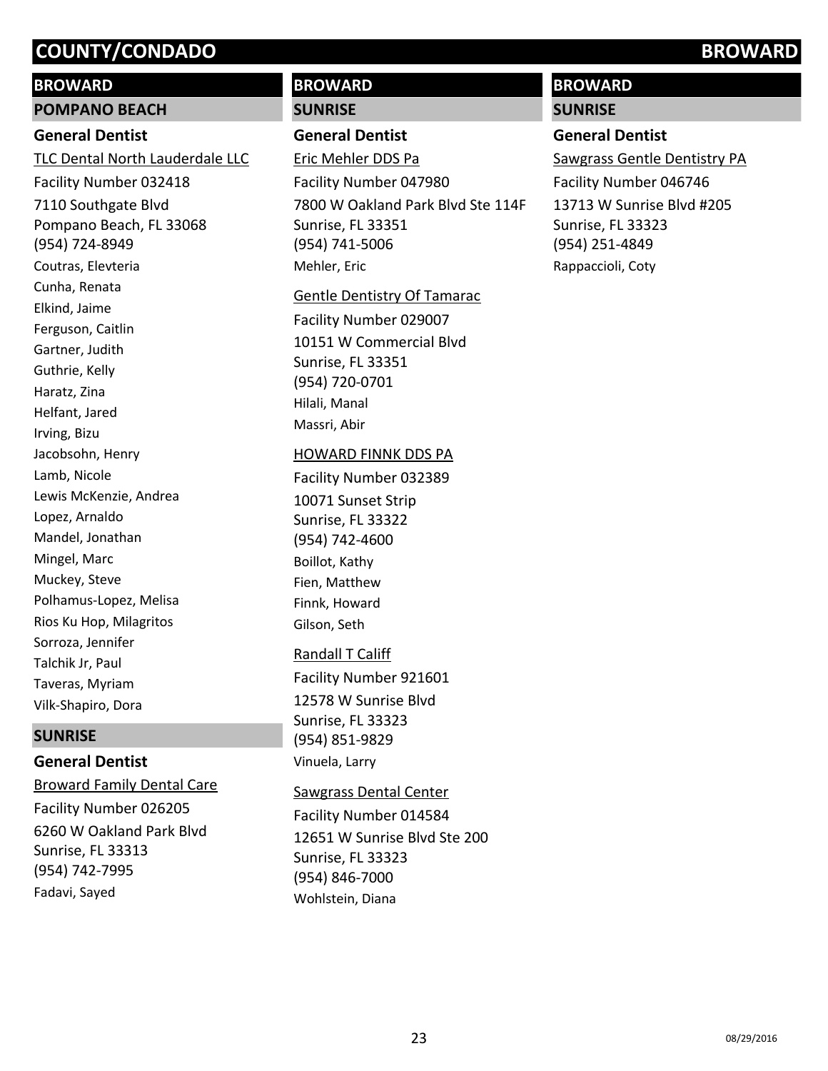# COUNTY/CONDADO BROWARD

## BROWARD

### POMPANO BEACH

**General Dentist**

TLC Dental North Lauderdale LLC

Facility Number 032418

7110 Southgate Blvd
Pompano Beach, FL 33068
(954) 724-8949

Coutras, Elevteria
Cunha, Renata
Elkind, Jaime
Ferguson, Caitlin
Gartner, Judith
Guthrie, Kelly
Haratz, Zina
Helfant, Jared
Irving, Bizu
Jacobsohn, Henry
Lamb, Nicole
Lewis McKenzie, Andrea
Lopez, Arnaldo
Mandel, Jonathan
Mingel, Marc
Muckey, Steve
Polhamus-Lopez, Melisa
Rios Ku Hop, Milagritos
Sorroza, Jennifer
Talchik Jr, Paul
Taveras, Myriam
Vilk-Shapiro, Dora

### SUNRISE

**General Dentist**

Broward Family Dental Care

Facility Number 026205

6260 W Oakland Park Blvd
Sunrise, FL 33313
(954) 742-7995

Fadavi, Sayed

## BROWARD

### SUNRISE

**General Dentist**

Eric Mehler DDS Pa

Facility Number 047980

7800 W Oakland Park Blvd Ste 114F
Sunrise, FL 33351
(954) 741-5006

Mehler, Eric

Gentle Dentistry Of Tamarac

Facility Number 029007

10151 W Commercial Blvd
Sunrise, FL 33351
(954) 720-0701

Hilali, Manal
Massri, Abir

HOWARD FINNK DDS PA

Facility Number 032389

10071 Sunset Strip
Sunrise, FL 33322
(954) 742-4600

Boillot, Kathy
Fien, Matthew
Finnk, Howard
Gilson, Seth

Randall T Califf

Facility Number 921601

12578 W Sunrise Blvd
Sunrise, FL 33323
(954) 851-9829

Vinuela, Larry

Sawgrass Dental Center

Facility Number 014584

12651 W Sunrise Blvd Ste 200
Sunrise, FL 33323
(954) 846-7000

Wohlstein, Diana

## BROWARD

### SUNRISE

**General Dentist**

Sawgrass Gentle Dentistry PA

Facility Number 046746

13713 W Sunrise Blvd #205
Sunrise, FL 33323
(954) 251-4849

Rappaccioli, Coty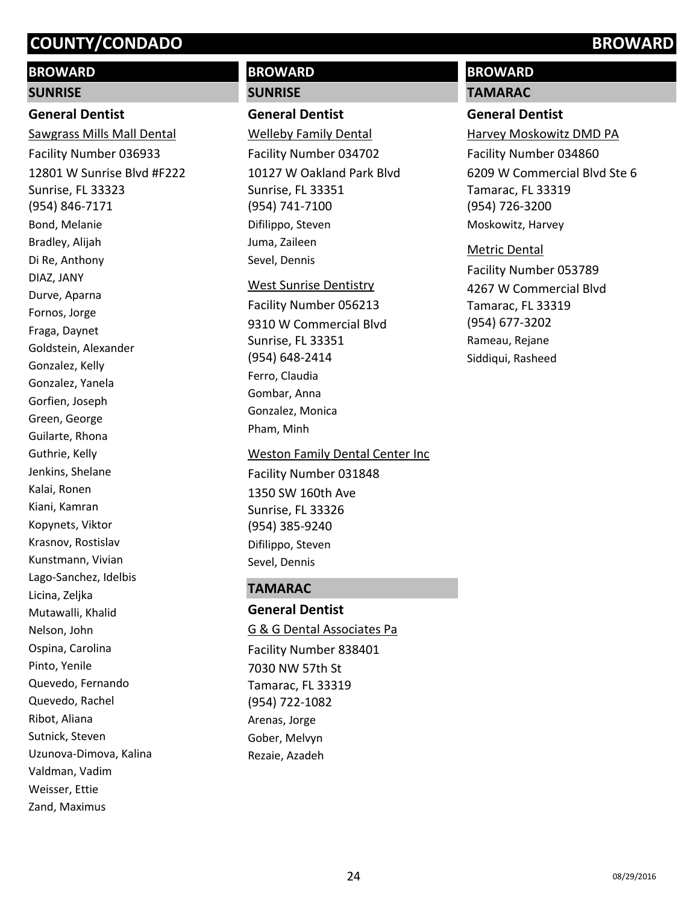# COUNTY/CONDADO — BROWARD

## BROWARD

### SUNRISE

**General Dentist**

Sawgrass Mills Mall Dental
Facility Number 036933
12801 W Sunrise Blvd #F222
Sunrise, FL 33323
(954) 846-7171

Bond, Melanie
Bradley, Alijah
Di Re, Anthony
DIAZ, JANY
Durve, Aparna
Fornos, Jorge
Fraga, Daynet
Goldstein, Alexander
Gonzalez, Kelly
Gonzalez, Yanela
Gorfien, Joseph
Green, George
Guilarte, Rhona
Guthrie, Kelly
Jenkins, Shelane
Kalai, Ronen
Kiani, Kamran
Kopynets, Viktor
Krasnov, Rostislav
Kunstmann, Vivian
Lago-Sanchez, Idelbis
Licina, Zeljka
Mutawalli, Khalid
Nelson, John
Ospina, Carolina
Pinto, Yenile
Quevedo, Fernando
Quevedo, Rachel
Ribot, Aliana
Sutnick, Steven
Uzunova-Dimova, Kalina
Valdman, Vadim
Weisser, Ettie
Zand, Maximus

## BROWARD

### SUNRISE

**General Dentist**

Welleby Family Dental
Facility Number 034702
10127 W Oakland Park Blvd
Sunrise, FL 33351
(954) 741-7100

Difilippo, Steven
Juma, Zaileen
Sevel, Dennis

West Sunrise Dentistry
Facility Number 056213
9310 W Commercial Blvd
Sunrise, FL 33351
(954) 648-2414

Ferro, Claudia
Gombar, Anna
Gonzalez, Monica
Pham, Minh

Weston Family Dental Center Inc
Facility Number 031848
1350 SW 160th Ave
Sunrise, FL 33326
(954) 385-9240

Difilippo, Steven
Sevel, Dennis

### TAMARAC

**General Dentist**

G & G Dental Associates Pa
Facility Number 838401
7030 NW 57th St
Tamarac, FL 33319
(954) 722-1082

Arenas, Jorge
Gober, Melvyn
Rezaie, Azadeh

## BROWARD

### TAMARAC

**General Dentist**

Harvey Moskowitz DMD PA
Facility Number 034860
6209 W Commercial Blvd Ste 6
Tamarac, FL 33319
(954) 726-3200

Moskowitz, Harvey

Metric Dental
Facility Number 053789
4267 W Commercial Blvd
Tamarac, FL 33319
(954) 677-3202

Rameau, Rejane
Siddiqui, Rasheed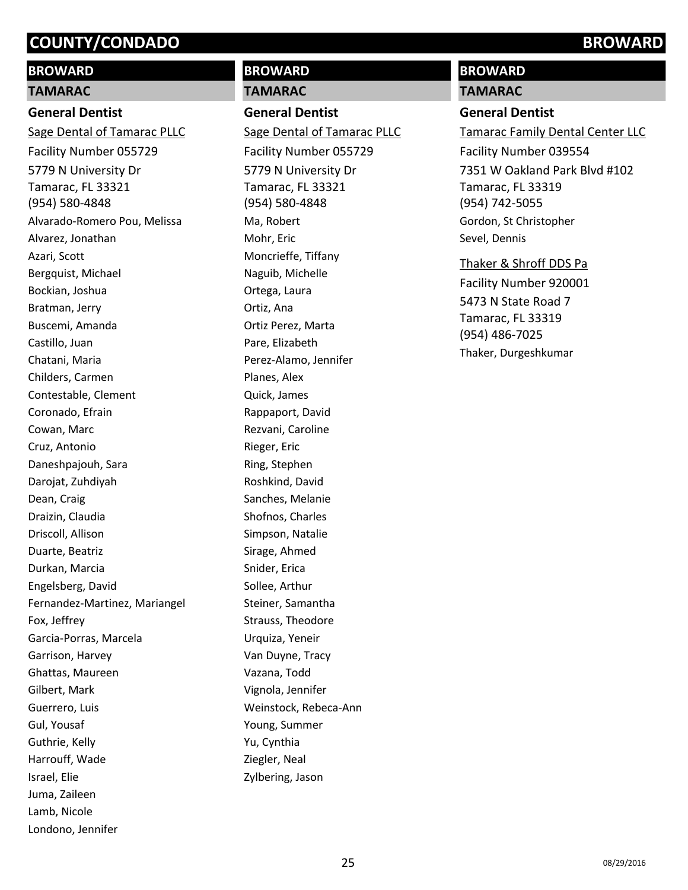# COUNTY/CONDADO BROWARD

## BROWARD

### TAMARAC

**General Dentist**

Sage Dental of Tamarac PLLC
Facility Number 055729
5779 N University Dr
Tamarac, FL 33321
(954) 580-4848

Alvarado-Romero Pou, Melissa
Alvarez, Jonathan
Azari, Scott
Bergquist, Michael
Bockian, Joshua
Bratman, Jerry
Buscemi, Amanda
Castillo, Juan
Chatani, Maria
Childers, Carmen
Contestable, Clement
Coronado, Efrain
Cowan, Marc
Cruz, Antonio
Daneshpajouh, Sara
Darojat, Zuhdiyah
Dean, Craig
Draizin, Claudia
Driscoll, Allison
Duarte, Beatriz
Durkan, Marcia
Engelsberg, David
Fernandez-Martinez, Mariangel
Fox, Jeffrey
Garcia-Porras, Marcela
Garrison, Harvey
Ghattas, Maureen
Gilbert, Mark
Guerrero, Luis
Gul, Yousaf
Guthrie, Kelly
Harrouff, Wade
Israel, Elie
Juma, Zaileen
Lamb, Nicole
Londono, Jennifer

## BROWARD

### TAMARAC

**General Dentist**

Sage Dental of Tamarac PLLC
Facility Number 055729
5779 N University Dr
Tamarac, FL 33321
(954) 580-4848

Ma, Robert
Mohr, Eric
Moncrieffe, Tiffany
Naguib, Michelle
Ortega, Laura
Ortiz, Ana
Ortiz Perez, Marta
Pare, Elizabeth
Perez-Alamo, Jennifer
Planes, Alex
Quick, James
Rappaport, David
Rezvani, Caroline
Rieger, Eric
Ring, Stephen
Roshkind, David
Sanches, Melanie
Shofnos, Charles
Simpson, Natalie
Sirage, Ahmed
Snider, Erica
Sollee, Arthur
Steiner, Samantha
Strauss, Theodore
Urquiza, Yeneir
Van Duyne, Tracy
Vazana, Todd
Vignola, Jennifer
Weinstock, Rebeca-Ann
Young, Summer
Yu, Cynthia
Ziegler, Neal
Zylbering, Jason

## BROWARD

### TAMARAC

**General Dentist**

Tamarac Family Dental Center LLC
Facility Number 039554
7351 W Oakland Park Blvd #102
Tamarac, FL 33319
(954) 742-5055

Gordon, St Christopher
Sevel, Dennis

Thaker & Shroff DDS Pa
Facility Number 920001
5473 N State Road 7
Tamarac, FL 33319
(954) 486-7025

Thaker, Durgeshkumar

08/29/2016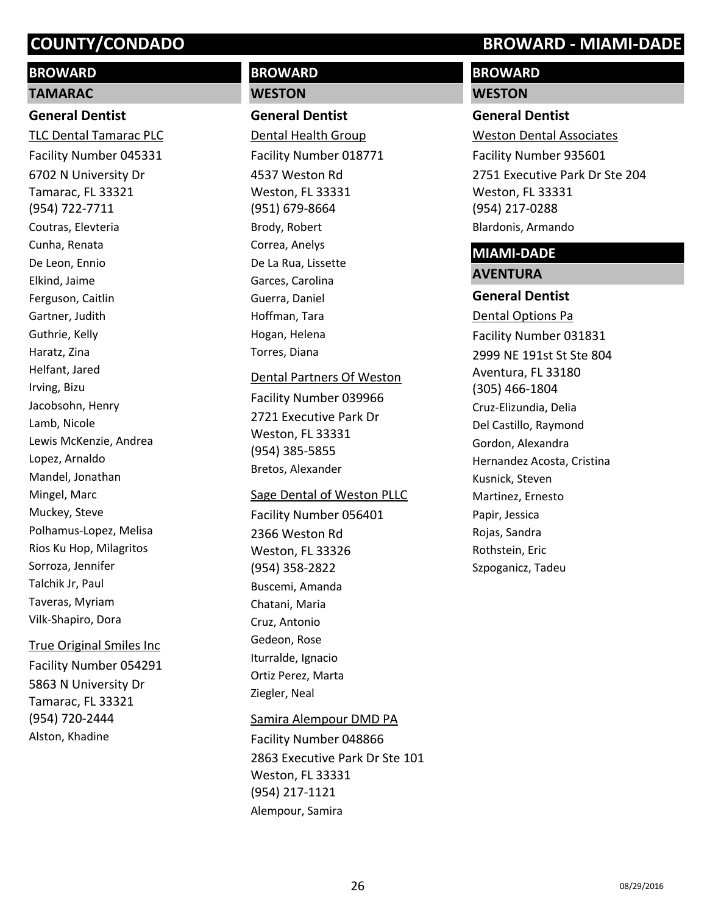# COUNTY/CONDADO — BROWARD - MIAMI-DADE

## BROWARD

### TAMARAC

#### General Dentist

<u>TLC Dental Tamarac PLC</u>
Facility Number 045331
6702 N University Dr
Tamarac, FL 33321
(954) 722-7711

Coutras, Elevteria
Cunha, Renata
De Leon, Ennio
Elkind, Jaime
Ferguson, Caitlin
Gartner, Judith
Guthrie, Kelly
Haratz, Zina
Helfant, Jared
Irving, Bizu
Jacobsohn, Henry
Lamb, Nicole
Lewis McKenzie, Andrea
Lopez, Arnaldo
Mandel, Jonathan
Mingel, Marc
Muckey, Steve
Polhamus-Lopez, Melisa
Rios Ku Hop, Milagritos
Sorroza, Jennifer
Talchik Jr, Paul
Taveras, Myriam
Vilk-Shapiro, Dora

<u>True Original Smiles Inc</u>
Facility Number 054291
5863 N University Dr
Tamarac, FL 33321
(954) 720-2444

Alston, Khadine

## BROWARD

### WESTON

#### General Dentist

<u>Dental Health Group</u>
Facility Number 018771
4537 Weston Rd
Weston, FL 33331
(951) 679-8664

Brody, Robert
Correa, Anelys
De La Rua, Lissette
Garces, Carolina
Guerra, Daniel
Hoffman, Tara
Hogan, Helena
Torres, Diana

<u>Dental Partners Of Weston</u>
Facility Number 039966
2721 Executive Park Dr
Weston, FL 33331
(954) 385-5855

Bretos, Alexander

<u>Sage Dental of Weston PLLC</u>
Facility Number 056401
2366 Weston Rd
Weston, FL 33326
(954) 358-2822

Buscemi, Amanda
Chatani, Maria
Cruz, Antonio
Gedeon, Rose
Iturralde, Ignacio
Ortiz Perez, Marta
Ziegler, Neal

<u>Samira Alempour DMD PA</u>
Facility Number 048866
2863 Executive Park Dr Ste 101
Weston, FL 33331
(954) 217-1121

Alempour, Samira

## BROWARD

### WESTON

#### General Dentist

<u>Weston Dental Associates</u>
Facility Number 935601
2751 Executive Park Dr Ste 204
Weston, FL 33331
(954) 217-0288

Blardonis, Armando

## MIAMI-DADE

### AVENTURA

#### General Dentist

<u>Dental Options Pa</u>
Facility Number 031831
2999 NE 191st St Ste 804
Aventura, FL 33180
(305) 466-1804

Cruz-Elizundia, Delia
Del Castillo, Raymond
Gordon, Alexandra
Hernandez Acosta, Cristina
Kusnick, Steven
Martinez, Ernesto
Papir, Jessica
Rojas, Sandra
Rothstein, Eric
Szpoganicz, Tadeu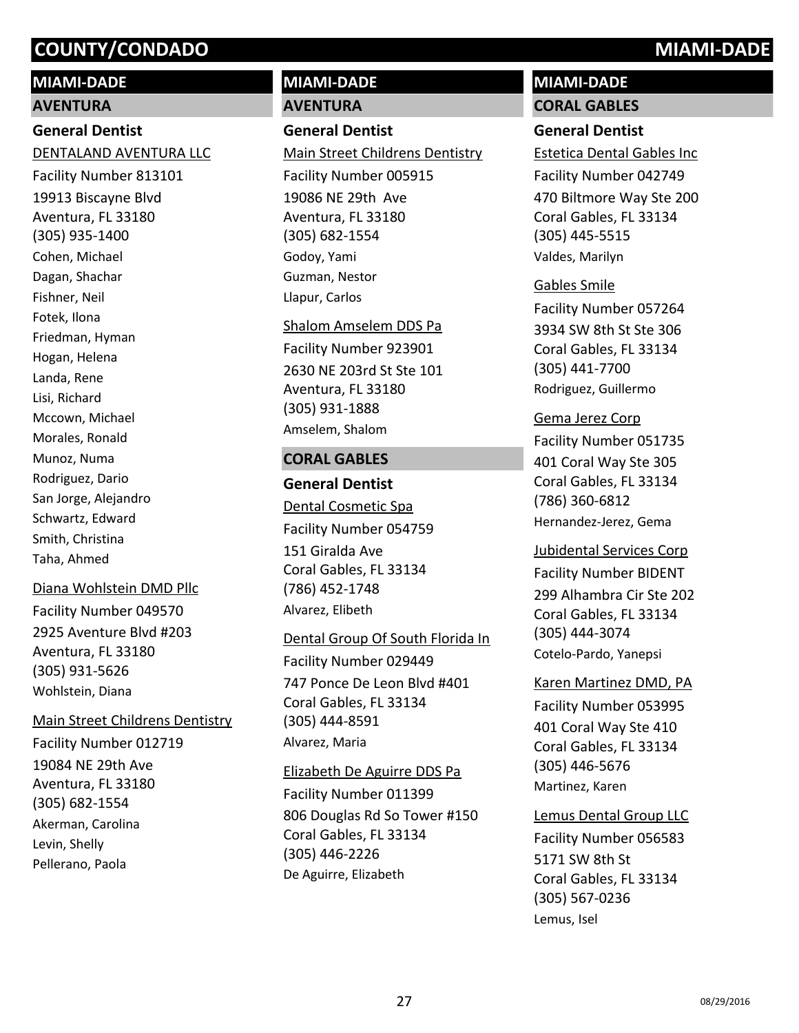# COUNTY/CONDADO MIAMI-DADE

## MIAMI-DADE

### AVENTURA

#### General Dentist

DENTALAND AVENTURA LLC
Facility Number 813101
19913 Biscayne Blvd
Aventura, FL 33180
(305) 935-1400
Cohen, Michael
Dagan, Shachar
Fishner, Neil
Fotek, Ilona
Friedman, Hyman
Hogan, Helena
Landa, Rene
Lisi, Richard
Mccown, Michael
Morales, Ronald
Munoz, Numa
Rodriguez, Dario
San Jorge, Alejandro
Schwartz, Edward
Smith, Christina
Taha, Ahmed

Diana Wohlstein DMD Pllc
Facility Number 049570
2925 Aventure Blvd #203
Aventura, FL 33180
(305) 931-5626
Wohlstein, Diana

Main Street Childrens Dentistry
Facility Number 012719
19084 NE 29th Ave
Aventura, FL 33180
(305) 682-1554
Akerman, Carolina
Levin, Shelly
Pellerano, Paola

## MIAMI-DADE

### AVENTURA

#### General Dentist

Main Street Childrens Dentistry
Facility Number 005915
19086 NE 29th Ave
Aventura, FL 33180
(305) 682-1554
Godoy, Yami
Guzman, Nestor
Llapur, Carlos

Shalom Amselem DDS Pa
Facility Number 923901
2630 NE 203rd St Ste 101
Aventura, FL 33180
(305) 931-1888
Amselem, Shalom

### CORAL GABLES

#### General Dentist

Dental Cosmetic Spa
Facility Number 054759
151 Giralda Ave
Coral Gables, FL 33134
(786) 452-1748
Alvarez, Elibeth

Dental Group Of South Florida In
Facility Number 029449
747 Ponce De Leon Blvd #401
Coral Gables, FL 33134
(305) 444-8591
Alvarez, Maria

Elizabeth De Aguirre DDS Pa
Facility Number 011399
806 Douglas Rd So Tower #150
Coral Gables, FL 33134
(305) 446-2226
De Aguirre, Elizabeth

## MIAMI-DADE

### CORAL GABLES

#### General Dentist

Estetica Dental Gables Inc
Facility Number 042749
470 Biltmore Way Ste 200
Coral Gables, FL 33134
(305) 445-5515
Valdes, Marilyn

Gables Smile
Facility Number 057264
3934 SW 8th St Ste 306
Coral Gables, FL 33134
(305) 441-7700
Rodriguez, Guillermo

Gema Jerez Corp
Facility Number 051735
401 Coral Way Ste 305
Coral Gables, FL 33134
(786) 360-6812
Hernandez-Jerez, Gema

Jubidental Services Corp
Facility Number BIDENT
299 Alhambra Cir Ste 202
Coral Gables, FL 33134
(305) 444-3074
Cotelo-Pardo, Yanepsi

Karen Martinez DMD, PA
Facility Number 053995
401 Coral Way Ste 410
Coral Gables, FL 33134
(305) 446-5676
Martinez, Karen

Lemus Dental Group LLC
Facility Number 056583
5171 SW 8th St
Coral Gables, FL 33134
(305) 567-0236
Lemus, Isel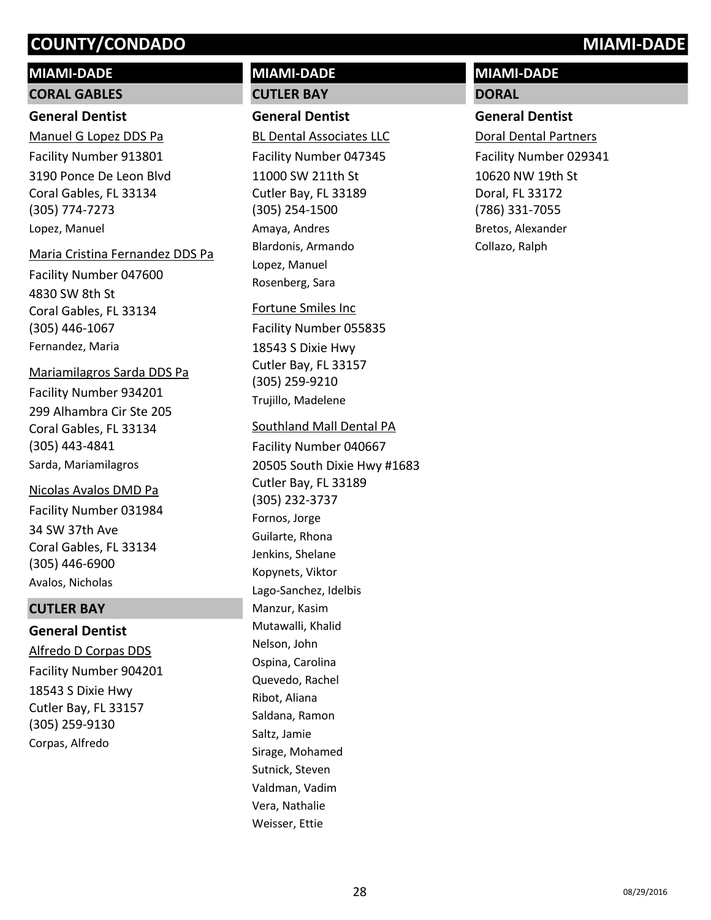# COUNTY/CONDADO MIAMI-DADE

## MIAMI-DADE

### CORAL GABLES

#### General Dentist

Manuel G Lopez DDS Pa
Facility Number 913801
3190 Ponce De Leon Blvd
Coral Gables, FL 33134
(305) 774-7273
Lopez, Manuel

Maria Cristina Fernandez DDS Pa
Facility Number 047600
4830 SW 8th St
Coral Gables, FL 33134
(305) 446-1067
Fernandez, Maria

Mariamilagros Sarda DDS Pa
Facility Number 934201
299 Alhambra Cir Ste 205
Coral Gables, FL 33134
(305) 443-4841
Sarda, Mariamilagros

Nicolas Avalos DMD Pa
Facility Number 031984
34 SW 37th Ave
Coral Gables, FL 33134
(305) 446-6900
Avalos, Nicholas

### CUTLER BAY

#### General Dentist

Alfredo D Corpas DDS
Facility Number 904201
18543 S Dixie Hwy
Cutler Bay, FL 33157
(305) 259-9130
Corpas, Alfredo

## MIAMI-DADE

### CUTLER BAY

#### General Dentist

BL Dental Associates LLC
Facility Number 047345
11000 SW 211th St
Cutler Bay, FL 33189
(305) 254-1500
Amaya, Andres
Blardonis, Armando
Lopez, Manuel
Rosenberg, Sara

Fortune Smiles Inc
Facility Number 055835
18543 S Dixie Hwy
Cutler Bay, FL 33157
(305) 259-9210
Trujillo, Madelene

Southland Mall Dental PA
Facility Number 040667
20505 South Dixie Hwy #1683
Cutler Bay, FL 33189
(305) 232-3737
Fornos, Jorge
Guilarte, Rhona
Jenkins, Shelane
Kopynets, Viktor
Lago-Sanchez, Idelbis
Manzur, Kasim
Mutawalli, Khalid
Nelson, John
Ospina, Carolina
Quevedo, Rachel
Ribot, Aliana
Saldana, Ramon
Saltz, Jamie
Sirage, Mohamed
Sutnick, Steven
Valdman, Vadim
Vera, Nathalie
Weisser, Ettie

## MIAMI-DADE

### DORAL

#### General Dentist

Doral Dental Partners
Facility Number 029341
10620 NW 19th St
Doral, FL 33172
(786) 331-7055
Bretos, Alexander
Collazo, Ralph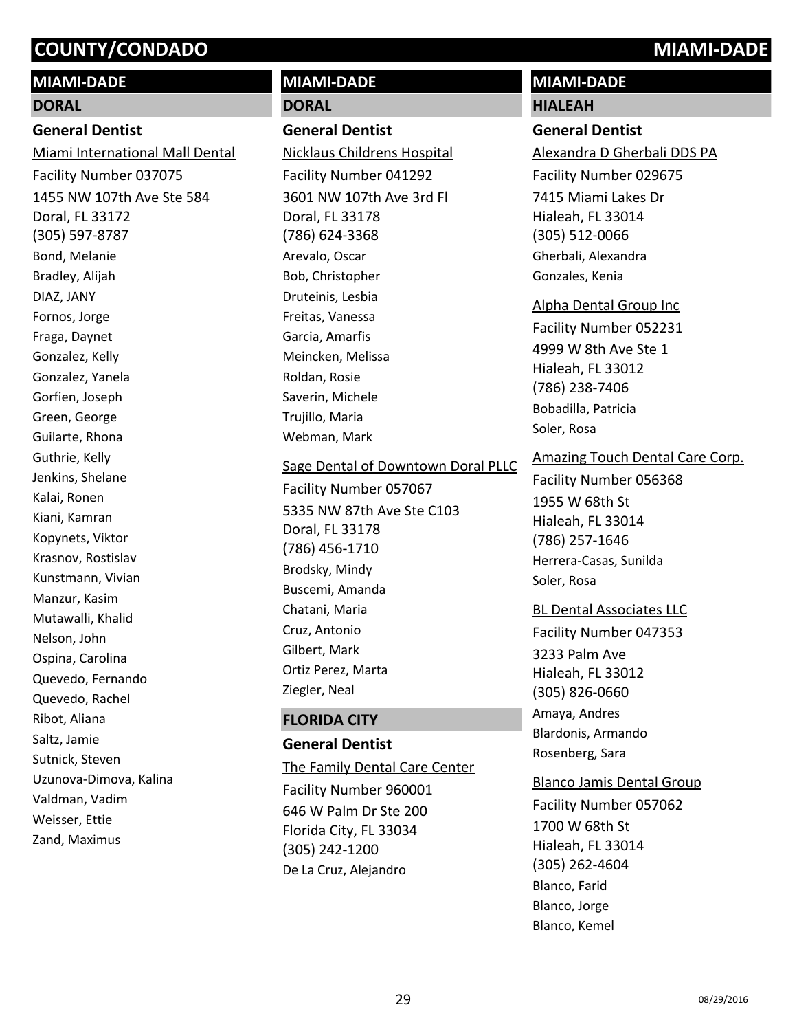# COUNTY/CONDADO MIAMI-DADE

## MIAMI-DADE

### DORAL

#### General Dentist

Miami International Mall Dental
Facility Number 037075
1455 NW 107th Ave Ste 584
Doral, FL 33172
(305) 597-8787
Bond, Melanie
Bradley, Alijah
DIAZ, JANY
Fornos, Jorge
Fraga, Daynet
Gonzalez, Kelly
Gonzalez, Yanela
Gorfien, Joseph
Green, George
Guilarte, Rhona
Guthrie, Kelly
Jenkins, Shelane
Kalai, Ronen
Kiani, Kamran
Kopynets, Viktor
Krasnov, Rostislav
Kunstmann, Vivian
Manzur, Kasim
Mutawalli, Khalid
Nelson, John
Ospina, Carolina
Quevedo, Fernando
Quevedo, Rachel
Ribot, Aliana
Saltz, Jamie
Sutnick, Steven
Uzunova-Dimova, Kalina
Valdman, Vadim
Weisser, Ettie
Zand, Maximus

Nicklaus Childrens Hospital
Facility Number 041292
3601 NW 107th Ave 3rd Fl
Doral, FL 33178
(786) 624-3368
Arevalo, Oscar
Bob, Christopher
Druteinis, Lesbia
Freitas, Vanessa
Garcia, Amarfis
Meincken, Melissa
Roldan, Rosie
Saverin, Michele
Trujillo, Maria
Webman, Mark

Sage Dental of Downtown Doral PLLC
Facility Number 057067
5335 NW 87th Ave Ste C103
Doral, FL 33178
(786) 456-1710
Brodsky, Mindy
Buscemi, Amanda
Chatani, Maria
Cruz, Antonio
Gilbert, Mark
Ortiz Perez, Marta
Ziegler, Neal

### FLORIDA CITY

#### General Dentist

The Family Dental Care Center
Facility Number 960001
646 W Palm Dr Ste 200
Florida City, FL 33034
(305) 242-1200
De La Cruz, Alejandro

### HIALEAH

#### General Dentist

Alexandra D Gherbali DDS PA
Facility Number 029675
7415 Miami Lakes Dr
Hialeah, FL 33014
(305) 512-0066
Gherbali, Alexandra
Gonzales, Kenia

Alpha Dental Group Inc
Facility Number 052231
4999 W 8th Ave Ste 1
Hialeah, FL 33012
(786) 238-7406
Bobadilla, Patricia
Soler, Rosa

Amazing Touch Dental Care Corp.
Facility Number 056368
1955 W 68th St
Hialeah, FL 33014
(786) 257-1646
Herrera-Casas, Sunilda
Soler, Rosa

BL Dental Associates LLC
Facility Number 047353
3233 Palm Ave
Hialeah, FL 33012
(305) 826-0660
Amaya, Andres
Blardonis, Armando
Rosenberg, Sara

Blanco Jamis Dental Group
Facility Number 057062
1700 W 68th St
Hialeah, FL 33014
(305) 262-4604
Blanco, Farid
Blanco, Jorge
Blanco, Kemel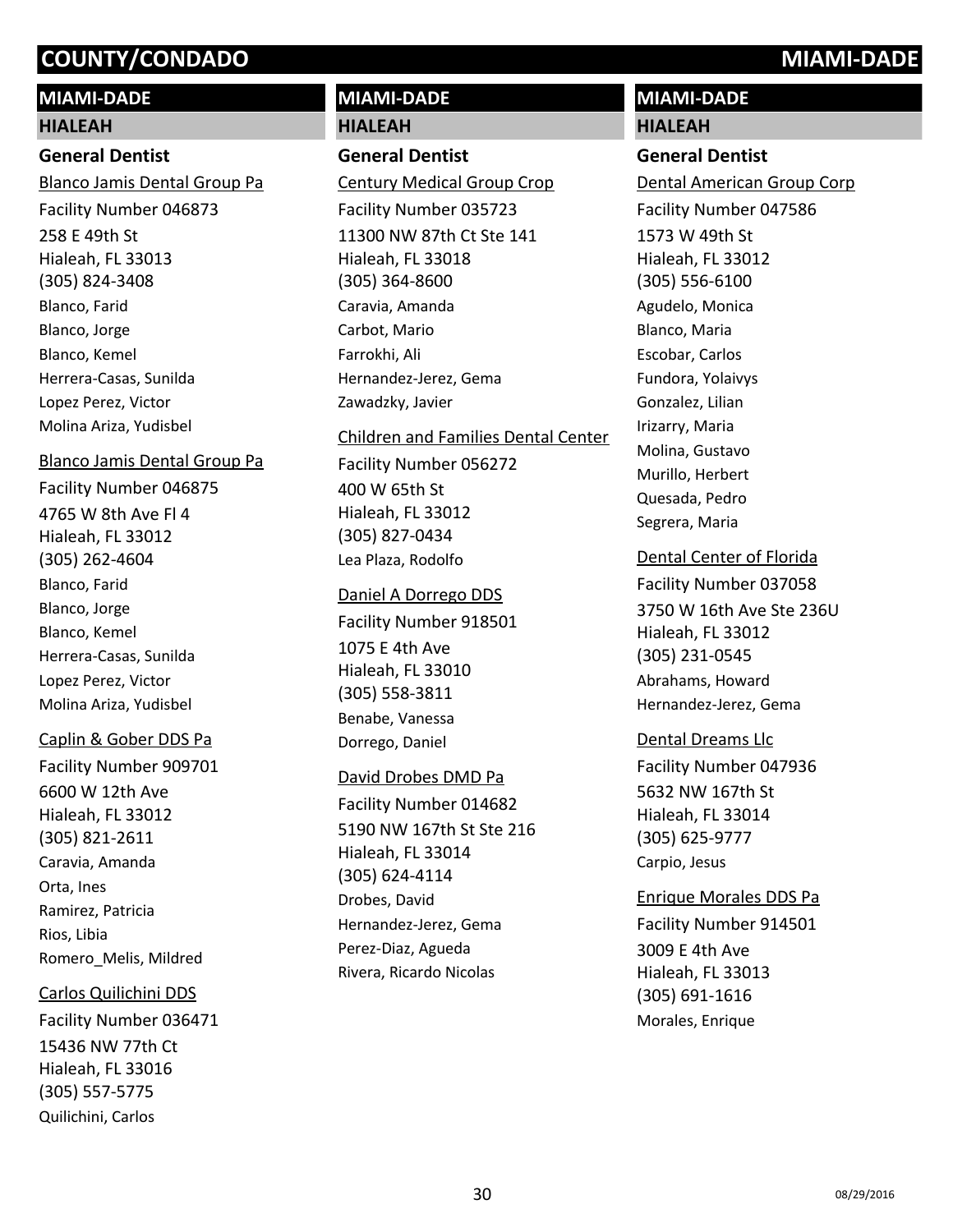# COUNTY/CONDADO MIAMI-DADE

## MIAMI-DADE

### HIALEAH

**General Dentist**

Blanco Jamis Dental Group Pa
Facility Number 046873
258 E 49th St
Hialeah, FL 33013
(305) 824-3408
Blanco, Farid
Blanco, Jorge
Blanco, Kemel
Herrera-Casas, Sunilda
Lopez Perez, Victor
Molina Ariza, Yudisbel

Blanco Jamis Dental Group Pa
Facility Number 046875
4765 W 8th Ave Fl 4
Hialeah, FL 33012
(305) 262-4604
Blanco, Farid
Blanco, Jorge
Blanco, Kemel
Herrera-Casas, Sunilda
Lopez Perez, Victor
Molina Ariza, Yudisbel

Caplin & Gober DDS Pa
Facility Number 909701
6600 W 12th Ave
Hialeah, FL 33012
(305) 821-2611
Caravia, Amanda
Orta, Ines
Ramirez, Patricia
Rios, Libia
Romero_Melis, Mildred

Carlos Quilichini DDS
Facility Number 036471
15436 NW 77th Ct
Hialeah, FL 33016
(305) 557-5775
Quilichini, Carlos

Century Medical Group Crop
Facility Number 035723
11300 NW 87th Ct Ste 141
Hialeah, FL 33018
(305) 364-8600
Caravia, Amanda
Carbot, Mario
Farrokhi, Ali
Hernandez-Jerez, Gema
Zawadzky, Javier

Children and Families Dental Center
Facility Number 056272
400 W 65th St
Hialeah, FL 33012
(305) 827-0434
Lea Plaza, Rodolfo

Daniel A Dorrego DDS
Facility Number 918501
1075 E 4th Ave
Hialeah, FL 33010
(305) 558-3811
Benabe, Vanessa
Dorrego, Daniel

David Drobes DMD Pa
Facility Number 014682
5190 NW 167th St Ste 216
Hialeah, FL 33014
(305) 624-4114
Drobes, David
Hernandez-Jerez, Gema
Perez-Diaz, Agueda
Rivera, Ricardo Nicolas

Dental American Group Corp
Facility Number 047586
1573 W 49th St
Hialeah, FL 33012
(305) 556-6100
Agudelo, Monica
Blanco, Maria
Escobar, Carlos
Fundora, Yolaivys
Gonzalez, Lilian
Irizarry, Maria
Molina, Gustavo
Murillo, Herbert
Quesada, Pedro
Segrera, Maria

Dental Center of Florida
Facility Number 037058
3750 W 16th Ave Ste 236U
Hialeah, FL 33012
(305) 231-0545
Abrahams, Howard
Hernandez-Jerez, Gema

Dental Dreams Llc
Facility Number 047936
5632 NW 167th St
Hialeah, FL 33014
(305) 625-9777
Carpio, Jesus

Enrique Morales DDS Pa
Facility Number 914501
3009 E 4th Ave
Hialeah, FL 33013
(305) 691-1616
Morales, Enrique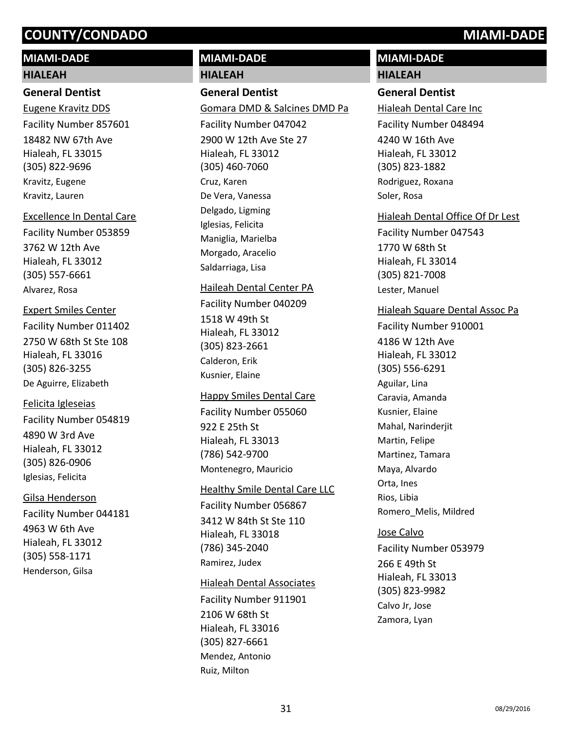## MIAMI-DADE

### HIALEAH

#### General Dentist

Eugene Kravitz DDS
Facility Number 857601
18482 NW 67th Ave
Hialeah, FL 33015
(305) 822-9696
Kravitz, Eugene
Kravitz, Lauren

Excellence In Dental Care
Facility Number 053859
3762 W 12th Ave
Hialeah, FL 33012
(305) 557-6661
Alvarez, Rosa

Expert Smiles Center
Facility Number 011402
2750 W 68th St Ste 108
Hialeah, FL 33016
(305) 826-3255
De Aguirre, Elizabeth

Felicita Igleseias
Facility Number 054819
4890 W 3rd Ave
Hialeah, FL 33012
(305) 826-0906
Iglesias, Felicita

Gilsa Henderson
Facility Number 044181
4963 W 6th Ave
Hialeah, FL 33012
(305) 558-1171
Henderson, Gilsa

Gomara DMD & Salcines DMD Pa
Facility Number 047042
2900 W 12th Ave Ste 27
Hialeah, FL 33012
(305) 460-7060
Cruz, Karen
De Vera, Vanessa
Delgado, Ligming
Iglesias, Felicita
Maniglia, Marielba
Morgado, Aracelio
Saldarriaga, Lisa

Haileah Dental Center PA
Facility Number 040209
1518 W 49th St
Hialeah, FL 33012
(305) 823-2661
Calderon, Erik
Kusnier, Elaine

Happy Smiles Dental Care
Facility Number 055060
922 E 25th St
Hialeah, FL 33013
(786) 542-9700
Montenegro, Mauricio

Healthy Smile Dental Care LLC
Facility Number 056867
3412 W 84th St Ste 110
Hialeah, FL 33018
(786) 345-2040
Ramirez, Judex

Hialeah Dental Associates
Facility Number 911901
2106 W 68th St
Hialeah, FL 33016
(305) 827-6661
Mendez, Antonio
Ruiz, Milton

Hialeah Dental Care Inc
Facility Number 048494
4240 W 16th Ave
Hialeah, FL 33012
(305) 823-1882
Rodriguez, Roxana
Soler, Rosa

Hialeah Dental Office Of Dr Lest
Facility Number 047543
1770 W 68th St
Hialeah, FL 33014
(305) 821-7008
Lester, Manuel

Hialeah Square Dental Assoc Pa
Facility Number 910001
4186 W 12th Ave
Hialeah, FL 33012
(305) 556-6291
Aguilar, Lina
Caravia, Amanda
Kusnier, Elaine
Mahal, Narinderjit
Martin, Felipe
Martinez, Tamara
Maya, Alvardo
Orta, Ines
Rios, Libia
Romero_Melis, Mildred

Jose Calvo
Facility Number 053979
266 E 49th St
Hialeah, FL 33013
(305) 823-9982
Calvo Jr, Jose
Zamora, Lyan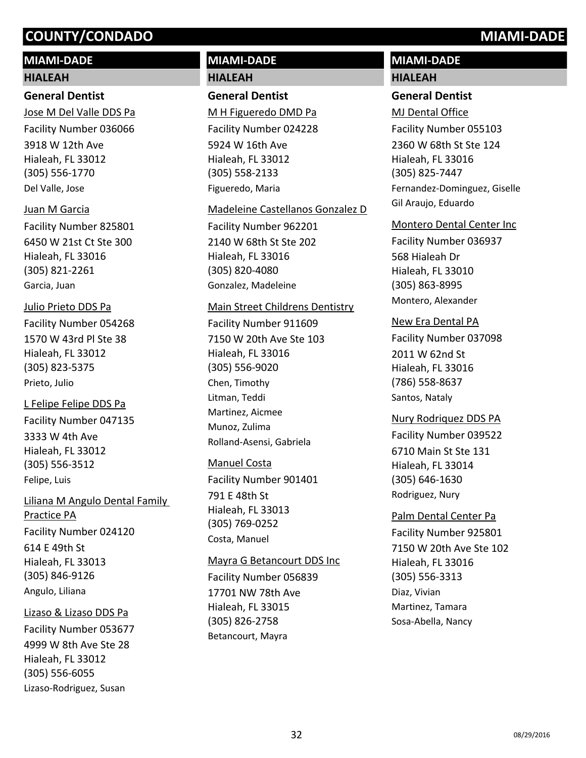## COUNTY/CONDADO — MIAMI-DADE

### MIAMI-DADE

#### HIALEAH

**General Dentist**

Jose M Del Valle DDS Pa
Facility Number 036066
3918 W 12th Ave
Hialeah, FL 33012
(305) 556-1770
Del Valle, Jose

Juan M Garcia
Facility Number 825801
6450 W 21st Ct Ste 300
Hialeah, FL 33016
(305) 821-2261
Garcia, Juan

Julio Prieto DDS Pa
Facility Number 054268
1570 W 43rd Pl Ste 38
Hialeah, FL 33012
(305) 823-5375
Prieto, Julio

L Felipe Felipe DDS Pa
Facility Number 047135
3333 W 4th Ave
Hialeah, FL 33012
(305) 556-3512
Felipe, Luis

Liliana M Angulo Dental Family Practice PA
Facility Number 024120
614 E 49th St
Hialeah, FL 33013
(305) 846-9126
Angulo, Liliana

Lizaso & Lizaso DDS Pa
Facility Number 053677
4999 W 8th Ave Ste 28
Hialeah, FL 33012
(305) 556-6055
Lizaso-Rodriguez, Susan

### MIAMI-DADE

#### HIALEAH

**General Dentist**

M H Figueredo DMD Pa
Facility Number 024228
5924 W 16th Ave
Hialeah, FL 33012
(305) 558-2133
Figueredo, Maria

Madeleine Castellanos Gonzalez D
Facility Number 962201
2140 W 68th St Ste 202
Hialeah, FL 33016
(305) 820-4080
Gonzalez, Madeleine

Main Street Childrens Dentistry
Facility Number 911609
7150 W 20th Ave Ste 103
Hialeah, FL 33016
(305) 556-9020
Chen, Timothy
Litman, Teddi
Martinez, Aicmee
Munoz, Zulima
Rolland-Asensi, Gabriela

Manuel Costa
Facility Number 901401
791 E 48th St
Hialeah, FL 33013
(305) 769-0252
Costa, Manuel

Mayra G Betancourt DDS Inc
Facility Number 056839
17701 NW 78th Ave
Hialeah, FL 33015
(305) 826-2758
Betancourt, Mayra

### MIAMI-DADE

#### HIALEAH

**General Dentist**

MJ Dental Office
Facility Number 055103
2360 W 68th St Ste 124
Hialeah, FL 33016
(305) 825-7447
Fernandez-Dominguez, Giselle
Gil Araujo, Eduardo

Montero Dental Center Inc
Facility Number 036937
568 Hialeah Dr
Hialeah, FL 33010
(305) 863-8995
Montero, Alexander

New Era Dental PA
Facility Number 037098
2011 W 62nd St
Hialeah, FL 33016
(786) 558-8637
Santos, Nataly

Nury Rodriquez DDS PA
Facility Number 039522
6710 Main St Ste 131
Hialeah, FL 33014
(305) 646-1630
Rodriguez, Nury

Palm Dental Center Pa
Facility Number 925801
7150 W 20th Ave Ste 102
Hialeah, FL 33016
(305) 556-3313
Diaz, Vivian
Martinez, Tamara
Sosa-Abella, Nancy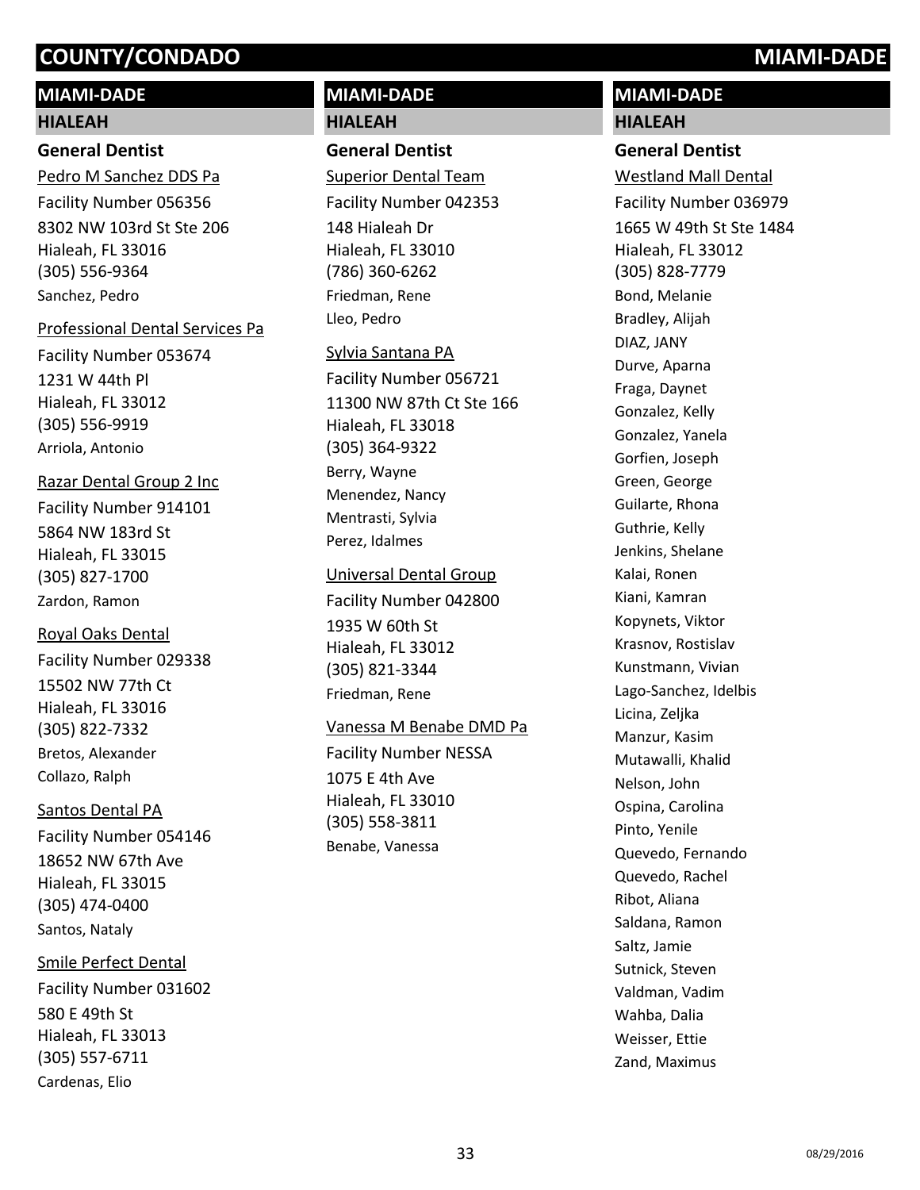# COUNTY/CONDADO MIAMI-DADE

## MIAMI-DADE

### HIALEAH

#### General Dentist

Pedro M Sanchez DDS Pa
Facility Number 056356
8302 NW 103rd St Ste 206
Hialeah, FL 33016
(305) 556-9364
Sanchez, Pedro

Professional Dental Services Pa
Facility Number 053674
1231 W 44th Pl
Hialeah, FL 33012
(305) 556-9919
Arriola, Antonio

Razar Dental Group 2 Inc
Facility Number 914101
5864 NW 183rd St
Hialeah, FL 33015
(305) 827-1700
Zardon, Ramon

Royal Oaks Dental
Facility Number 029338
15502 NW 77th Ct
Hialeah, FL 33016
(305) 822-7332
Bretos, Alexander
Collazo, Ralph

Santos Dental PA
Facility Number 054146
18652 NW 67th Ave
Hialeah, FL 33015
(305) 474-0400
Santos, Nataly

Smile Perfect Dental
Facility Number 031602
580 E 49th St
Hialeah, FL 33013
(305) 557-6711
Cardenas, Elio

## MIAMI-DADE

### HIALEAH

#### General Dentist

Superior Dental Team
Facility Number 042353
148 Hialeah Dr
Hialeah, FL 33010
(786) 360-6262
Friedman, Rene
Lleo, Pedro

Sylvia Santana PA
Facility Number 056721
11300 NW 87th Ct Ste 166
Hialeah, FL 33018
(305) 364-9322
Berry, Wayne
Menendez, Nancy
Mentrasti, Sylvia
Perez, Idalmes

Universal Dental Group
Facility Number 042800
1935 W 60th St
Hialeah, FL 33012
(305) 821-3344
Friedman, Rene

Vanessa M Benabe DMD Pa
Facility Number NESSA
1075 E 4th Ave
Hialeah, FL 33010
(305) 558-3811
Benabe, Vanessa

## MIAMI-DADE

### HIALEAH

#### General Dentist

Westland Mall Dental
Facility Number 036979
1665 W 49th St Ste 1484
Hialeah, FL 33012
(305) 828-7779
Bond, Melanie
Bradley, Alijah
DIAZ, JANY
Durve, Aparna
Fraga, Daynet
Gonzalez, Kelly
Gonzalez, Yanela
Gorfien, Joseph
Green, George
Guilarte, Rhona
Guthrie, Kelly
Jenkins, Shelane
Kalai, Ronen
Kiani, Kamran
Kopynets, Viktor
Krasnov, Rostislav
Kunstmann, Vivian
Lago-Sanchez, Idelbis
Licina, Zeljka
Manzur, Kasim
Mutawalli, Khalid
Nelson, John
Ospina, Carolina
Pinto, Yenile
Quevedo, Fernando
Quevedo, Rachel
Ribot, Aliana
Saldana, Ramon
Saltz, Jamie
Sutnick, Steven
Valdman, Vadim
Wahba, Dalia
Weisser, Ettie
Zand, Maximus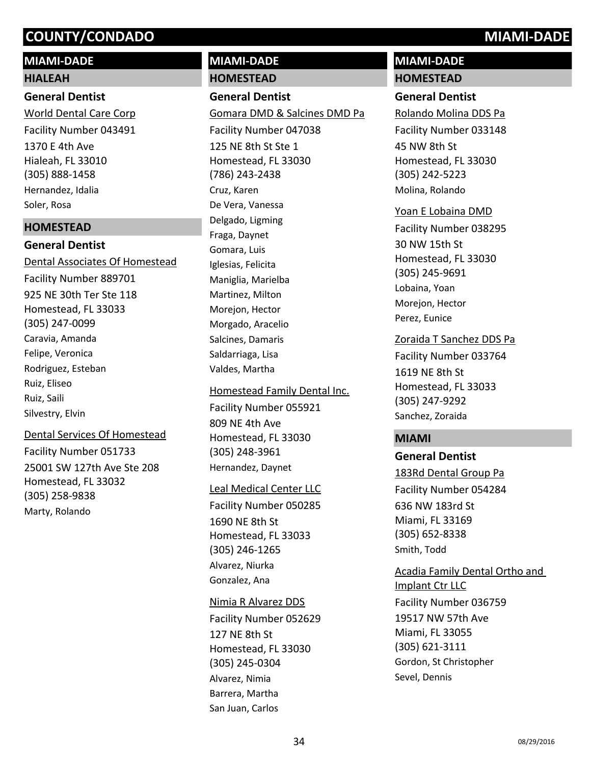## MIAMI-DADE

### HIALEAH

**General Dentist**

World Dental Care Corp

Facility Number 043491

1370 E 4th Ave
Hialeah, FL 33010
(305) 888-1458

Hernandez, Idalia
Soler, Rosa

### HOMESTEAD

**General Dentist**

Dental Associates Of Homestead

Facility Number 889701

925 NE 30th Ter Ste 118
Homestead, FL 33033
(305) 247-0099

Caravia, Amanda
Felipe, Veronica
Rodriguez, Esteban
Ruiz, Eliseo
Ruiz, Saili
Silvestry, Elvin

Dental Services Of Homestead

Facility Number 051733

25001 SW 127th Ave Ste 208
Homestead, FL 33032
(305) 258-9838

Marty, Rolando

## MIAMI-DADE

### HOMESTEAD

**General Dentist**

Gomara DMD & Salcines DMD Pa

Facility Number 047038

125 NE 8th St Ste 1
Homestead, FL 33030
(786) 243-2438

Cruz, Karen
De Vera, Vanessa
Delgado, Ligming
Fraga, Daynet
Gomara, Luis
Iglesias, Felicita
Maniglia, Marielba
Martinez, Milton
Morejon, Hector
Morgado, Aracelio
Salcines, Damaris
Saldarriaga, Lisa
Valdes, Martha

Homestead Family Dental Inc.

Facility Number 055921

809 NE 4th Ave
Homestead, FL 33030
(305) 248-3961

Hernandez, Daynet

Leal Medical Center LLC

Facility Number 050285

1690 NE 8th St
Homestead, FL 33033
(305) 246-1265

Alvarez, Niurka
Gonzalez, Ana

Nimia R Alvarez DDS

Facility Number 052629

127 NE 8th St
Homestead, FL 33030
(305) 245-0304

Alvarez, Nimia
Barrera, Martha
San Juan, Carlos

## MIAMI-DADE

### HOMESTEAD

**General Dentist**

Rolando Molina DDS Pa

Facility Number 033148

45 NW 8th St
Homestead, FL 33030
(305) 242-5223

Molina, Rolando

Yoan E Lobaina DMD

Facility Number 038295

30 NW 15th St
Homestead, FL 33030
(305) 245-9691

Lobaina, Yoan
Morejon, Hector
Perez, Eunice

Zoraida T Sanchez DDS Pa

Facility Number 033764

1619 NE 8th St
Homestead, FL 33033
(305) 247-9292

Sanchez, Zoraida

### MIAMI

**General Dentist**

183Rd Dental Group Pa

Facility Number 054284

636 NW 183rd St
Miami, FL 33169
(305) 652-8338

Smith, Todd

Acadia Family Dental Ortho and Implant Ctr LLC

Facility Number 036759

19517 NW 57th Ave
Miami, FL 33055
(305) 621-3111

Gordon, St Christopher
Sevel, Dennis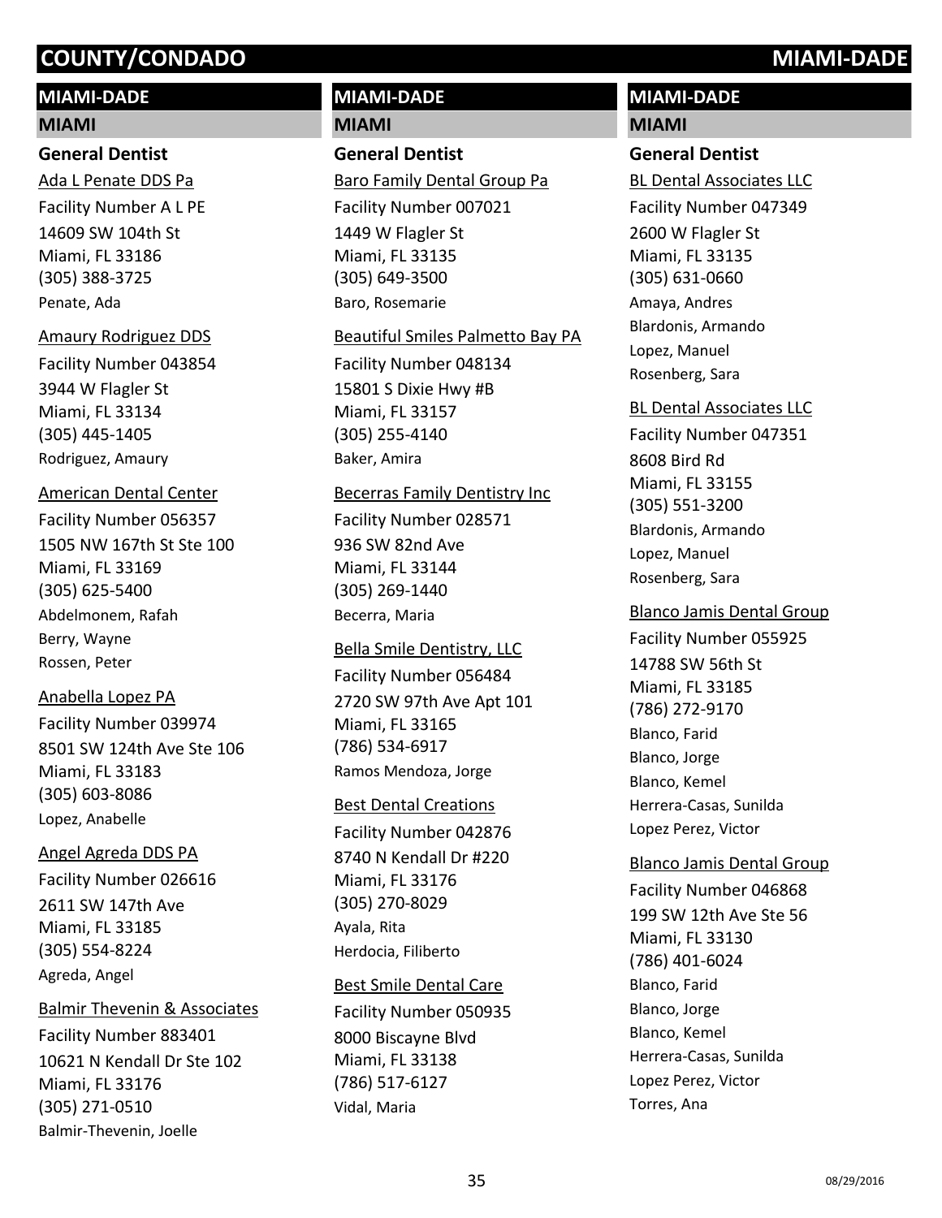## MIAMI-DADE

### MIAMI

#### General Dentist

Ada L Penate DDS Pa
Facility Number A L PE
14609 SW 104th St
Miami, FL 33186
(305) 388-3725
Penate, Ada

Amaury Rodriguez DDS
Facility Number 043854
3944 W Flagler St
Miami, FL 33134
(305) 445-1405
Rodriguez, Amaury

American Dental Center
Facility Number 056357
1505 NW 167th St Ste 100
Miami, FL 33169
(305) 625-5400
Abdelmonem, Rafah
Berry, Wayne
Rossen, Peter

Anabella Lopez PA
Facility Number 039974
8501 SW 124th Ave Ste 106
Miami, FL 33183
(305) 603-8086
Lopez, Anabelle

Angel Agreda DDS PA
Facility Number 026616
2611 SW 147th Ave
Miami, FL 33185
(305) 554-8224
Agreda, Angel

Balmir Thevenin & Associates
Facility Number 883401
10621 N Kendall Dr Ste 102
Miami, FL 33176
(305) 271-0510
Balmir-Thevenin, Joelle

Baro Family Dental Group Pa
Facility Number 007021
1449 W Flagler St
Miami, FL 33135
(305) 649-3500
Baro, Rosemarie

Beautiful Smiles Palmetto Bay PA
Facility Number 048134
15801 S Dixie Hwy #B
Miami, FL 33157
(305) 255-4140
Baker, Amira

Becerras Family Dentistry Inc
Facility Number 028571
936 SW 82nd Ave
Miami, FL 33144
(305) 269-1440
Becerra, Maria

Bella Smile Dentistry, LLC
Facility Number 056484
2720 SW 97th Ave Apt 101
Miami, FL 33165
(786) 534-6917
Ramos Mendoza, Jorge

Best Dental Creations
Facility Number 042876
8740 N Kendall Dr #220
Miami, FL 33176
(305) 270-8029
Ayala, Rita
Herdocia, Filiberto

Best Smile Dental Care
Facility Number 050935
8000 Biscayne Blvd
Miami, FL 33138
(786) 517-6127
Vidal, Maria

BL Dental Associates LLC
Facility Number 047349
2600 W Flagler St
Miami, FL 33135
(305) 631-0660
Amaya, Andres
Blardonis, Armando
Lopez, Manuel
Rosenberg, Sara

BL Dental Associates LLC
Facility Number 047351
8608 Bird Rd
Miami, FL 33155
(305) 551-3200
Blardonis, Armando
Lopez, Manuel
Rosenberg, Sara

Blanco Jamis Dental Group
Facility Number 055925
14788 SW 56th St
Miami, FL 33185
(786) 272-9170
Blanco, Farid
Blanco, Jorge
Blanco, Kemel
Herrera-Casas, Sunilda
Lopez Perez, Victor

Blanco Jamis Dental Group
Facility Number 046868
199 SW 12th Ave Ste 56
Miami, FL 33130
(786) 401-6024
Blanco, Farid
Blanco, Jorge
Blanco, Kemel
Herrera-Casas, Sunilda
Lopez Perez, Victor
Torres, Ana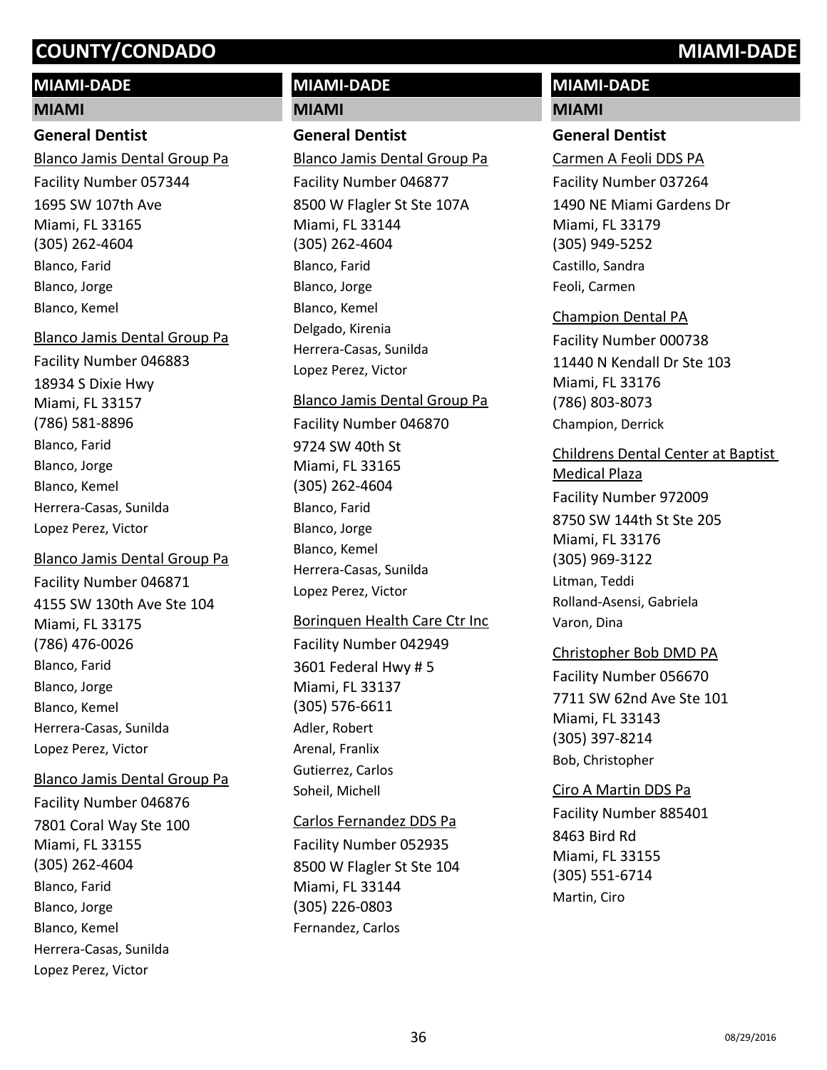# COUNTY/CONDADO MIAMI-DADE

## MIAMI-DADE

### MIAMI

#### General Dentist

Blanco Jamis Dental Group Pa
Facility Number 057344
1695 SW 107th Ave
Miami, FL 33165
(305) 262-4604
Blanco, Farid
Blanco, Jorge
Blanco, Kemel

Blanco Jamis Dental Group Pa
Facility Number 046883
18934 S Dixie Hwy
Miami, FL 33157
(786) 581-8896
Blanco, Farid
Blanco, Jorge
Blanco, Kemel
Herrera-Casas, Sunilda
Lopez Perez, Victor

Blanco Jamis Dental Group Pa
Facility Number 046871
4155 SW 130th Ave Ste 104
Miami, FL 33175
(786) 476-0026
Blanco, Farid
Blanco, Jorge
Blanco, Kemel
Herrera-Casas, Sunilda
Lopez Perez, Victor

Blanco Jamis Dental Group Pa
Facility Number 046876
7801 Coral Way Ste 100
Miami, FL 33155
(305) 262-4604
Blanco, Farid
Blanco, Jorge
Blanco, Kemel
Herrera-Casas, Sunilda
Lopez Perez, Victor

Blanco Jamis Dental Group Pa
Facility Number 046877
8500 W Flagler St Ste 107A
Miami, FL 33144
(305) 262-4604
Blanco, Farid
Blanco, Jorge
Blanco, Kemel
Delgado, Kirenia
Herrera-Casas, Sunilda
Lopez Perez, Victor

Blanco Jamis Dental Group Pa
Facility Number 046870
9724 SW 40th St
Miami, FL 33165
(305) 262-4604
Blanco, Farid
Blanco, Jorge
Blanco, Kemel
Herrera-Casas, Sunilda
Lopez Perez, Victor

Borinquen Health Care Ctr Inc
Facility Number 042949
3601 Federal Hwy # 5
Miami, FL 33137
(305) 576-6611
Adler, Robert
Arenal, Franlix
Gutierrez, Carlos
Soheil, Michell

Carlos Fernandez DDS Pa
Facility Number 052935
8500 W Flagler St Ste 104
Miami, FL 33144
(305) 226-0803
Fernandez, Carlos

Carmen A Feoli DDS PA
Facility Number 037264
1490 NE Miami Gardens Dr
Miami, FL 33179
(305) 949-5252
Castillo, Sandra
Feoli, Carmen

Champion Dental PA
Facility Number 000738
11440 N Kendall Dr Ste 103
Miami, FL 33176
(786) 803-8073
Champion, Derrick

Childrens Dental Center at Baptist Medical Plaza
Facility Number 972009
8750 SW 144th St Ste 205
Miami, FL 33176
(305) 969-3122
Litman, Teddi
Rolland-Asensi, Gabriela
Varon, Dina

Christopher Bob DMD PA
Facility Number 056670
7711 SW 62nd Ave Ste 101
Miami, FL 33143
(305) 397-8214
Bob, Christopher

Ciro A Martin DDS Pa
Facility Number 885401
8463 Bird Rd
Miami, FL 33155
(305) 551-6714
Martin, Ciro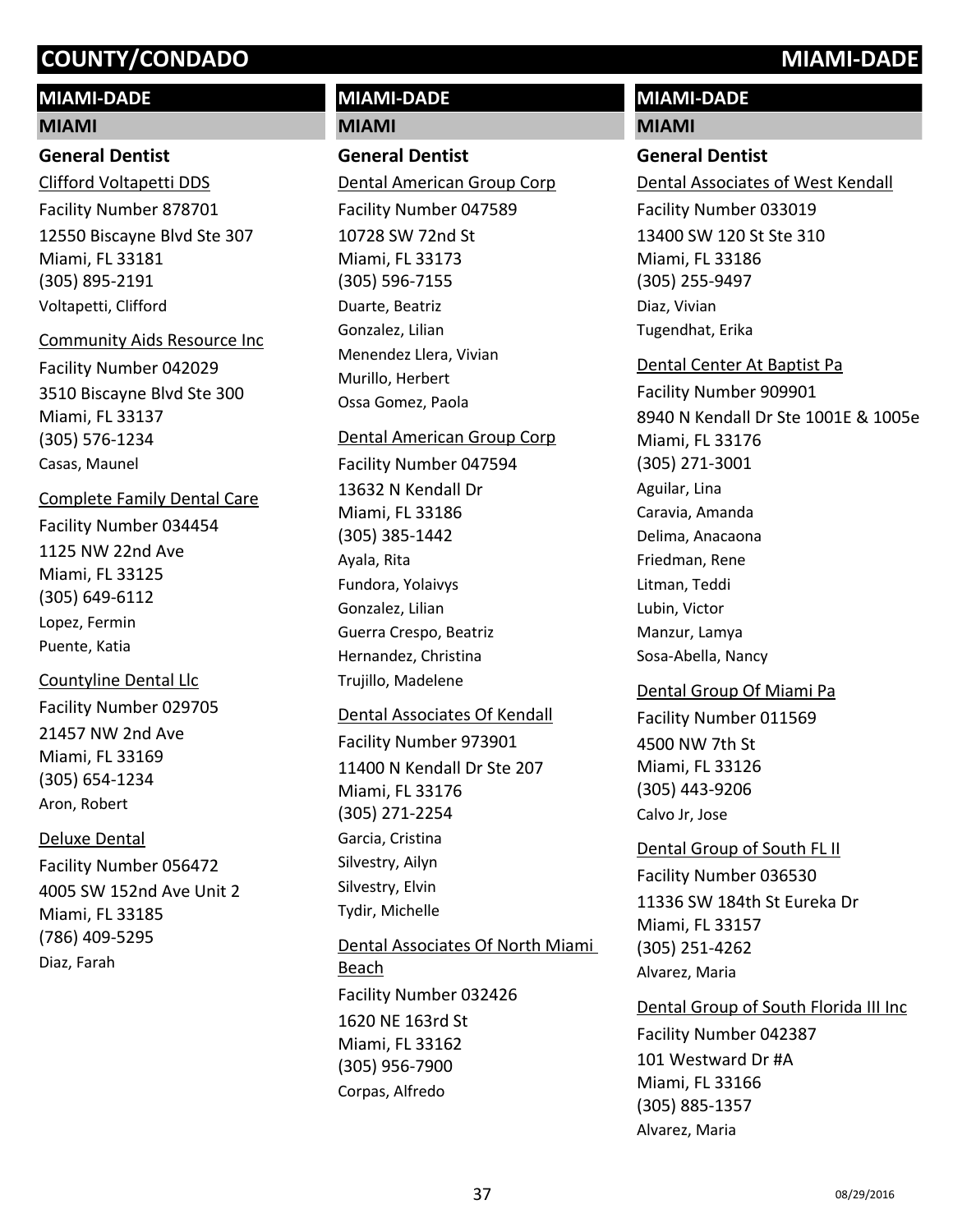# COUNTY/CONDADO MIAMI-DADE

## MIAMI-DADE

### MIAMI

#### General Dentist

Clifford Voltapetti DDS
Facility Number 878701
12550 Biscayne Blvd Ste 307
Miami, FL 33181
(305) 895-2191
Voltapetti, Clifford

Community Aids Resource Inc
Facility Number 042029
3510 Biscayne Blvd Ste 300
Miami, FL 33137
(305) 576-1234
Casas, Maunel

Complete Family Dental Care
Facility Number 034454
1125 NW 22nd Ave
Miami, FL 33125
(305) 649-6112
Lopez, Fermin
Puente, Katia

Countyline Dental Llc
Facility Number 029705
21457 NW 2nd Ave
Miami, FL 33169
(305) 654-1234
Aron, Robert

Deluxe Dental
Facility Number 056472
4005 SW 152nd Ave Unit 2
Miami, FL 33185
(786) 409-5295
Diaz, Farah

## MIAMI-DADE

### MIAMI

#### General Dentist

Dental American Group Corp
Facility Number 047589
10728 SW 72nd St
Miami, FL 33173
(305) 596-7155
Duarte, Beatriz
Gonzalez, Lilian
Menendez Llera, Vivian
Murillo, Herbert
Ossa Gomez, Paola

Dental American Group Corp
Facility Number 047594
13632 N Kendall Dr
Miami, FL 33186
(305) 385-1442
Ayala, Rita
Fundora, Yolaivys
Gonzalez, Lilian
Guerra Crespo, Beatriz
Hernandez, Christina
Trujillo, Madelene

Dental Associates Of Kendall
Facility Number 973901
11400 N Kendall Dr Ste 207
Miami, FL 33176
(305) 271-2254
Garcia, Cristina
Silvestry, Ailyn
Silvestry, Elvin
Tydir, Michelle

Dental Associates Of North Miami Beach
Facility Number 032426
1620 NE 163rd St
Miami, FL 33162
(305) 956-7900
Corpas, Alfredo

## MIAMI-DADE

### MIAMI

#### General Dentist

Dental Associates of West Kendall
Facility Number 033019
13400 SW 120 St Ste 310
Miami, FL 33186
(305) 255-9497
Diaz, Vivian
Tugendhat, Erika

Dental Center At Baptist Pa
Facility Number 909901
8940 N Kendall Dr Ste 1001E & 1005e
Miami, FL 33176
(305) 271-3001
Aguilar, Lina
Caravia, Amanda
Delima, Anacaona
Friedman, Rene
Litman, Teddi
Lubin, Victor
Manzur, Lamya
Sosa-Abella, Nancy

Dental Group Of Miami Pa
Facility Number 011569
4500 NW 7th St
Miami, FL 33126
(305) 443-9206
Calvo Jr, Jose

Dental Group of South FL II
Facility Number 036530
11336 SW 184th St Eureka Dr
Miami, FL 33157
(305) 251-4262
Alvarez, Maria

Dental Group of South Florida III Inc
Facility Number 042387
101 Westward Dr #A
Miami, FL 33166
(305) 885-1357
Alvarez, Maria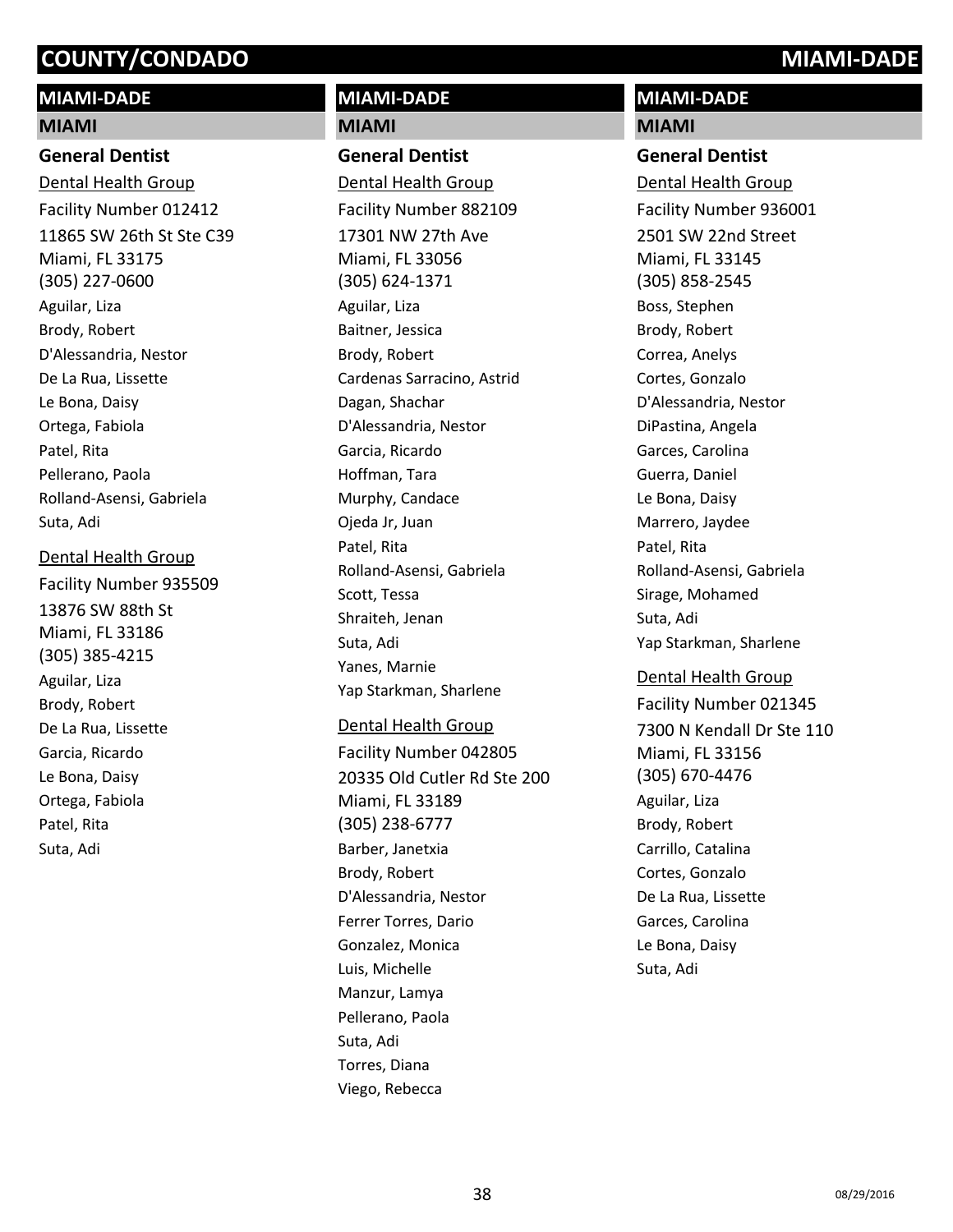# COUNTY/CONDADO MIAMI-DADE

## MIAMI-DADE

### MIAMI

#### General Dentist

Dental Health Group
Facility Number 012412
11865 SW 26th St Ste C39
Miami, FL 33175
(305) 227-0600

Aguilar, Liza
Brody, Robert
D'Alessandria, Nestor
De La Rua, Lissette
Le Bona, Daisy
Ortega, Fabiola
Patel, Rita
Pellerano, Paola
Rolland-Asensi, Gabriela
Suta, Adi

Dental Health Group
Facility Number 935509
13876 SW 88th St
Miami, FL 33186
(305) 385-4215

Aguilar, Liza
Brody, Robert
De La Rua, Lissette
Garcia, Ricardo
Le Bona, Daisy
Ortega, Fabiola
Patel, Rita
Suta, Adi

## MIAMI-DADE

### MIAMI

#### General Dentist

Dental Health Group
Facility Number 882109
17301 NW 27th Ave
Miami, FL 33056
(305) 624-1371

Aguilar, Liza
Baitner, Jessica
Brody, Robert
Cardenas Sarracino, Astrid
Dagan, Shachar
D'Alessandria, Nestor
Garcia, Ricardo
Hoffman, Tara
Murphy, Candace
Ojeda Jr, Juan
Patel, Rita
Rolland-Asensi, Gabriela
Scott, Tessa
Shraiteh, Jenan
Suta, Adi
Yanes, Marnie
Yap Starkman, Sharlene

Dental Health Group
Facility Number 042805
20335 Old Cutler Rd Ste 200
Miami, FL 33189
(305) 238-6777

Barber, Janetxia
Brody, Robert
D'Alessandria, Nestor
Ferrer Torres, Dario
Gonzalez, Monica
Luis, Michelle
Manzur, Lamya
Pellerano, Paola
Suta, Adi
Torres, Diana
Viego, Rebecca

## MIAMI-DADE

### MIAMI

#### General Dentist

Dental Health Group
Facility Number 936001
2501 SW 22nd Street
Miami, FL 33145
(305) 858-2545

Boss, Stephen
Brody, Robert
Correa, Anelys
Cortes, Gonzalo
D'Alessandria, Nestor
DiPastina, Angela
Garces, Carolina
Guerra, Daniel
Le Bona, Daisy
Marrero, Jaydee
Patel, Rita
Rolland-Asensi, Gabriela
Sirage, Mohamed
Suta, Adi
Yap Starkman, Sharlene

Dental Health Group
Facility Number 021345
7300 N Kendall Dr Ste 110
Miami, FL 33156
(305) 670-4476

Aguilar, Liza
Brody, Robert
Carrillo, Catalina
Cortes, Gonzalo
De La Rua, Lissette
Garces, Carolina
Le Bona, Daisy
Suta, Adi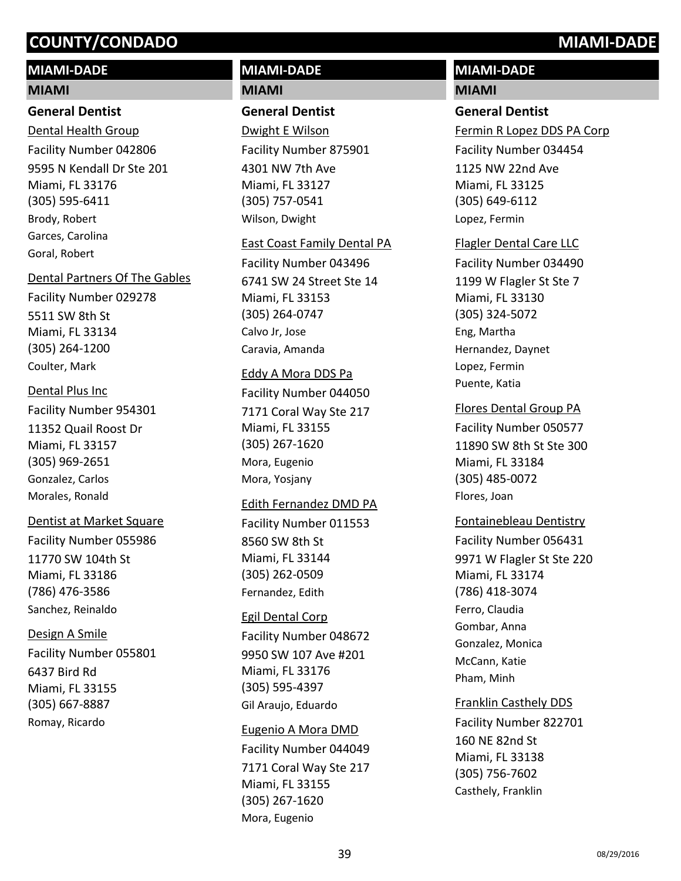## MIAMI-DADE

### MIAMI

#### General Dentist

Dental Health Group
Facility Number 042806
9595 N Kendall Dr Ste 201
Miami, FL 33176
(305) 595-6411
Brody, Robert
Garces, Carolina
Goral, Robert

Dental Partners Of The Gables
Facility Number 029278
5511 SW 8th St
Miami, FL 33134
(305) 264-1200
Coulter, Mark

Dental Plus Inc
Facility Number 954301
11352 Quail Roost Dr
Miami, FL 33157
(305) 969-2651
Gonzalez, Carlos
Morales, Ronald

Dentist at Market Square
Facility Number 055986
11770 SW 104th St
Miami, FL 33186
(786) 476-3586
Sanchez, Reinaldo

Design A Smile
Facility Number 055801
6437 Bird Rd
Miami, FL 33155
(305) 667-8887
Romay, Ricardo

Dwight E Wilson
Facility Number 875901
4301 NW 7th Ave
Miami, FL 33127
(305) 757-0541
Wilson, Dwight

East Coast Family Dental PA
Facility Number 043496
6741 SW 24 Street Ste 14
Miami, FL 33153
(305) 264-0747
Calvo Jr, Jose
Caravia, Amanda

Eddy A Mora DDS Pa
Facility Number 044050
7171 Coral Way Ste 217
Miami, FL 33155
(305) 267-1620
Mora, Eugenio
Mora, Yosjany

Edith Fernandez DMD PA
Facility Number 011553
8560 SW 8th St
Miami, FL 33144
(305) 262-0509
Fernandez, Edith

Egil Dental Corp
Facility Number 048672
9950 SW 107 Ave #201
Miami, FL 33176
(305) 595-4397
Gil Araujo, Eduardo

Eugenio A Mora DMD
Facility Number 044049
7171 Coral Way Ste 217
Miami, FL 33155
(305) 267-1620
Mora, Eugenio

Fermin R Lopez DDS PA Corp
Facility Number 034454
1125 NW 22nd Ave
Miami, FL 33125
(305) 649-6112
Lopez, Fermin

Flagler Dental Care LLC
Facility Number 034490
1199 W Flagler St Ste 7
Miami, FL 33130
(305) 324-5072
Eng, Martha
Hernandez, Daynet
Lopez, Fermin
Puente, Katia

Flores Dental Group PA
Facility Number 050577
11890 SW 8th St Ste 300
Miami, FL 33184
(305) 485-0072
Flores, Joan

Fontainebleau Dentistry
Facility Number 056431
9971 W Flagler St Ste 220
Miami, FL 33174
(786) 418-3074
Ferro, Claudia
Gombar, Anna
Gonzalez, Monica
McCann, Katie
Pham, Minh

Franklin Casthely DDS
Facility Number 822701
160 NE 82nd St
Miami, FL 33138
(305) 756-7602
Casthely, Franklin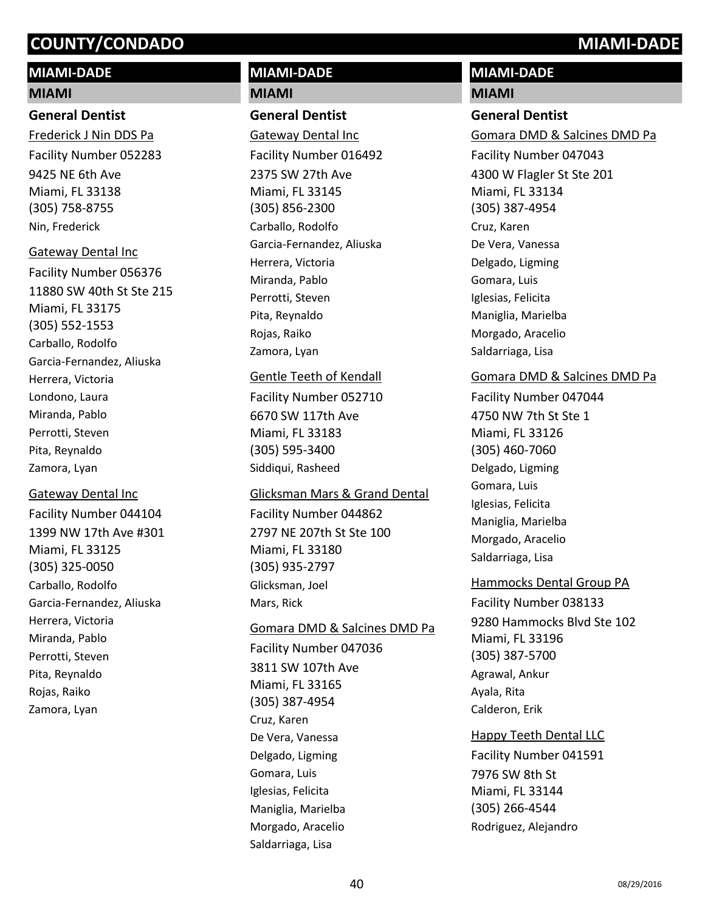# COUNTY/CONDADO MIAMI-DADE

## MIAMI-DADE

### MIAMI

#### General Dentist

Frederick J Nin DDS Pa
Facility Number 052283
9425 NE 6th Ave
Miami, FL 33138
(305) 758-8755
Nin, Frederick

Gateway Dental Inc
Facility Number 056376
11880 SW 40th St Ste 215
Miami, FL 33175
(305) 552-1553
Carballo, Rodolfo
Garcia-Fernandez, Aliuska
Herrera, Victoria
Londono, Laura
Miranda, Pablo
Perrotti, Steven
Pita, Reynaldo
Zamora, Lyan

Gateway Dental Inc
Facility Number 044104
1399 NW 17th Ave #301
Miami, FL 33125
(305) 325-0050
Carballo, Rodolfo
Garcia-Fernandez, Aliuska
Herrera, Victoria
Miranda, Pablo
Perrotti, Steven
Pita, Reynaldo
Rojas, Raiko
Zamora, Lyan

## MIAMI-DADE

### MIAMI

#### General Dentist

Gateway Dental Inc
Facility Number 016492
2375 SW 27th Ave
Miami, FL 33145
(305) 856-2300
Carballo, Rodolfo
Garcia-Fernandez, Aliuska
Herrera, Victoria
Miranda, Pablo
Perrotti, Steven
Pita, Reynaldo
Rojas, Raiko
Zamora, Lyan

Gentle Teeth of Kendall
Facility Number 052710
6670 SW 117th Ave
Miami, FL 33183
(305) 595-3400
Siddiqui, Rasheed

Glicksman Mars & Grand Dental
Facility Number 044862
2797 NE 207th St Ste 100
Miami, FL 33180
(305) 935-2797
Glicksman, Joel
Mars, Rick

Gomara DMD & Salcines DMD Pa
Facility Number 047036
3811 SW 107th Ave
Miami, FL 33165
(305) 387-4954
Cruz, Karen
De Vera, Vanessa
Delgado, Ligming
Gomara, Luis
Iglesias, Felicita
Maniglia, Marielba
Morgado, Aracelio
Saldarriaga, Lisa

## MIAMI-DADE

### MIAMI

#### General Dentist

Gomara DMD & Salcines DMD Pa
Facility Number 047043
4300 W Flagler St Ste 201
Miami, FL 33134
(305) 387-4954
Cruz, Karen
De Vera, Vanessa
Delgado, Ligming
Gomara, Luis
Iglesias, Felicita
Maniglia, Marielba
Morgado, Aracelio
Saldarriaga, Lisa

Gomara DMD & Salcines DMD Pa
Facility Number 047044
4750 NW 7th St Ste 1
Miami, FL 33126
(305) 460-7060
Delgado, Ligming
Gomara, Luis
Iglesias, Felicita
Maniglia, Marielba
Morgado, Aracelio
Saldarriaga, Lisa

Hammocks Dental Group PA
Facility Number 038133
9280 Hammocks Blvd Ste 102
Miami, FL 33196
(305) 387-5700
Agrawal, Ankur
Ayala, Rita
Calderon, Erik

Happy Teeth Dental LLC
Facility Number 041591
7976 SW 8th St
Miami, FL 33144
(305) 266-4544
Rodriguez, Alejandro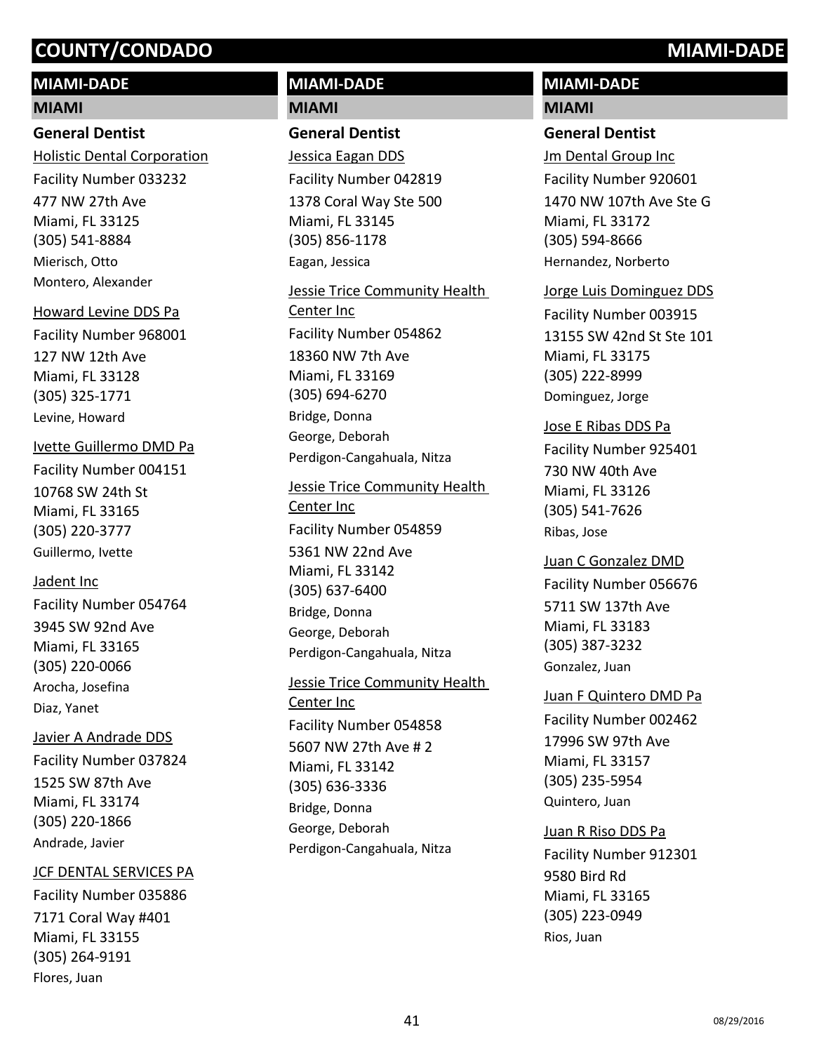## MIAMI-DADE

### MIAMI

#### General Dentist

Holistic Dental Corporation
Facility Number 033232
477 NW 27th Ave
Miami, FL 33125
(305) 541-8884
Mierisch, Otto
Montero, Alexander

Howard Levine DDS Pa
Facility Number 968001
127 NW 12th Ave
Miami, FL 33128
(305) 325-1771
Levine, Howard

Ivette Guillermo DMD Pa
Facility Number 004151
10768 SW 24th St
Miami, FL 33165
(305) 220-3777
Guillermo, Ivette

Jadent Inc
Facility Number 054764
3945 SW 92nd Ave
Miami, FL 33165
(305) 220-0066
Arocha, Josefina
Diaz, Yanet

Javier A Andrade DDS
Facility Number 037824
1525 SW 87th Ave
Miami, FL 33174
(305) 220-1866
Andrade, Javier

JCF DENTAL SERVICES PA
Facility Number 035886
7171 Coral Way #401
Miami, FL 33155
(305) 264-9191
Flores, Juan

## MIAMI-DADE

### MIAMI

#### General Dentist

Jessica Eagan DDS
Facility Number 042819
1378 Coral Way Ste 500
Miami, FL 33145
(305) 856-1178
Eagan, Jessica

Jessie Trice Community Health Center Inc
Facility Number 054862
18360 NW 7th Ave
Miami, FL 33169
(305) 694-6270
Bridge, Donna
George, Deborah
Perdigon-Cangahuala, Nitza

Jessie Trice Community Health Center Inc
Facility Number 054859
5361 NW 22nd Ave
Miami, FL 33142
(305) 637-6400
Bridge, Donna
George, Deborah
Perdigon-Cangahuala, Nitza

Jessie Trice Community Health Center Inc
Facility Number 054858
5607 NW 27th Ave # 2
Miami, FL 33142
(305) 636-3336
Bridge, Donna
George, Deborah
Perdigon-Cangahuala, Nitza

## MIAMI-DADE

### MIAMI

#### General Dentist

Jm Dental Group Inc
Facility Number 920601
1470 NW 107th Ave Ste G
Miami, FL 33172
(305) 594-8666
Hernandez, Norberto

Jorge Luis Dominguez DDS
Facility Number 003915
13155 SW 42nd St Ste 101
Miami, FL 33175
(305) 222-8999
Dominguez, Jorge

Jose E Ribas DDS Pa
Facility Number 925401
730 NW 40th Ave
Miami, FL 33126
(305) 541-7626
Ribas, Jose

Juan C Gonzalez DMD
Facility Number 056676
5711 SW 137th Ave
Miami, FL 33183
(305) 387-3232
Gonzalez, Juan

Juan F Quintero DMD Pa
Facility Number 002462
17996 SW 97th Ave
Miami, FL 33157
(305) 235-5954
Quintero, Juan

Juan R Riso DDS Pa
Facility Number 912301
9580 Bird Rd
Miami, FL 33165
(305) 223-0949
Rios, Juan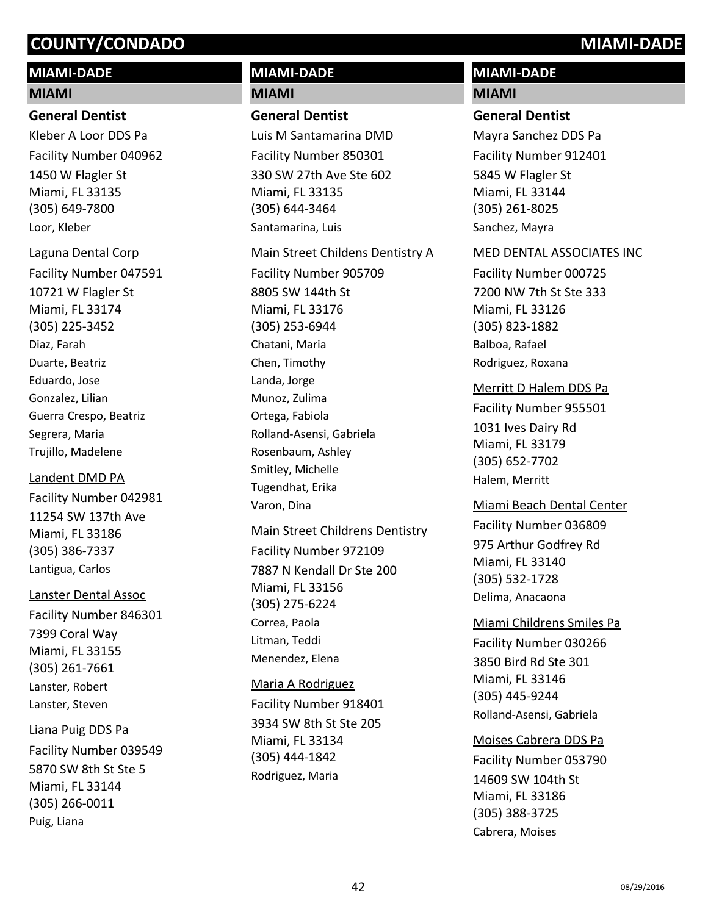# COUNTY/CONDADO MIAMI-DADE

## MIAMI-DADE

### MIAMI

#### General Dentist

Kleber A Loor DDS Pa
Facility Number 040962
1450 W Flagler St
Miami, FL 33135
(305) 649-7800
Loor, Kleber

Laguna Dental Corp
Facility Number 047591
10721 W Flagler St
Miami, FL 33174
(305) 225-3452
Diaz, Farah
Duarte, Beatriz
Eduardo, Jose
Gonzalez, Lilian
Guerra Crespo, Beatriz
Segrera, Maria
Trujillo, Madelene

Landent DMD PA
Facility Number 042981
11254 SW 137th Ave
Miami, FL 33186
(305) 386-7337
Lantigua, Carlos

Lanster Dental Assoc
Facility Number 846301
7399 Coral Way
Miami, FL 33155
(305) 261-7661
Lanster, Robert
Lanster, Steven

Liana Puig DDS Pa
Facility Number 039549
5870 SW 8th St Ste 5
Miami, FL 33144
(305) 266-0011
Puig, Liana

Luis M Santamarina DMD
Facility Number 850301
330 SW 27th Ave Ste 602
Miami, FL 33135
(305) 644-3464
Santamarina, Luis

Main Street Childens Dentistry A
Facility Number 905709
8805 SW 144th St
Miami, FL 33176
(305) 253-6944
Chatani, Maria
Chen, Timothy
Landa, Jorge
Munoz, Zulima
Ortega, Fabiola
Rolland-Asensi, Gabriela
Rosenbaum, Ashley
Smitley, Michelle
Tugendhat, Erika
Varon, Dina

Main Street Childrens Dentistry
Facility Number 972109
7887 N Kendall Dr Ste 200
Miami, FL 33156
(305) 275-6224
Correa, Paola
Litman, Teddi
Menendez, Elena

Maria A Rodriguez
Facility Number 918401
3934 SW 8th St Ste 205
Miami, FL 33134
(305) 444-1842
Rodriguez, Maria

Mayra Sanchez DDS Pa
Facility Number 912401
5845 W Flagler St
Miami, FL 33144
(305) 261-8025
Sanchez, Mayra

MED DENTAL ASSOCIATES INC
Facility Number 000725
7200 NW 7th St Ste 333
Miami, FL 33126
(305) 823-1882
Balboa, Rafael
Rodriguez, Roxana

Merritt D Halem DDS Pa
Facility Number 955501
1031 Ives Dairy Rd
Miami, FL 33179
(305) 652-7702
Halem, Merritt

Miami Beach Dental Center
Facility Number 036809
975 Arthur Godfrey Rd
Miami, FL 33140
(305) 532-1728
Delima, Anacaona

Miami Childrens Smiles Pa
Facility Number 030266
3850 Bird Rd Ste 301
Miami, FL 33146
(305) 445-9244
Rolland-Asensi, Gabriela

Moises Cabrera DDS Pa
Facility Number 053790
14609 SW 104th St
Miami, FL 33186
(305) 388-3725
Cabrera, Moises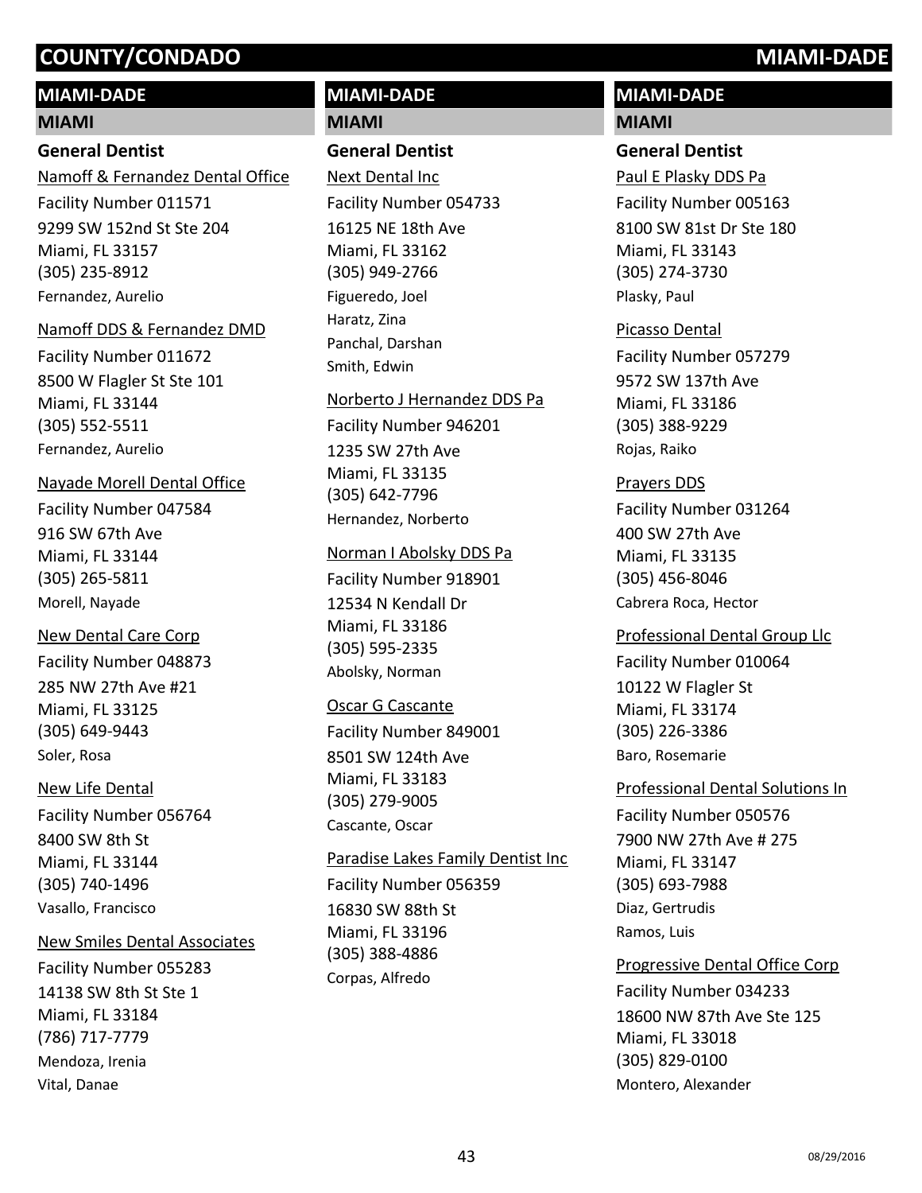# COUNTY/CONDADO MIAMI-DADE

## MIAMI-DADE

### MIAMI

#### General Dentist

Namoff & Fernandez Dental Office
Facility Number 011571
9299 SW 152nd St Ste 204
Miami, FL 33157
(305) 235-8912
Fernandez, Aurelio

Namoff DDS & Fernandez DMD
Facility Number 011672
8500 W Flagler St Ste 101
Miami, FL 33144
(305) 552-5511
Fernandez, Aurelio

Nayade Morell Dental Office
Facility Number 047584
916 SW 67th Ave
Miami, FL 33144
(305) 265-5811
Morell, Nayade

New Dental Care Corp
Facility Number 048873
285 NW 27th Ave #21
Miami, FL 33125
(305) 649-9443
Soler, Rosa

New Life Dental
Facility Number 056764
8400 SW 8th St
Miami, FL 33144
(305) 740-1496
Vasallo, Francisco

New Smiles Dental Associates
Facility Number 055283
14138 SW 8th St Ste 1
Miami, FL 33184
(786) 717-7779
Mendoza, Irenia
Vital, Danae

## MIAMI-DADE

### MIAMI

#### General Dentist

Next Dental Inc
Facility Number 054733
16125 NE 18th Ave
Miami, FL 33162
(305) 949-2766
Figueredo, Joel
Haratz, Zina
Panchal, Darshan
Smith, Edwin

Norberto J Hernandez DDS Pa
Facility Number 946201
1235 SW 27th Ave
Miami, FL 33135
(305) 642-7796
Hernandez, Norberto

Norman I Abolsky DDS Pa
Facility Number 918901
12534 N Kendall Dr
Miami, FL 33186
(305) 595-2335
Abolsky, Norman

Oscar G Cascante
Facility Number 849001
8501 SW 124th Ave
Miami, FL 33183
(305) 279-9005
Cascante, Oscar

Paradise Lakes Family Dentist Inc
Facility Number 056359
16830 SW 88th St
Miami, FL 33196
(305) 388-4886
Corpas, Alfredo

## MIAMI-DADE

### MIAMI

#### General Dentist

Paul E Plasky DDS Pa
Facility Number 005163
8100 SW 81st Dr Ste 180
Miami, FL 33143
(305) 274-3730
Plasky, Paul

Picasso Dental
Facility Number 057279
9572 SW 137th Ave
Miami, FL 33186
(305) 388-9229
Rojas, Raiko

Prayers DDS
Facility Number 031264
400 SW 27th Ave
Miami, FL 33135
(305) 456-8046
Cabrera Roca, Hector

Professional Dental Group Llc
Facility Number 010064
10122 W Flagler St
Miami, FL 33174
(305) 226-3386
Baro, Rosemarie

Professional Dental Solutions In
Facility Number 050576
7900 NW 27th Ave # 275
Miami, FL 33147
(305) 693-7988
Diaz, Gertrudis
Ramos, Luis

Progressive Dental Office Corp
Facility Number 034233
18600 NW 87th Ave Ste 125
Miami, FL 33018
(305) 829-0100
Montero, Alexander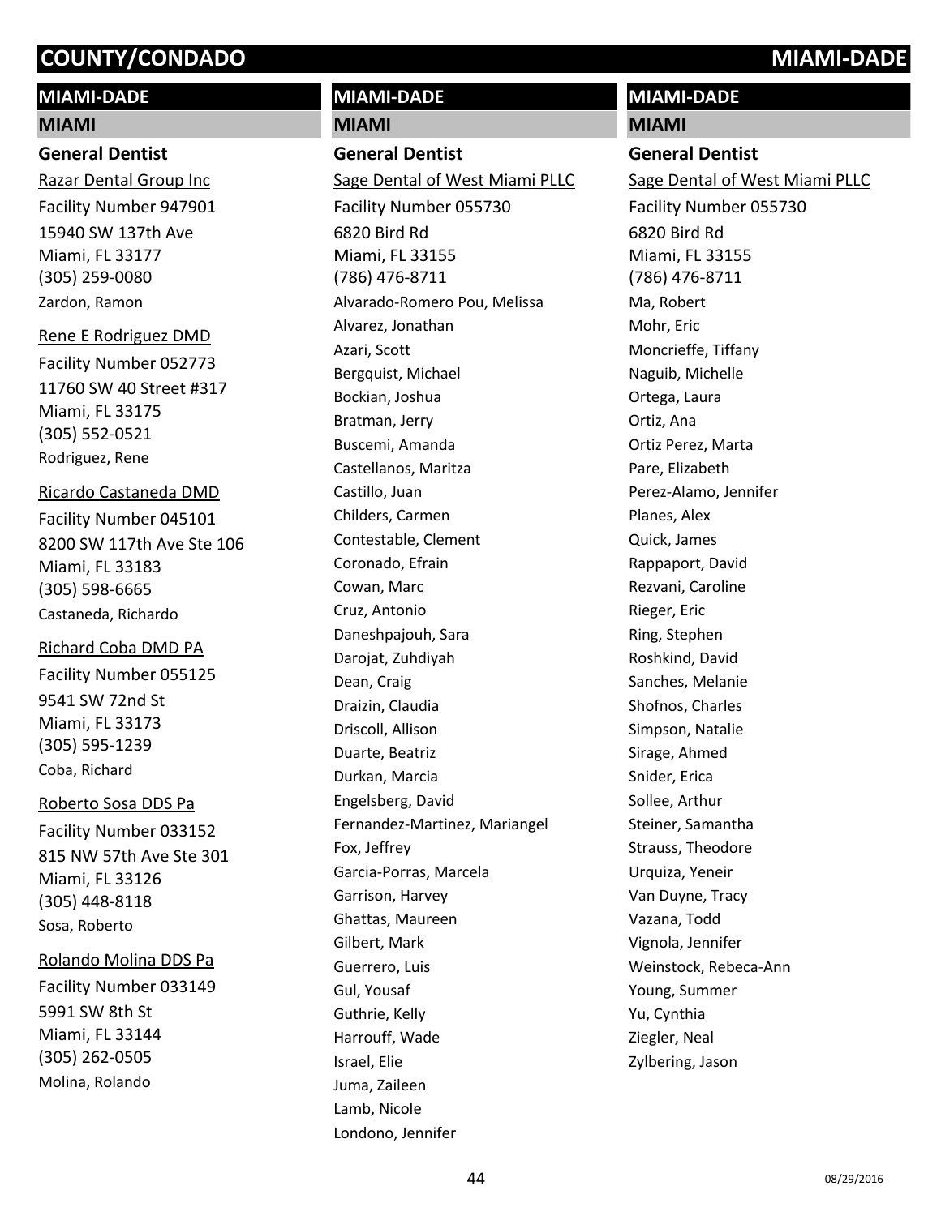# COUNTY/CONDADO MIAMI-DADE

## MIAMI-DADE

### MIAMI

#### General Dentist

Razar Dental Group Inc
Facility Number 947901
15940 SW 137th Ave
Miami, FL 33177
(305) 259-0080
Zardon, Ramon

Rene E Rodriguez DMD
Facility Number 052773
11760 SW 40 Street #317
Miami, FL 33175
(305) 552-0521
Rodriguez, Rene

Ricardo Castaneda DMD
Facility Number 045101
8200 SW 117th Ave Ste 106
Miami, FL 33183
(305) 598-6665
Castaneda, Richardo

Richard Coba DMD PA
Facility Number 055125
9541 SW 72nd St
Miami, FL 33173
(305) 595-1239
Coba, Richard

Roberto Sosa DDS Pa
Facility Number 033152
815 NW 57th Ave Ste 301
Miami, FL 33126
(305) 448-8118
Sosa, Roberto

Rolando Molina DDS Pa
Facility Number 033149
5991 SW 8th St
Miami, FL 33144
(305) 262-0505
Molina, Rolando

## MIAMI-DADE

### MIAMI

#### General Dentist

Sage Dental of West Miami PLLC
Facility Number 055730
6820 Bird Rd
Miami, FL 33155
(786) 476-8711
Alvarado-Romero Pou, Melissa
Alvarez, Jonathan
Azari, Scott
Bergquist, Michael
Bockian, Joshua
Bratman, Jerry
Buscemi, Amanda
Castellanos, Maritza
Castillo, Juan
Childers, Carmen
Contestable, Clement
Coronado, Efrain
Cowan, Marc
Cruz, Antonio
Daneshpajouh, Sara
Darojat, Zuhdiyah
Dean, Craig
Draizin, Claudia
Driscoll, Allison
Duarte, Beatriz
Durkan, Marcia
Engelsberg, David
Fernandez-Martinez, Mariangel
Fox, Jeffrey
Garcia-Porras, Marcela
Garrison, Harvey
Ghattas, Maureen
Gilbert, Mark
Guerrero, Luis
Gul, Yousaf
Guthrie, Kelly
Harrouff, Wade
Israel, Elie
Juma, Zaileen
Lamb, Nicole
Londono, Jennifer

## MIAMI-DADE

### MIAMI

#### General Dentist

Sage Dental of West Miami PLLC
Facility Number 055730
6820 Bird Rd
Miami, FL 33155
(786) 476-8711
Ma, Robert
Mohr, Eric
Moncrieffe, Tiffany
Naguib, Michelle
Ortega, Laura
Ortiz, Ana
Ortiz Perez, Marta
Pare, Elizabeth
Perez-Alamo, Jennifer
Planes, Alex
Quick, James
Rappaport, David
Rezvani, Caroline
Rieger, Eric
Ring, Stephen
Roshkind, David
Sanches, Melanie
Shofnos, Charles
Simpson, Natalie
Sirage, Ahmed
Snider, Erica
Sollee, Arthur
Steiner, Samantha
Strauss, Theodore
Urquiza, Yeneir
Van Duyne, Tracy
Vazana, Todd
Vignola, Jennifer
Weinstock, Rebeca-Ann
Young, Summer
Yu, Cynthia
Ziegler, Neal
Zylbering, Jason

08/29/2016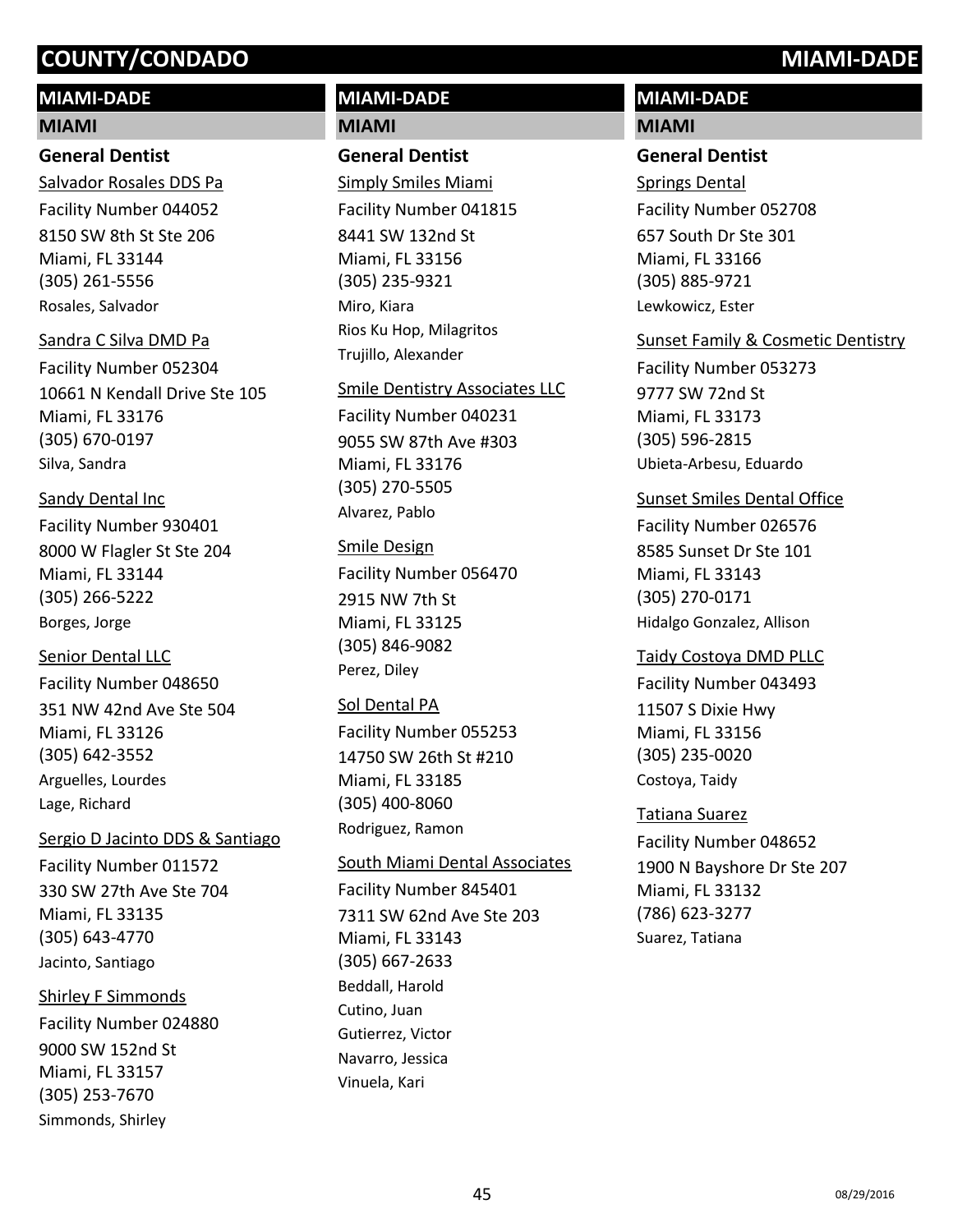# COUNTY/CONDADO MIAMI-DADE

## MIAMI-DADE

### MIAMI

#### General Dentist

Salvador Rosales DDS Pa
Facility Number 044052
8150 SW 8th St Ste 206
Miami, FL 33144
(305) 261-5556
Rosales, Salvador

Sandra C Silva DMD Pa
Facility Number 052304
10661 N Kendall Drive Ste 105
Miami, FL 33176
(305) 670-0197
Silva, Sandra

Sandy Dental Inc
Facility Number 930401
8000 W Flagler St Ste 204
Miami, FL 33144
(305) 266-5222
Borges, Jorge

Senior Dental LLC
Facility Number 048650
351 NW 42nd Ave Ste 504
Miami, FL 33126
(305) 642-3552
Arguelles, Lourdes
Lage, Richard

Sergio D Jacinto DDS & Santiago
Facility Number 011572
330 SW 27th Ave Ste 704
Miami, FL 33135
(305) 643-4770
Jacinto, Santiago

Shirley F Simmonds
Facility Number 024880
9000 SW 152nd St
Miami, FL 33157
(305) 253-7670
Simmonds, Shirley

Simply Smiles Miami
Facility Number 041815
8441 SW 132nd St
Miami, FL 33156
(305) 235-9321
Miro, Kiara
Rios Ku Hop, Milagritos
Trujillo, Alexander

Smile Dentistry Associates LLC
Facility Number 040231
9055 SW 87th Ave #303
Miami, FL 33176
(305) 270-5505
Alvarez, Pablo

Smile Design
Facility Number 056470
2915 NW 7th St
Miami, FL 33125
(305) 846-9082
Perez, Diley

Sol Dental PA
Facility Number 055253
14750 SW 26th St #210
Miami, FL 33185
(305) 400-8060
Rodriguez, Ramon

South Miami Dental Associates
Facility Number 845401
7311 SW 62nd Ave Ste 203
Miami, FL 33143
(305) 667-2633
Beddall, Harold
Cutino, Juan
Gutierrez, Victor
Navarro, Jessica
Vinuela, Kari

Springs Dental
Facility Number 052708
657 South Dr Ste 301
Miami, FL 33166
(305) 885-9721
Lewkowicz, Ester

Sunset Family & Cosmetic Dentistry
Facility Number 053273
9777 SW 72nd St
Miami, FL 33173
(305) 596-2815
Ubieta-Arbesu, Eduardo

Sunset Smiles Dental Office
Facility Number 026576
8585 Sunset Dr Ste 101
Miami, FL 33143
(305) 270-0171
Hidalgo Gonzalez, Allison

Taidy Costoya DMD PLLC
Facility Number 043493
11507 S Dixie Hwy
Miami, FL 33156
(305) 235-0020
Costoya, Taidy

Tatiana Suarez
Facility Number 048652
1900 N Bayshore Dr Ste 207
Miami, FL 33132
(786) 623-3277
Suarez, Tatiana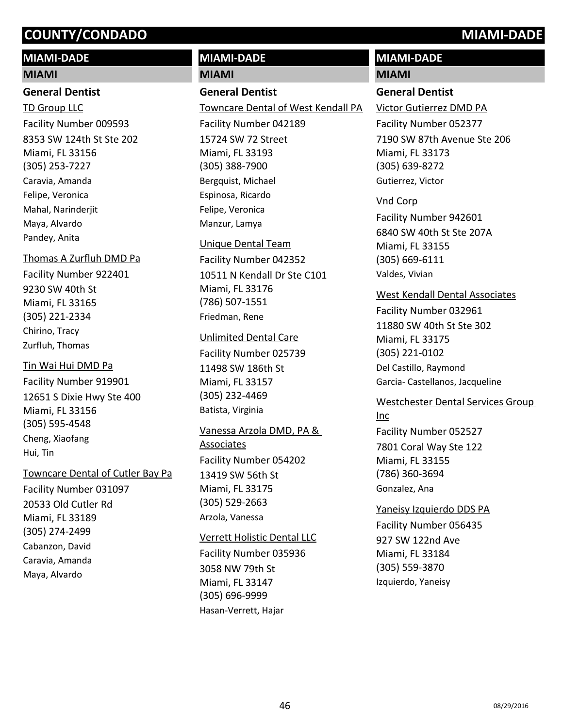# COUNTY/CONDADO MIAMI-DADE

## MIAMI-DADE

### MIAMI

#### General Dentist

TD Group LLC
Facility Number 009593
8353 SW 124th St Ste 202
Miami, FL 33156
(305) 253-7227
Caravia, Amanda
Felipe, Veronica
Mahal, Narinderjit
Maya, Alvardo
Pandey, Anita

Thomas A Zurfluh DMD Pa
Facility Number 922401
9230 SW 40th St
Miami, FL 33165
(305) 221-2334
Chirino, Tracy
Zurfluh, Thomas

Tin Wai Hui DMD Pa
Facility Number 919901
12651 S Dixie Hwy Ste 400
Miami, FL 33156
(305) 595-4548
Cheng, Xiaofang
Hui, Tin

Towncare Dental of Cutler Bay Pa
Facility Number 031097
20533 Old Cutler Rd
Miami, FL 33189
(305) 274-2499
Cabanzon, David
Caravia, Amanda
Maya, Alvardo

Towncare Dental of West Kendall PA
Facility Number 042189
15724 SW 72 Street
Miami, FL 33193
(305) 388-7900
Bergquist, Michael
Espinosa, Ricardo
Felipe, Veronica
Manzur, Lamya

Unique Dental Team
Facility Number 042352
10511 N Kendall Dr Ste C101
Miami, FL 33176
(786) 507-1551
Friedman, Rene

Unlimited Dental Care
Facility Number 025739
11498 SW 186th St
Miami, FL 33157
(305) 232-4469
Batista, Virginia

Vanessa Arzola DMD, PA & Associates
Facility Number 054202
13419 SW 56th St
Miami, FL 33175
(305) 529-2663
Arzola, Vanessa

Verrett Holistic Dental LLC
Facility Number 035936
3058 NW 79th St
Miami, FL 33147
(305) 696-9999
Hasan-Verrett, Hajar

Victor Gutierrez DMD PA
Facility Number 052377
7190 SW 87th Avenue Ste 206
Miami, FL 33173
(305) 639-8272
Gutierrez, Victor

Vnd Corp
Facility Number 942601
6840 SW 40th St Ste 207A
Miami, FL 33155
(305) 669-6111
Valdes, Vivian

West Kendall Dental Associates
Facility Number 032961
11880 SW 40th St Ste 302
Miami, FL 33175
(305) 221-0102
Del Castillo, Raymond
Garcia- Castellanos, Jacqueline

Westchester Dental Services Group Inc
Facility Number 052527
7801 Coral Way Ste 122
Miami, FL 33155
(786) 360-3694
Gonzalez, Ana

Yaneisy Izquierdo DDS PA
Facility Number 056435
927 SW 122nd Ave
Miami, FL 33184
(305) 559-3870
Izquierdo, Yaneisy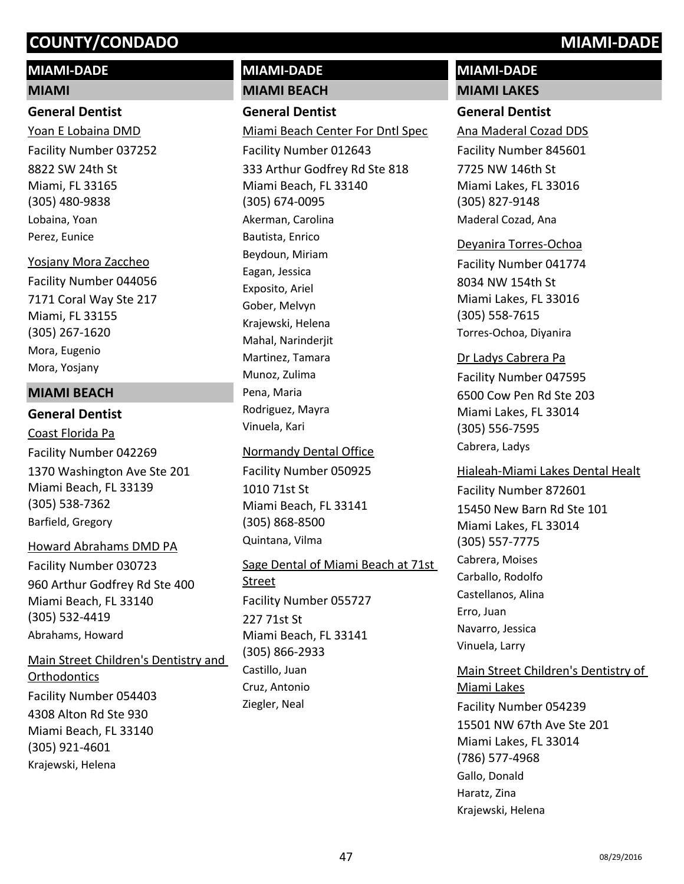# COUNTY/CONDADO MIAMI-DADE

## MIAMI-DADE

### MIAMI

#### General Dentist

Yoan E Lobaina DMD
Facility Number 037252
8822 SW 24th St
Miami, FL 33165
(305) 480-9838
Lobaina, Yoan
Perez, Eunice

Yosjany Mora Zaccheo
Facility Number 044056
7171 Coral Way Ste 217
Miami, FL 33155
(305) 267-1620
Mora, Eugenio
Mora, Yosjany

### MIAMI BEACH

#### General Dentist

Coast Florida Pa
Facility Number 042269
1370 Washington Ave Ste 201
Miami Beach, FL 33139
(305) 538-7362
Barfield, Gregory

Howard Abrahams DMD PA
Facility Number 030723
960 Arthur Godfrey Rd Ste 400
Miami Beach, FL 33140
(305) 532-4419
Abrahams, Howard

Main Street Children's Dentistry and Orthodontics
Facility Number 054403
4308 Alton Rd Ste 930
Miami Beach, FL 33140
(305) 921-4601
Krajewski, Helena

## MIAMI-DADE

### MIAMI BEACH

#### General Dentist

Miami Beach Center For Dntl Spec
Facility Number 012643
333 Arthur Godfrey Rd Ste 818
Miami Beach, FL 33140
(305) 674-0095
Akerman, Carolina
Bautista, Enrico
Beydoun, Miriam
Eagan, Jessica
Exposito, Ariel
Gober, Melvyn
Krajewski, Helena
Mahal, Narinderjit
Martinez, Tamara
Munoz, Zulima
Pena, Maria
Rodriguez, Mayra
Vinuela, Kari

Normandy Dental Office
Facility Number 050925
1010 71st St
Miami Beach, FL 33141
(305) 868-8500
Quintana, Vilma

Sage Dental of Miami Beach at 71st Street
Facility Number 055727
227 71st St
Miami Beach, FL 33141
(305) 866-2933
Castillo, Juan
Cruz, Antonio
Ziegler, Neal

## MIAMI-DADE

### MIAMI LAKES

#### General Dentist

Ana Maderal Cozad DDS
Facility Number 845601
7725 NW 146th St
Miami Lakes, FL 33016
(305) 827-9148
Maderal Cozad, Ana

Deyanira Torres-Ochoa
Facility Number 041774
8034 NW 154th St
Miami Lakes, FL 33016
(305) 558-7615
Torres-Ochoa, Diyanira

Dr Ladys Cabrera Pa
Facility Number 047595
6500 Cow Pen Rd Ste 203
Miami Lakes, FL 33014
(305) 556-7595
Cabrera, Ladys

Hialeah-Miami Lakes Dental Healt
Facility Number 872601
15450 New Barn Rd Ste 101
Miami Lakes, FL 33014
(305) 557-7775
Cabrera, Moises
Carballo, Rodolfo
Castellanos, Alina
Erro, Juan
Navarro, Jessica
Vinuela, Larry

Main Street Children's Dentistry of Miami Lakes
Facility Number 054239
15501 NW 67th Ave Ste 201
Miami Lakes, FL 33014
(786) 577-4968
Gallo, Donald
Haratz, Zina
Krajewski, Helena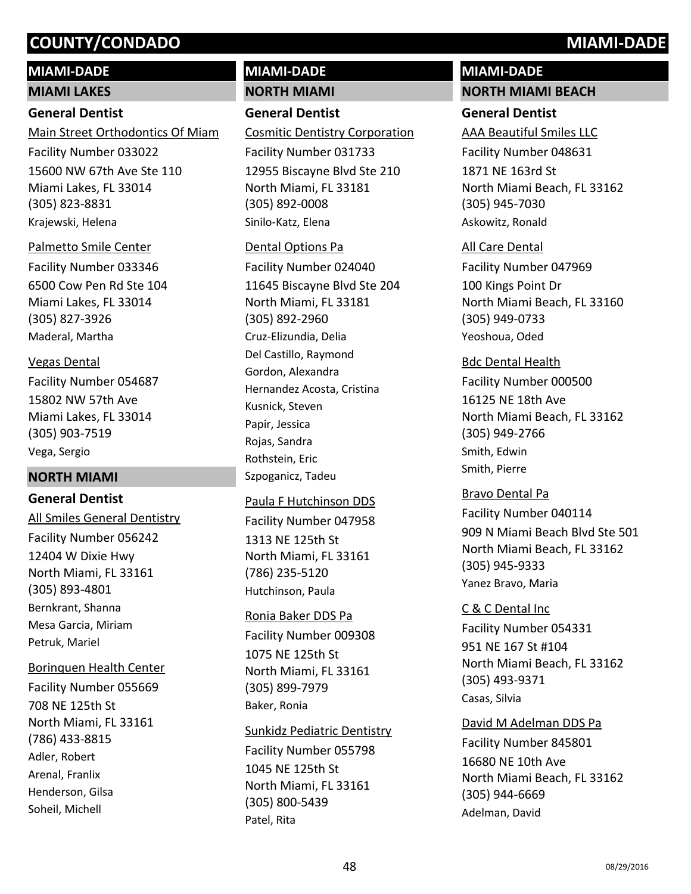# COUNTY/CONDADO MIAMI-DADE

## MIAMI-DADE

### MIAMI LAKES

#### General Dentist

Main Street Orthodontics Of Miam
Facility Number 033022
15600 NW 67th Ave Ste 110
Miami Lakes, FL 33014
(305) 823-8831
Krajewski, Helena

Palmetto Smile Center
Facility Number 033346
6500 Cow Pen Rd Ste 104
Miami Lakes, FL 33014
(305) 827-3926
Maderal, Martha

Vegas Dental
Facility Number 054687
15802 NW 57th Ave
Miami Lakes, FL 33014
(305) 903-7519
Vega, Sergio

### NORTH MIAMI

#### General Dentist

All Smiles General Dentistry
Facility Number 056242
12404 W Dixie Hwy
North Miami, FL 33161
(305) 893-4801
Bernkrant, Shanna
Mesa Garcia, Miriam
Petruk, Mariel

Borinquen Health Center
Facility Number 055669
708 NE 125th St
North Miami, FL 33161
(786) 433-8815
Adler, Robert
Arenal, Franlix
Henderson, Gilsa
Soheil, Michell

## MIAMI-DADE

### NORTH MIAMI

#### General Dentist

Cosmitic Dentistry Corporation
Facility Number 031733
12955 Biscayne Blvd Ste 210
North Miami, FL 33181
(305) 892-0008
Sinilo-Katz, Elena

Dental Options Pa
Facility Number 024040
11645 Biscayne Blvd Ste 204
North Miami, FL 33181
(305) 892-2960
Cruz-Elizundia, Delia
Del Castillo, Raymond
Gordon, Alexandra
Hernandez Acosta, Cristina
Kusnick, Steven
Papir, Jessica
Rojas, Sandra
Rothstein, Eric
Szpoganicz, Tadeu

Paula F Hutchinson DDS
Facility Number 047958
1313 NE 125th St
North Miami, FL 33161
(786) 235-5120
Hutchinson, Paula

Ronia Baker DDS Pa
Facility Number 009308
1075 NE 125th St
North Miami, FL 33161
(305) 899-7979
Baker, Ronia

Sunkidz Pediatric Dentistry
Facility Number 055798
1045 NE 125th St
North Miami, FL 33161
(305) 800-5439
Patel, Rita

## MIAMI-DADE

### NORTH MIAMI BEACH

#### General Dentist

AAA Beautiful Smiles LLC
Facility Number 048631
1871 NE 163rd St
North Miami Beach, FL 33162
(305) 945-7030
Askowitz, Ronald

All Care Dental
Facility Number 047969
100 Kings Point Dr
North Miami Beach, FL 33160
(305) 949-0733
Yeoshoua, Oded

Bdc Dental Health
Facility Number 000500
16125 NE 18th Ave
North Miami Beach, FL 33162
(305) 949-2766
Smith, Edwin
Smith, Pierre

Bravo Dental Pa
Facility Number 040114
909 N Miami Beach Blvd Ste 501
North Miami Beach, FL 33162
(305) 945-9333
Yanez Bravo, Maria

C & C Dental Inc
Facility Number 054331
951 NE 167 St #104
North Miami Beach, FL 33162
(305) 493-9371
Casas, Silvia

David M Adelman DDS Pa
Facility Number 845801
16680 NE 10th Ave
North Miami Beach, FL 33162
(305) 944-6669
Adelman, David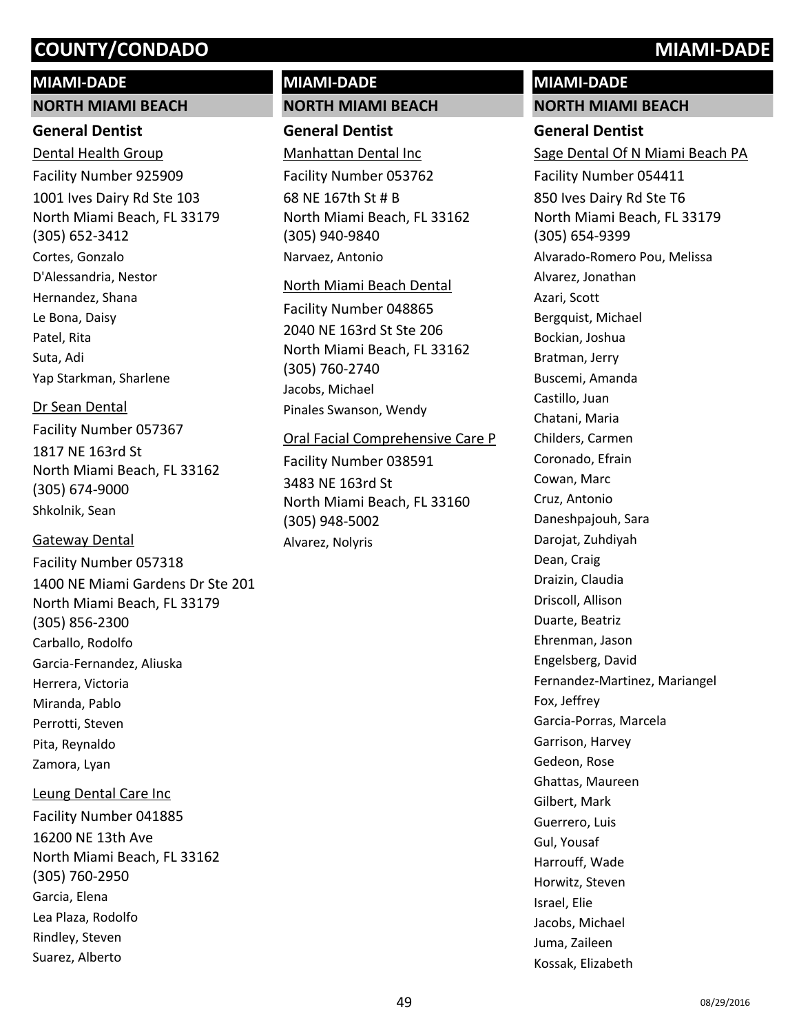# COUNTY/CONDADO MIAMI-DADE

## MIAMI-DADE

### NORTH MIAMI BEACH

#### General Dentist

Dental Health Group

Facility Number 925909

1001 Ives Dairy Rd Ste 103
North Miami Beach, FL 33179
(305) 652-3412

Cortes, Gonzalo
D'Alessandria, Nestor
Hernandez, Shana
Le Bona, Daisy
Patel, Rita
Suta, Adi
Yap Starkman, Sharlene

Dr Sean Dental

Facility Number 057367

1817 NE 163rd St
North Miami Beach, FL 33162
(305) 674-9000

Shkolnik, Sean

Gateway Dental

Facility Number 057318

1400 NE Miami Gardens Dr Ste 201
North Miami Beach, FL 33179
(305) 856-2300

Carballo, Rodolfo
Garcia-Fernandez, Aliuska
Herrera, Victoria
Miranda, Pablo
Perrotti, Steven
Pita, Reynaldo
Zamora, Lyan

Leung Dental Care Inc

Facility Number 041885

16200 NE 13th Ave
North Miami Beach, FL 33162
(305) 760-2950

Garcia, Elena
Lea Plaza, Rodolfo
Rindley, Steven
Suarez, Alberto

## MIAMI-DADE

### NORTH MIAMI BEACH

#### General Dentist

Manhattan Dental Inc

Facility Number 053762

68 NE 167th St # B
North Miami Beach, FL 33162
(305) 940-9840

Narvaez, Antonio

North Miami Beach Dental

Facility Number 048865

2040 NE 163rd St Ste 206
North Miami Beach, FL 33162
(305) 760-2740

Jacobs, Michael
Pinales Swanson, Wendy

Oral Facial Comprehensive Care P

Facility Number 038591

3483 NE 163rd St
North Miami Beach, FL 33160
(305) 948-5002

Alvarez, Nolyris

## MIAMI-DADE

### NORTH MIAMI BEACH

#### General Dentist

Sage Dental Of N Miami Beach PA

Facility Number 054411

850 Ives Dairy Rd Ste T6
North Miami Beach, FL 33179
(305) 654-9399

Alvarado-Romero Pou, Melissa
Alvarez, Jonathan
Azari, Scott
Bergquist, Michael
Bockian, Joshua
Bratman, Jerry
Buscemi, Amanda
Castillo, Juan
Chatani, Maria
Childers, Carmen
Coronado, Efrain
Cowan, Marc
Cruz, Antonio
Daneshpajouh, Sara
Darojat, Zuhdiyah
Dean, Craig
Draizin, Claudia
Driscoll, Allison
Duarte, Beatriz
Ehrenman, Jason
Engelsberg, David
Fernandez-Martinez, Mariangel
Fox, Jeffrey
Garcia-Porras, Marcela
Garrison, Harvey
Gedeon, Rose
Ghattas, Maureen
Gilbert, Mark
Guerrero, Luis
Gul, Yousaf
Harrouff, Wade
Horwitz, Steven
Israel, Elie
Jacobs, Michael
Juma, Zaileen
Kossak, Elizabeth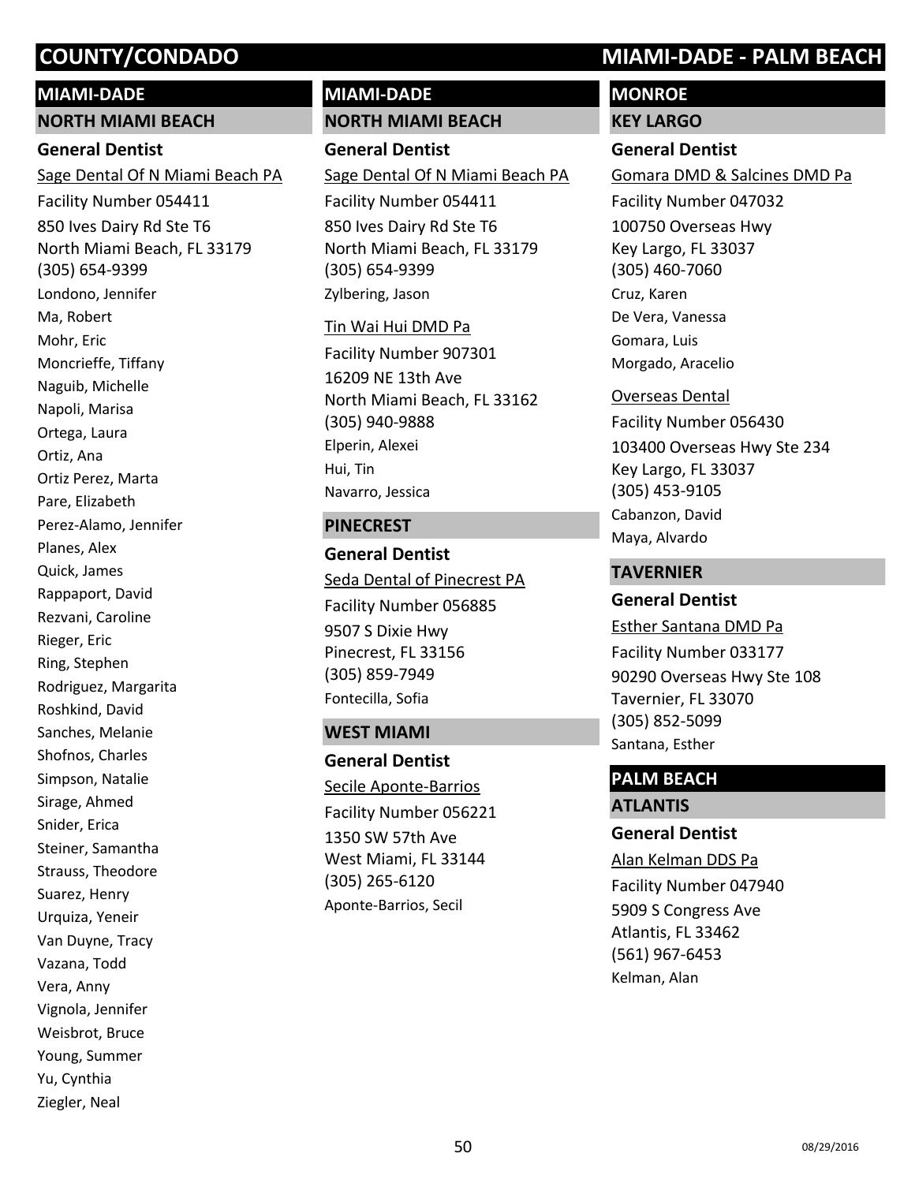# COUNTY/CONDADO — MIAMI-DADE - PALM BEACH

## MIAMI-DADE

### NORTH MIAMI BEACH

#### General Dentist

Sage Dental Of N Miami Beach PA
Facility Number 054411
850 Ives Dairy Rd Ste T6
North Miami Beach, FL 33179
(305) 654-9399

Londono, Jennifer
Ma, Robert
Mohr, Eric
Moncrieffe, Tiffany
Naguib, Michelle
Napoli, Marisa
Ortega, Laura
Ortiz, Ana
Ortiz Perez, Marta
Pare, Elizabeth
Perez-Alamo, Jennifer
Planes, Alex
Quick, James
Rappaport, David
Rezvani, Caroline
Rieger, Eric
Ring, Stephen
Rodriguez, Margarita
Roshkind, David
Sanches, Melanie
Shofnos, Charles
Simpson, Natalie
Sirage, Ahmed
Snider, Erica
Steiner, Samantha
Strauss, Theodore
Suarez, Henry
Urquiza, Yeneir
Van Duyne, Tracy
Vazana, Todd
Vera, Anny
Vignola, Jennifer
Weisbrot, Bruce
Young, Summer
Yu, Cynthia
Ziegler, Neal

## MIAMI-DADE

### NORTH MIAMI BEACH

#### General Dentist

Sage Dental Of N Miami Beach PA
Facility Number 054411
850 Ives Dairy Rd Ste T6
North Miami Beach, FL 33179
(305) 654-9399

Zylbering, Jason

Tin Wai Hui DMD Pa
Facility Number 907301
16209 NE 13th Ave
North Miami Beach, FL 33162
(305) 940-9888

Elperin, Alexei
Hui, Tin
Navarro, Jessica

### PINECREST

#### General Dentist

Seda Dental of Pinecrest PA
Facility Number 056885
9507 S Dixie Hwy
Pinecrest, FL 33156
(305) 859-7949

Fontecilla, Sofia

### WEST MIAMI

#### General Dentist

Secile Aponte-Barrios
Facility Number 056221
1350 SW 57th Ave
West Miami, FL 33144
(305) 265-6120

Aponte-Barrios, Secil

## MONROE

### KEY LARGO

#### General Dentist

Gomara DMD & Salcines DMD Pa
Facility Number 047032
100750 Overseas Hwy
Key Largo, FL 33037
(305) 460-7060

Cruz, Karen
De Vera, Vanessa
Gomara, Luis
Morgado, Aracelio

Overseas Dental
Facility Number 056430
103400 Overseas Hwy Ste 234
Key Largo, FL 33037
(305) 453-9105

Cabanzon, David
Maya, Alvardo

### TAVERNIER

#### General Dentist

Esther Santana DMD Pa
Facility Number 033177
90290 Overseas Hwy Ste 108
Tavernier, FL 33070
(305) 852-5099

Santana, Esther

## PALM BEACH

### ATLANTIS

#### General Dentist

Alan Kelman DDS Pa
Facility Number 047940
5909 S Congress Ave
Atlantis, FL 33462
(561) 967-6453

Kelman, Alan

08/29/2016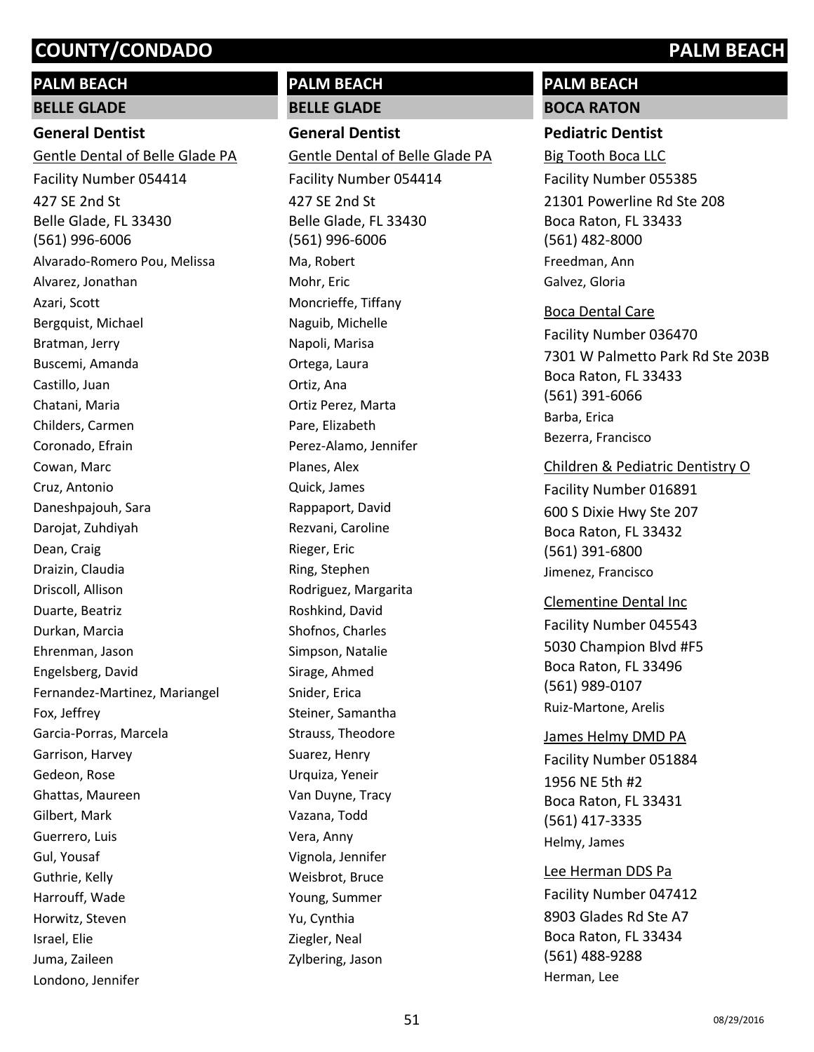## PALM BEACH

### BELLE GLADE

#### General Dentist

Gentle Dental of Belle Glade PA

Facility Number 054414

427 SE 2nd St
Belle Glade, FL 33430
(561) 996-6006

Alvarado-Romero Pou, Melissa
Alvarez, Jonathan
Azari, Scott
Bergquist, Michael
Bratman, Jerry
Buscemi, Amanda
Castillo, Juan
Chatani, Maria
Childers, Carmen
Coronado, Efrain
Cowan, Marc
Cruz, Antonio
Daneshpajouh, Sara
Darojat, Zuhdiyah
Dean, Craig
Draizin, Claudia
Driscoll, Allison
Duarte, Beatriz
Durkan, Marcia
Ehrenman, Jason
Engelsberg, David
Fernandez-Martinez, Mariangel
Fox, Jeffrey
Garcia-Porras, Marcela
Garrison, Harvey
Gedeon, Rose
Ghattas, Maureen
Gilbert, Mark
Guerrero, Luis
Gul, Yousaf
Guthrie, Kelly
Harrouff, Wade
Horwitz, Steven
Israel, Elie
Juma, Zaileen
Londono, Jennifer

## PALM BEACH

### BELLE GLADE

#### General Dentist

Gentle Dental of Belle Glade PA

Facility Number 054414

427 SE 2nd St
Belle Glade, FL 33430
(561) 996-6006

Ma, Robert
Mohr, Eric
Moncrieffe, Tiffany
Naguib, Michelle
Napoli, Marisa
Ortega, Laura
Ortiz, Ana
Ortiz Perez, Marta
Pare, Elizabeth
Perez-Alamo, Jennifer
Planes, Alex
Quick, James
Rappaport, David
Rezvani, Caroline
Rieger, Eric
Ring, Stephen
Rodriguez, Margarita
Roshkind, David
Shofnos, Charles
Simpson, Natalie
Sirage, Ahmed
Snider, Erica
Steiner, Samantha
Strauss, Theodore
Suarez, Henry
Urquiza, Yeneir
Van Duyne, Tracy
Vazana, Todd
Vera, Anny
Vignola, Jennifer
Weisbrot, Bruce
Young, Summer
Yu, Cynthia
Ziegler, Neal
Zylbering, Jason

## PALM BEACH

### BOCA RATON

#### Pediatric Dentist

Big Tooth Boca LLC

Facility Number 055385

21301 Powerline Rd Ste 208
Boca Raton, FL 33433
(561) 482-8000

Freedman, Ann
Galvez, Gloria

Boca Dental Care

Facility Number 036470

7301 W Palmetto Park Rd Ste 203B
Boca Raton, FL 33433
(561) 391-6066

Barba, Erica
Bezerra, Francisco

Children & Pediatric Dentistry O

Facility Number 016891

600 S Dixie Hwy Ste 207
Boca Raton, FL 33432
(561) 391-6800

Jimenez, Francisco

Clementine Dental Inc

Facility Number 045543

5030 Champion Blvd #F5
Boca Raton, FL 33496
(561) 989-0107

Ruiz-Martone, Arelis

James Helmy DMD PA

Facility Number 051884

1956 NE 5th #2
Boca Raton, FL 33431
(561) 417-3335

Helmy, James

Lee Herman DDS Pa

Facility Number 047412

8903 Glades Rd Ste A7
Boca Raton, FL 33434
(561) 488-9288

Herman, Lee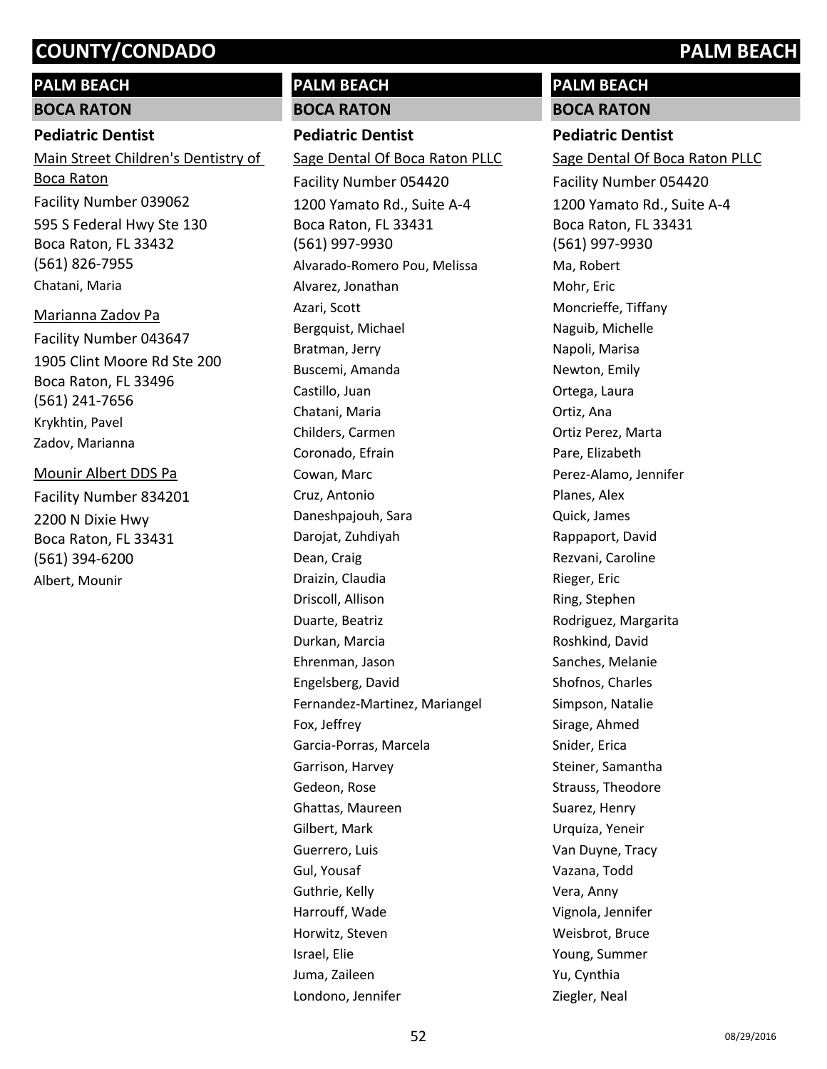# COUNTY/CONDADO — PALM BEACH

## PALM BEACH

### BOCA RATON

#### Pediatric Dentist

Main Street Children's Dentistry of Boca Raton
Facility Number 039062
595 S Federal Hwy Ste 130
Boca Raton, FL 33432
(561) 826-7955
Chatani, Maria

Marianna Zadov Pa
Facility Number 043647
1905 Clint Moore Rd Ste 200
Boca Raton, FL 33496
(561) 241-7656
Krykhtin, Pavel
Zadov, Marianna

Mounir Albert DDS Pa
Facility Number 834201
2200 N Dixie Hwy
Boca Raton, FL 33431
(561) 394-6200
Albert, Mounir

## PALM BEACH

### BOCA RATON

#### Pediatric Dentist

Sage Dental Of Boca Raton PLLC
Facility Number 054420
1200 Yamato Rd., Suite A-4
Boca Raton, FL 33431
(561) 997-9930
Alvarado-Romero Pou, Melissa
Alvarez, Jonathan
Azari, Scott
Bergquist, Michael
Bratman, Jerry
Buscemi, Amanda
Castillo, Juan
Chatani, Maria
Childers, Carmen
Coronado, Efrain
Cowan, Marc
Cruz, Antonio
Daneshpajouh, Sara
Darojat, Zuhdiyah
Dean, Craig
Draizin, Claudia
Driscoll, Allison
Duarte, Beatriz
Durkan, Marcia
Ehrenman, Jason
Engelsberg, David
Fernandez-Martinez, Mariangel
Fox, Jeffrey
Garcia-Porras, Marcela
Garrison, Harvey
Gedeon, Rose
Ghattas, Maureen
Gilbert, Mark
Guerrero, Luis
Gul, Yousaf
Guthrie, Kelly
Harrouff, Wade
Horwitz, Steven
Israel, Elie
Juma, Zaileen
Londono, Jennifer

## PALM BEACH

### BOCA RATON

#### Pediatric Dentist

Sage Dental Of Boca Raton PLLC
Facility Number 054420
1200 Yamato Rd., Suite A-4
Boca Raton, FL 33431
(561) 997-9930
Ma, Robert
Mohr, Eric
Moncrieffe, Tiffany
Naguib, Michelle
Napoli, Marisa
Newton, Emily
Ortega, Laura
Ortiz, Ana
Ortiz Perez, Marta
Pare, Elizabeth
Perez-Alamo, Jennifer
Planes, Alex
Quick, James
Rappaport, David
Rezvani, Caroline
Rieger, Eric
Ring, Stephen
Rodriguez, Margarita
Roshkind, David
Sanches, Melanie
Shofnos, Charles
Simpson, Natalie
Sirage, Ahmed
Snider, Erica
Steiner, Samantha
Strauss, Theodore
Suarez, Henry
Urquiza, Yeneir
Van Duyne, Tracy
Vazana, Todd
Vera, Anny
Vignola, Jennifer
Weisbrot, Bruce
Young, Summer
Yu, Cynthia
Ziegler, Neal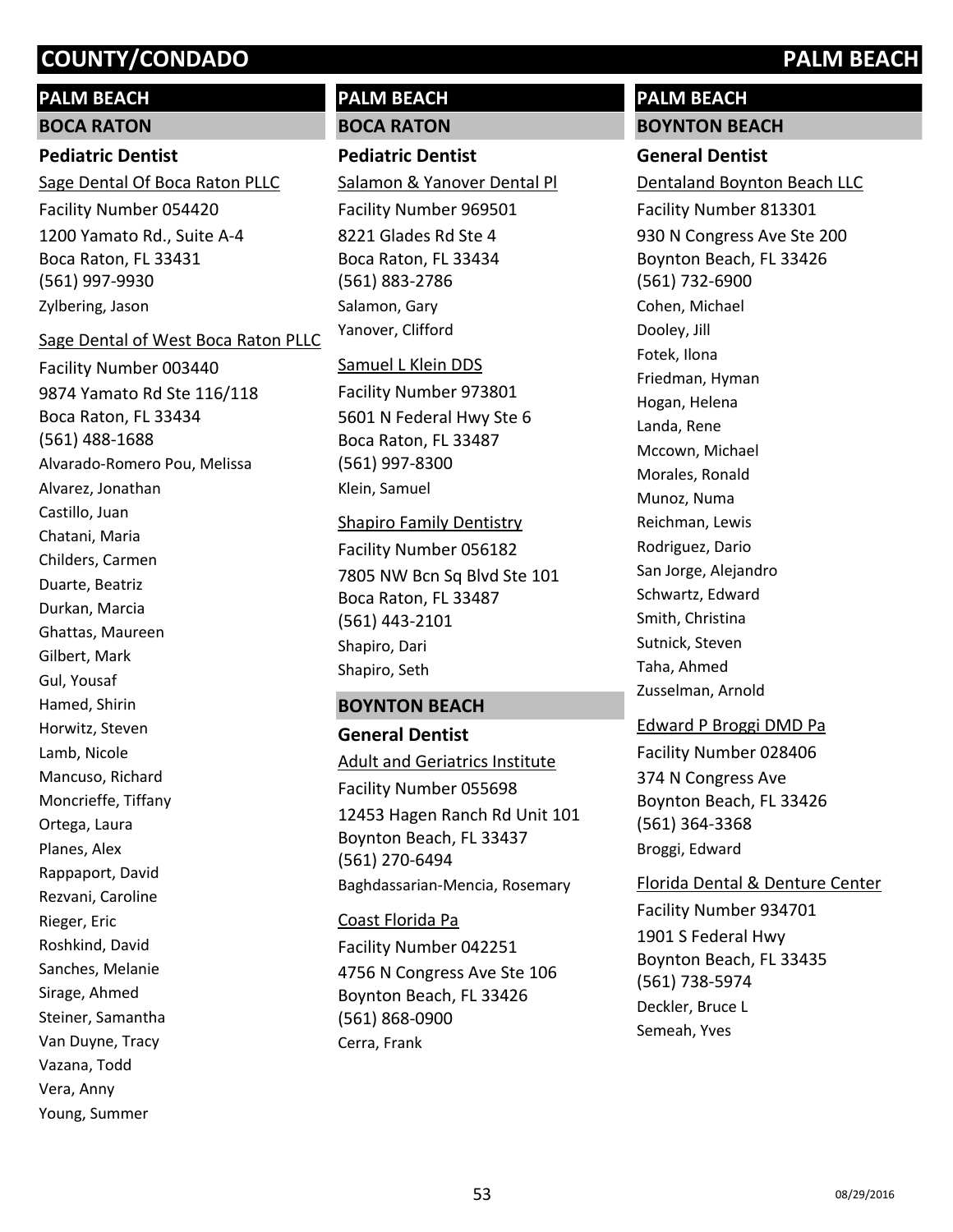## PALM BEACH

### BOCA RATON

#### Pediatric Dentist

Sage Dental Of Boca Raton PLLC

Facility Number 054420

1200 Yamato Rd., Suite A-4
Boca Raton, FL 33431
(561) 997-9930

Zylbering, Jason

Sage Dental of West Boca Raton PLLC

Facility Number 003440

9874 Yamato Rd Ste 116/118
Boca Raton, FL 33434
(561) 488-1688

Alvarado-Romero Pou, Melissa
Alvarez, Jonathan
Castillo, Juan
Chatani, Maria
Childers, Carmen
Duarte, Beatriz
Durkan, Marcia
Ghattas, Maureen
Gilbert, Mark
Gul, Yousaf
Hamed, Shirin
Horwitz, Steven
Lamb, Nicole
Mancuso, Richard
Moncrieffe, Tiffany
Ortega, Laura
Planes, Alex
Rappaport, David
Rezvani, Caroline
Rieger, Eric
Roshkind, David
Sanches, Melanie
Sirage, Ahmed
Steiner, Samantha
Van Duyne, Tracy
Vazana, Todd
Vera, Anny
Young, Summer

Salamon & Yanover Dental Pl

Facility Number 969501

8221 Glades Rd Ste 4
Boca Raton, FL 33434
(561) 883-2786

Salamon, Gary
Yanover, Clifford

Samuel L Klein DDS

Facility Number 973801

5601 N Federal Hwy Ste 6
Boca Raton, FL 33487
(561) 997-8300

Klein, Samuel

Shapiro Family Dentistry

Facility Number 056182

7805 NW Bcn Sq Blvd Ste 101
Boca Raton, FL 33487
(561) 443-2101

Shapiro, Dari
Shapiro, Seth

### BOYNTON BEACH

#### General Dentist

Adult and Geriatrics Institute

Facility Number 055698

12453 Hagen Ranch Rd Unit 101
Boynton Beach, FL 33437
(561) 270-6494

Baghdassarian-Mencia, Rosemary

Coast Florida Pa

Facility Number 042251

4756 N Congress Ave Ste 106
Boynton Beach, FL 33426
(561) 868-0900

Cerra, Frank

Dentaland Boynton Beach LLC

Facility Number 813301

930 N Congress Ave Ste 200
Boynton Beach, FL 33426
(561) 732-6900

Cohen, Michael
Dooley, Jill
Fotek, Ilona
Friedman, Hyman
Hogan, Helena
Landa, Rene
Mccown, Michael
Morales, Ronald
Munoz, Numa
Reichman, Lewis
Rodriguez, Dario
San Jorge, Alejandro
Schwartz, Edward
Smith, Christina
Sutnick, Steven
Taha, Ahmed
Zusselman, Arnold

Edward P Broggi DMD Pa

Facility Number 028406

374 N Congress Ave
Boynton Beach, FL 33426
(561) 364-3368

Broggi, Edward

Florida Dental & Denture Center

Facility Number 934701

1901 S Federal Hwy
Boynton Beach, FL 33435
(561) 738-5974

Deckler, Bruce L
Semeah, Yves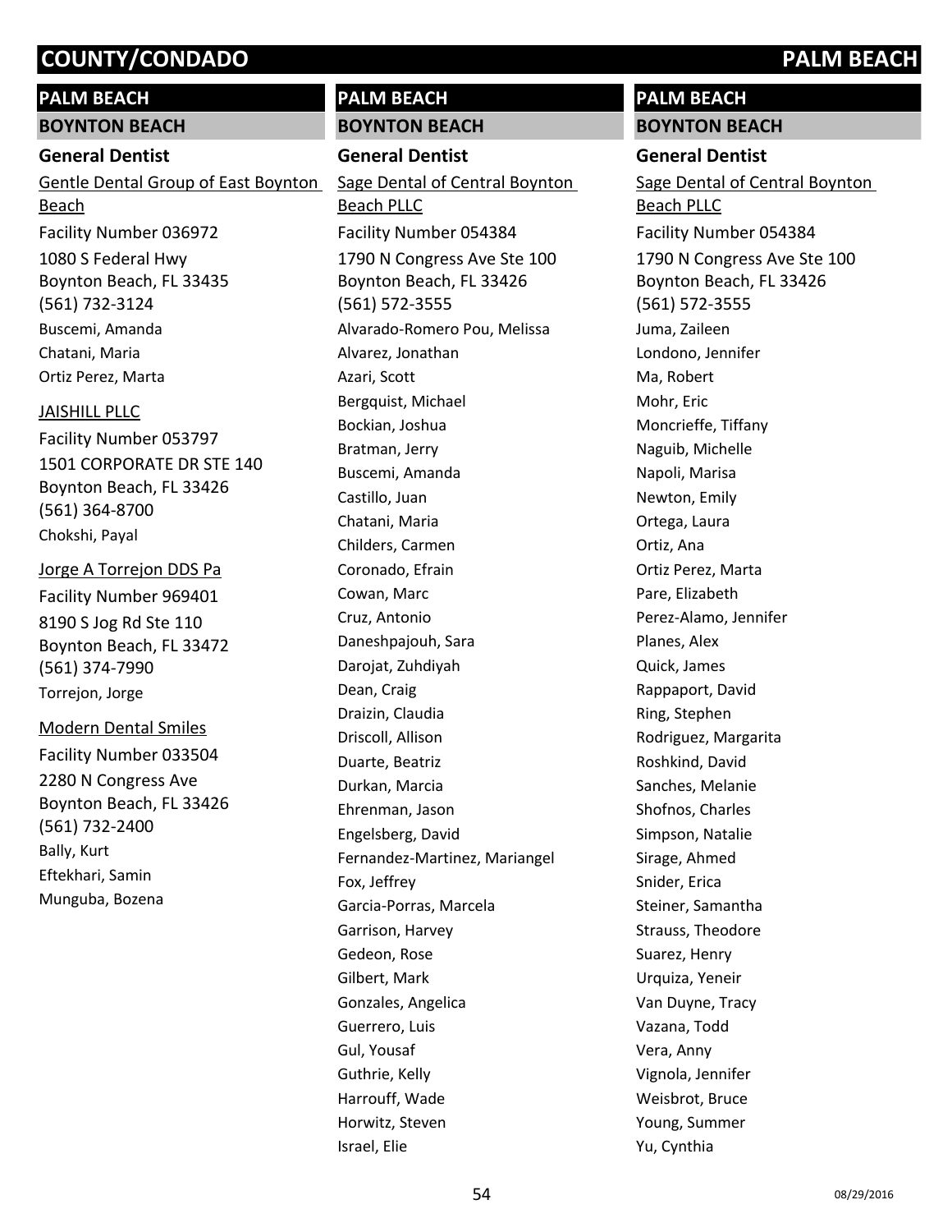# COUNTY/CONDADO PALM BEACH

## PALM BEACH

### BOYNTON BEACH

#### General Dentist

Gentle Dental Group of East Boynton Beach
Facility Number 036972
1080 S Federal Hwy
Boynton Beach, FL 33435
(561) 732-3124
Buscemi, Amanda
Chatani, Maria
Ortiz Perez, Marta

JAISHILL PLLC
Facility Number 053797
1501 CORPORATE DR STE 140
Boynton Beach, FL 33426
(561) 364-8700
Chokshi, Payal

Jorge A Torrejon DDS Pa
Facility Number 969401
8190 S Jog Rd Ste 110
Boynton Beach, FL 33472
(561) 374-7990
Torrejon, Jorge

Modern Dental Smiles
Facility Number 033504
2280 N Congress Ave
Boynton Beach, FL 33426
(561) 732-2400
Bally, Kurt
Eftekhari, Samin
Munguba, Bozena

## PALM BEACH

### BOYNTON BEACH

#### General Dentist

Sage Dental of Central Boynton Beach PLLC
Facility Number 054384
1790 N Congress Ave Ste 100
Boynton Beach, FL 33426
(561) 572-3555
Alvarado-Romero Pou, Melissa
Alvarez, Jonathan
Azari, Scott
Bergquist, Michael
Bockian, Joshua
Bratman, Jerry
Buscemi, Amanda
Castillo, Juan
Chatani, Maria
Childers, Carmen
Coronado, Efrain
Cowan, Marc
Cruz, Antonio
Daneshpajouh, Sara
Darojat, Zuhdiyah
Dean, Craig
Draizin, Claudia
Driscoll, Allison
Duarte, Beatriz
Durkan, Marcia
Ehrenman, Jason
Engelsberg, David
Fernandez-Martinez, Mariangel
Fox, Jeffrey
Garcia-Porras, Marcela
Garrison, Harvey
Gedeon, Rose
Gilbert, Mark
Gonzales, Angelica
Guerrero, Luis
Gul, Yousaf
Guthrie, Kelly
Harrouff, Wade
Horwitz, Steven
Israel, Elie

## PALM BEACH

### BOYNTON BEACH

#### General Dentist

Sage Dental of Central Boynton Beach PLLC
Facility Number 054384
1790 N Congress Ave Ste 100
Boynton Beach, FL 33426
(561) 572-3555
Juma, Zaileen
Londono, Jennifer
Ma, Robert
Mohr, Eric
Moncrieffe, Tiffany
Naguib, Michelle
Napoli, Marisa
Newton, Emily
Ortega, Laura
Ortiz, Ana
Ortiz Perez, Marta
Pare, Elizabeth
Perez-Alamo, Jennifer
Planes, Alex
Quick, James
Rappaport, David
Ring, Stephen
Rodriguez, Margarita
Roshkind, David
Sanches, Melanie
Shofnos, Charles
Simpson, Natalie
Sirage, Ahmed
Snider, Erica
Steiner, Samantha
Strauss, Theodore
Suarez, Henry
Urquiza, Yeneir
Van Duyne, Tracy
Vazana, Todd
Vera, Anny
Vignola, Jennifer
Weisbrot, Bruce
Young, Summer
Yu, Cynthia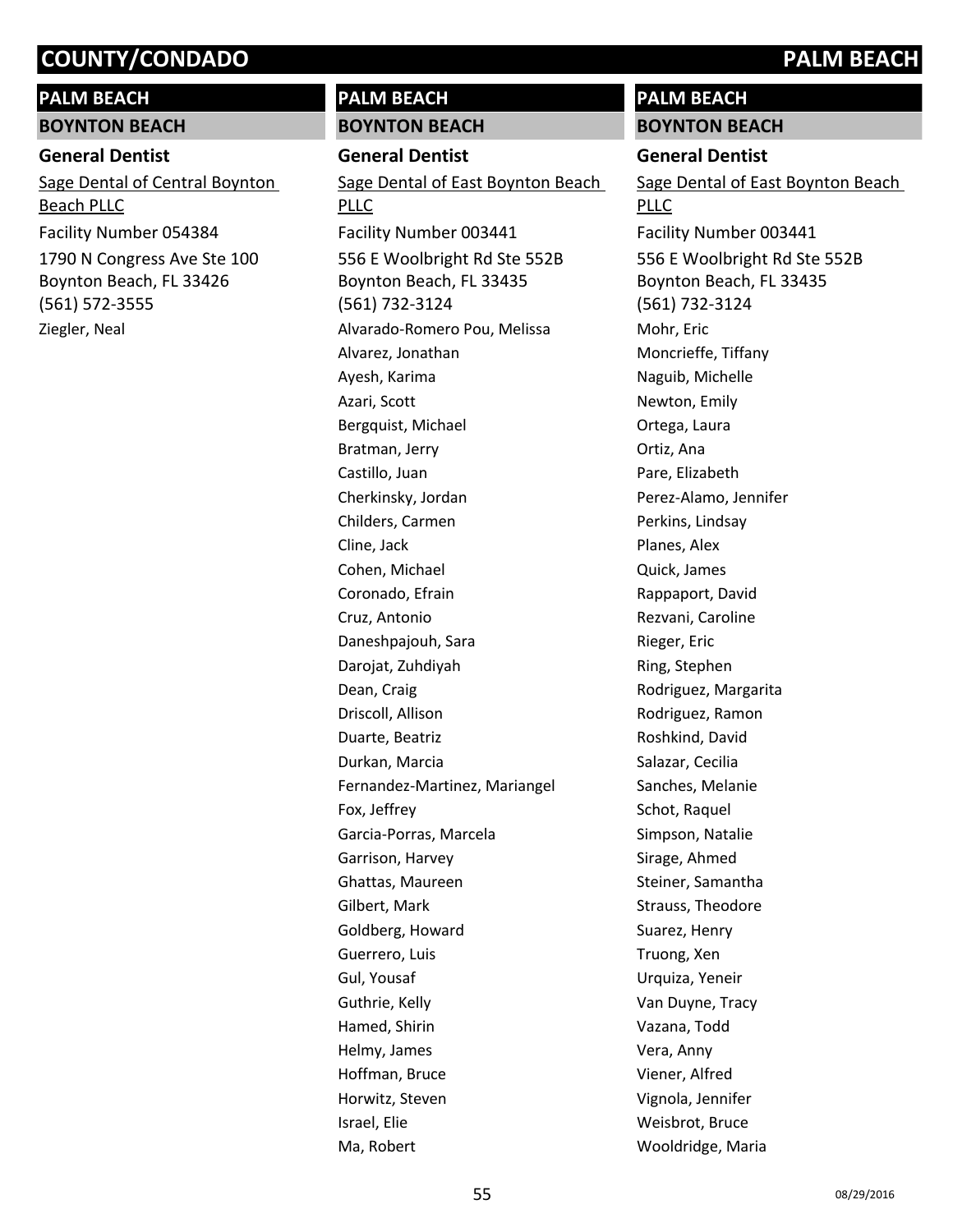## PALM BEACH

### BOYNTON BEACH

**General Dentist**

Sage Dental of Central Boynton Beach PLLC

Facility Number 054384

1790 N Congress Ave Ste 100
Boynton Beach, FL 33426
(561) 572-3555

Ziegler, Neal

## PALM BEACH

### BOYNTON BEACH

**General Dentist**

Sage Dental of East Boynton Beach PLLC

Facility Number 003441

556 E Woolbright Rd Ste 552B
Boynton Beach, FL 33435
(561) 732-3124

Alvarado-Romero Pou, Melissa
Alvarez, Jonathan
Ayesh, Karima
Azari, Scott
Bergquist, Michael
Bratman, Jerry
Castillo, Juan
Cherkinsky, Jordan
Childers, Carmen
Cline, Jack
Cohen, Michael
Coronado, Efrain
Cruz, Antonio
Daneshpajouh, Sara
Darojat, Zuhdiyah
Dean, Craig
Driscoll, Allison
Duarte, Beatriz
Durkan, Marcia
Fernandez-Martinez, Mariangel
Fox, Jeffrey
Garcia-Porras, Marcela
Garrison, Harvey
Ghattas, Maureen
Gilbert, Mark
Goldberg, Howard
Guerrero, Luis
Gul, Yousaf
Guthrie, Kelly
Hamed, Shirin
Helmy, James
Hoffman, Bruce
Horwitz, Steven
Israel, Elie
Ma, Robert

## PALM BEACH

### BOYNTON BEACH

**General Dentist**

Sage Dental of East Boynton Beach PLLC

Facility Number 003441

556 E Woolbright Rd Ste 552B
Boynton Beach, FL 33435
(561) 732-3124

Mohr, Eric
Moncrieffe, Tiffany
Naguib, Michelle
Newton, Emily
Ortega, Laura
Ortiz, Ana
Pare, Elizabeth
Perez-Alamo, Jennifer
Perkins, Lindsay
Planes, Alex
Quick, James
Rappaport, David
Rezvani, Caroline
Rieger, Eric
Ring, Stephen
Rodriguez, Margarita
Rodriguez, Ramon
Roshkind, David
Salazar, Cecilia
Sanches, Melanie
Schot, Raquel
Simpson, Natalie
Sirage, Ahmed
Steiner, Samantha
Strauss, Theodore
Suarez, Henry
Truong, Xen
Urquiza, Yeneir
Van Duyne, Tracy
Vazana, Todd
Vera, Anny
Viener, Alfred
Vignola, Jennifer
Weisbrot, Bruce
Wooldridge, Maria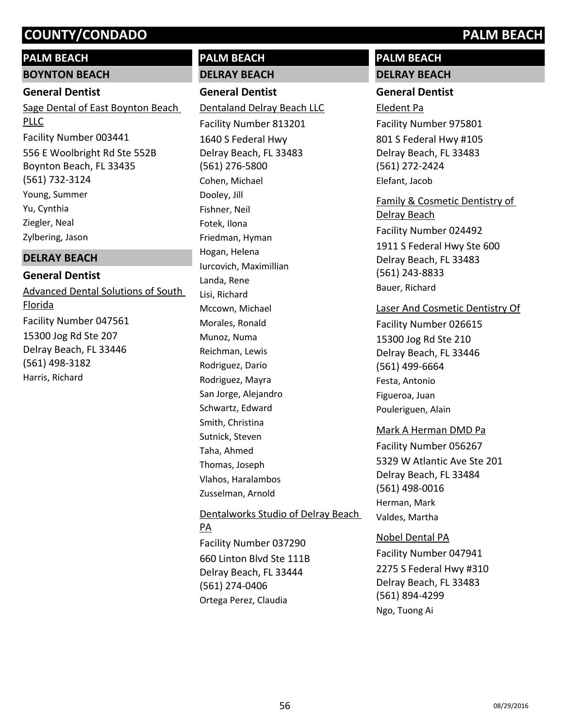## PALM BEACH

### BOYNTON BEACH

#### General Dentist

Sage Dental of East Boynton Beach PLLC

Facility Number 003441

556 E Woolbright Rd Ste 552B
Boynton Beach, FL 33435
(561) 732-3124

Young, Summer
Yu, Cynthia
Ziegler, Neal
Zylbering, Jason

### DELRAY BEACH

#### General Dentist

Advanced Dental Solutions of South Florida

Facility Number 047561

15300 Jog Rd Ste 207
Delray Beach, FL 33446
(561) 498-3182

Harris, Richard

## PALM BEACH

### DELRAY BEACH

#### General Dentist

Dentaland Delray Beach LLC

Facility Number 813201

1640 S Federal Hwy
Delray Beach, FL 33483
(561) 276-5800

Cohen, Michael
Dooley, Jill
Fishner, Neil
Fotek, Ilona
Friedman, Hyman
Hogan, Helena
Iurcovich, Maximillian
Landa, Rene
Lisi, Richard
Mccown, Michael
Morales, Ronald
Munoz, Numa
Reichman, Lewis
Rodriguez, Dario
Rodriguez, Mayra
San Jorge, Alejandro
Schwartz, Edward
Smith, Christina
Sutnick, Steven
Taha, Ahmed
Thomas, Joseph
Vlahos, Haralambos
Zusselman, Arnold

Dentalworks Studio of Delray Beach PA

Facility Number 037290

660 Linton Blvd Ste 111B
Delray Beach, FL 33444
(561) 274-0406

Ortega Perez, Claudia

## PALM BEACH

### DELRAY BEACH

#### General Dentist

Eledent Pa

Facility Number 975801

801 S Federal Hwy #105
Delray Beach, FL 33483
(561) 272-2424

Elefant, Jacob

Family & Cosmetic Dentistry of Delray Beach

Facility Number 024492

1911 S Federal Hwy Ste 600
Delray Beach, FL 33483
(561) 243-8833

Bauer, Richard

Laser And Cosmetic Dentistry Of

Facility Number 026615

15300 Jog Rd Ste 210
Delray Beach, FL 33446
(561) 499-6664

Festa, Antonio
Figueroa, Juan
Pouleriguen, Alain

Mark A Herman DMD Pa

Facility Number 056267

5329 W Atlantic Ave Ste 201
Delray Beach, FL 33484
(561) 498-0016

Herman, Mark
Valdes, Martha

Nobel Dental PA

Facility Number 047941

2275 S Federal Hwy #310
Delray Beach, FL 33483
(561) 894-4299

Ngo, Tuong Ai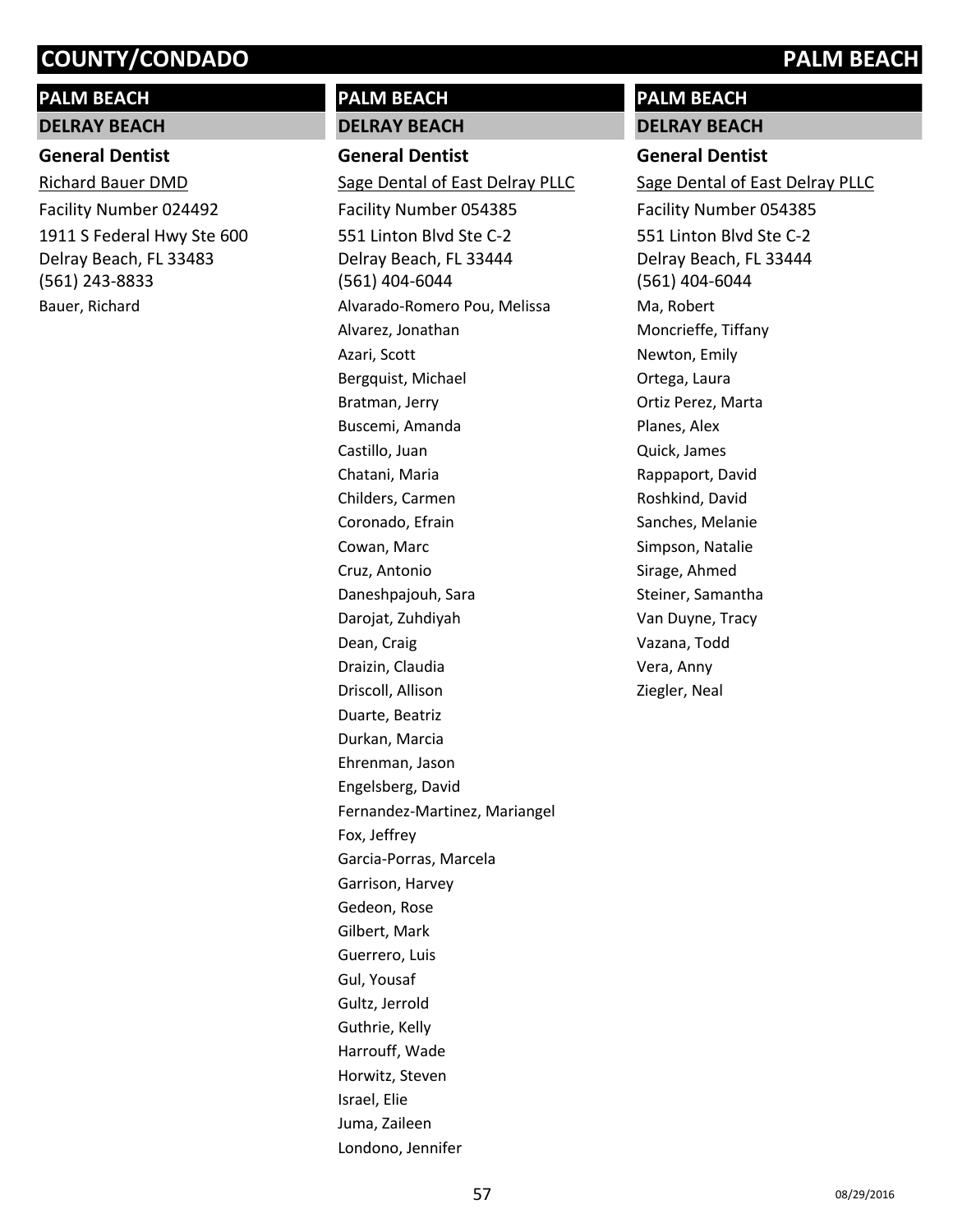## PALM BEACH

### DELRAY BEACH

**General Dentist**

Richard Bauer DMD

Facility Number 024492

1911 S Federal Hwy Ste 600
Delray Beach, FL 33483
(561) 243-8833

Bauer, Richard

## PALM BEACH

### DELRAY BEACH

**General Dentist**

Sage Dental of East Delray PLLC

Facility Number 054385

551 Linton Blvd Ste C-2
Delray Beach, FL 33444
(561) 404-6044

Alvarado-Romero Pou, Melissa
Alvarez, Jonathan
Azari, Scott
Bergquist, Michael
Bratman, Jerry
Buscemi, Amanda
Castillo, Juan
Chatani, Maria
Childers, Carmen
Coronado, Efrain
Cowan, Marc
Cruz, Antonio
Daneshpajouh, Sara
Darojat, Zuhdiyah
Dean, Craig
Draizin, Claudia
Driscoll, Allison
Duarte, Beatriz
Durkan, Marcia
Ehrenman, Jason
Engelsberg, David
Fernandez-Martinez, Mariangel
Fox, Jeffrey
Garcia-Porras, Marcela
Garrison, Harvey
Gedeon, Rose
Gilbert, Mark
Guerrero, Luis
Gul, Yousaf
Gultz, Jerrold
Guthrie, Kelly
Harrouff, Wade
Horwitz, Steven
Israel, Elie
Juma, Zaileen
Londono, Jennifer

## PALM BEACH

### DELRAY BEACH

**General Dentist**

Sage Dental of East Delray PLLC

Facility Number 054385

551 Linton Blvd Ste C-2
Delray Beach, FL 33444
(561) 404-6044

Ma, Robert
Moncrieffe, Tiffany
Newton, Emily
Ortega, Laura
Ortiz Perez, Marta
Planes, Alex
Quick, James
Rappaport, David
Roshkind, David
Sanches, Melanie
Simpson, Natalie
Sirage, Ahmed
Steiner, Samantha
Van Duyne, Tracy
Vazana, Todd
Vera, Anny
Ziegler, Neal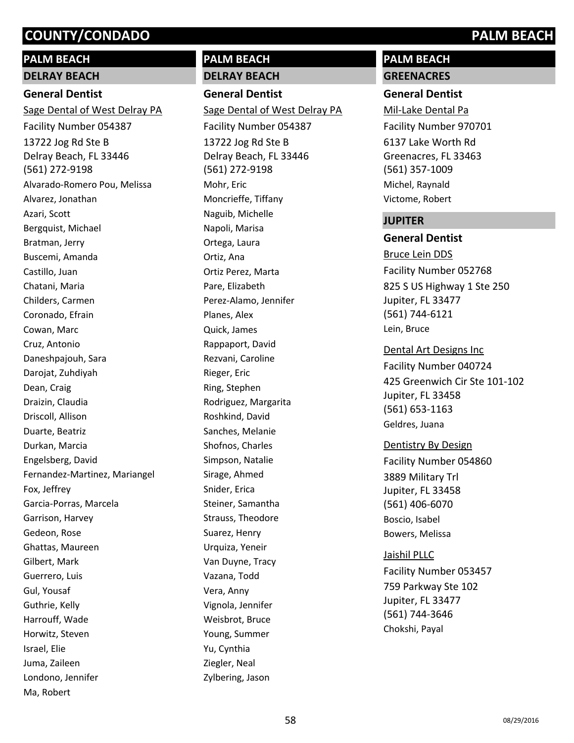## PALM BEACH

### DELRAY BEACH

#### General Dentist

Sage Dental of West Delray PA
Facility Number 054387
13722 Jog Rd Ste B
Delray Beach, FL 33446
(561) 272-9198

Alvarado-Romero Pou, Melissa
Alvarez, Jonathan
Azari, Scott
Bergquist, Michael
Bratman, Jerry
Buscemi, Amanda
Castillo, Juan
Chatani, Maria
Childers, Carmen
Coronado, Efrain
Cowan, Marc
Cruz, Antonio
Daneshpajouh, Sara
Darojat, Zuhdiyah
Dean, Craig
Draizin, Claudia
Driscoll, Allison
Duarte, Beatriz
Durkan, Marcia
Engelsberg, David
Fernandez-Martinez, Mariangel
Fox, Jeffrey
Garcia-Porras, Marcela
Garrison, Harvey
Gedeon, Rose
Ghattas, Maureen
Gilbert, Mark
Guerrero, Luis
Gul, Yousaf
Guthrie, Kelly
Harrouff, Wade
Horwitz, Steven
Israel, Elie
Juma, Zaileen
Londono, Jennifer
Ma, Robert

## PALM BEACH

### DELRAY BEACH

#### General Dentist

Sage Dental of West Delray PA
Facility Number 054387
13722 Jog Rd Ste B
Delray Beach, FL 33446
(561) 272-9198

Mohr, Eric
Moncrieffe, Tiffany
Naguib, Michelle
Napoli, Marisa
Ortega, Laura
Ortiz, Ana
Ortiz Perez, Marta
Pare, Elizabeth
Perez-Alamo, Jennifer
Planes, Alex
Quick, James
Rappaport, David
Rezvani, Caroline
Rieger, Eric
Ring, Stephen
Rodriguez, Margarita
Roshkind, David
Sanches, Melanie
Shofnos, Charles
Simpson, Natalie
Sirage, Ahmed
Snider, Erica
Steiner, Samantha
Strauss, Theodore
Suarez, Henry
Urquiza, Yeneir
Van Duyne, Tracy
Vazana, Todd
Vera, Anny
Vignola, Jennifer
Weisbrot, Bruce
Young, Summer
Yu, Cynthia
Ziegler, Neal
Zylbering, Jason

## PALM BEACH

### GREENACRES

#### General Dentist

Mil-Lake Dental Pa
Facility Number 970701
6137 Lake Worth Rd
Greenacres, FL 33463
(561) 357-1009

Michel, Raynald
Victome, Robert

### JUPITER

#### General Dentist

Bruce Lein DDS
Facility Number 052768
825 S US Highway 1 Ste 250
Jupiter, FL 33477
(561) 744-6121

Lein, Bruce

Dental Art Designs Inc
Facility Number 040724
425 Greenwich Cir Ste 101-102
Jupiter, FL 33458
(561) 653-1163

Geldres, Juana

Dentistry By Design
Facility Number 054860
3889 Military Trl
Jupiter, FL 33458
(561) 406-6070

Boscio, Isabel
Bowers, Melissa

Jaishil PLLC
Facility Number 053457
759 Parkway Ste 102
Jupiter, FL 33477
(561) 744-3646

Chokshi, Payal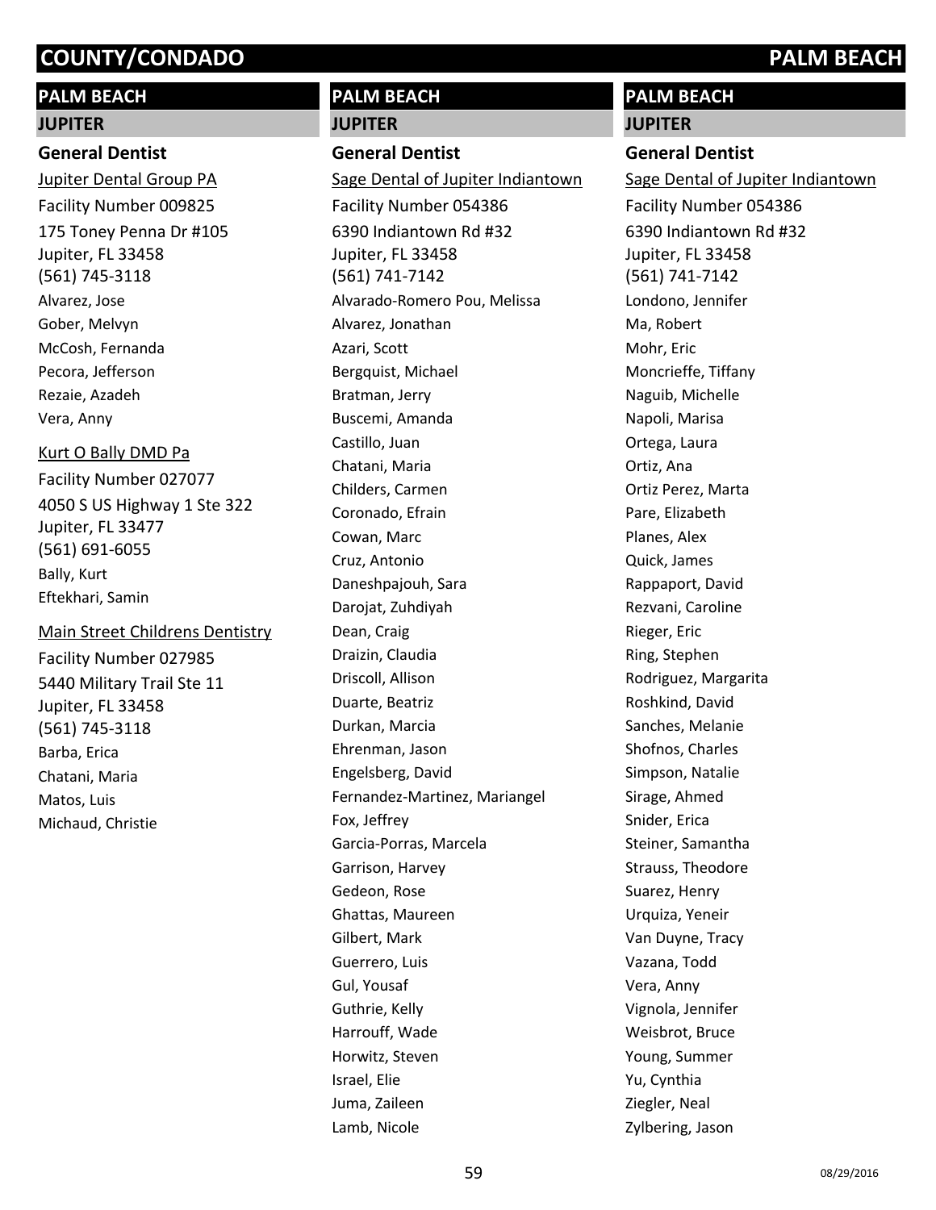## PALM BEACH

### JUPITER

#### General Dentist

Jupiter Dental Group PA

Facility Number 009825

175 Toney Penna Dr #105
Jupiter, FL 33458
(561) 745-3118

Alvarez, Jose
Gober, Melvyn
McCosh, Fernanda
Pecora, Jefferson
Rezaie, Azadeh
Vera, Anny

Kurt O Bally DMD Pa

Facility Number 027077

4050 S US Highway 1 Ste 322
Jupiter, FL 33477
(561) 691-6055

Bally, Kurt
Eftekhari, Samin

Main Street Childrens Dentistry

Facility Number 027985

5440 Military Trail Ste 11
Jupiter, FL 33458
(561) 745-3118

Barba, Erica
Chatani, Maria
Matos, Luis
Michaud, Christie

## PALM BEACH

### JUPITER

#### General Dentist

Sage Dental of Jupiter Indiantown

Facility Number 054386

6390 Indiantown Rd #32
Jupiter, FL 33458
(561) 741-7142

Alvarado-Romero Pou, Melissa
Alvarez, Jonathan
Azari, Scott
Bergquist, Michael
Bratman, Jerry
Buscemi, Amanda
Castillo, Juan
Chatani, Maria
Childers, Carmen
Coronado, Efrain
Cowan, Marc
Cruz, Antonio
Daneshpajouh, Sara
Darojat, Zuhdiyah
Dean, Craig
Draizin, Claudia
Driscoll, Allison
Duarte, Beatriz
Durkan, Marcia
Ehrenman, Jason
Engelsberg, David
Fernandez-Martinez, Mariangel
Fox, Jeffrey
Garcia-Porras, Marcela
Garrison, Harvey
Gedeon, Rose
Ghattas, Maureen
Gilbert, Mark
Guerrero, Luis
Gul, Yousaf
Guthrie, Kelly
Harrouff, Wade
Horwitz, Steven
Israel, Elie
Juma, Zaileen
Lamb, Nicole

## PALM BEACH

### JUPITER

#### General Dentist

Sage Dental of Jupiter Indiantown

Facility Number 054386

6390 Indiantown Rd #32
Jupiter, FL 33458
(561) 741-7142

Londono, Jennifer
Ma, Robert
Mohr, Eric
Moncrieffe, Tiffany
Naguib, Michelle
Napoli, Marisa
Ortega, Laura
Ortiz, Ana
Ortiz Perez, Marta
Pare, Elizabeth
Planes, Alex
Quick, James
Rappaport, David
Rezvani, Caroline
Rieger, Eric
Ring, Stephen
Rodriguez, Margarita
Roshkind, David
Sanches, Melanie
Shofnos, Charles
Simpson, Natalie
Sirage, Ahmed
Snider, Erica
Steiner, Samantha
Strauss, Theodore
Suarez, Henry
Urquiza, Yeneir
Van Duyne, Tracy
Vazana, Todd
Vera, Anny
Vignola, Jennifer
Weisbrot, Bruce
Young, Summer
Yu, Cynthia
Ziegler, Neal
Zylbering, Jason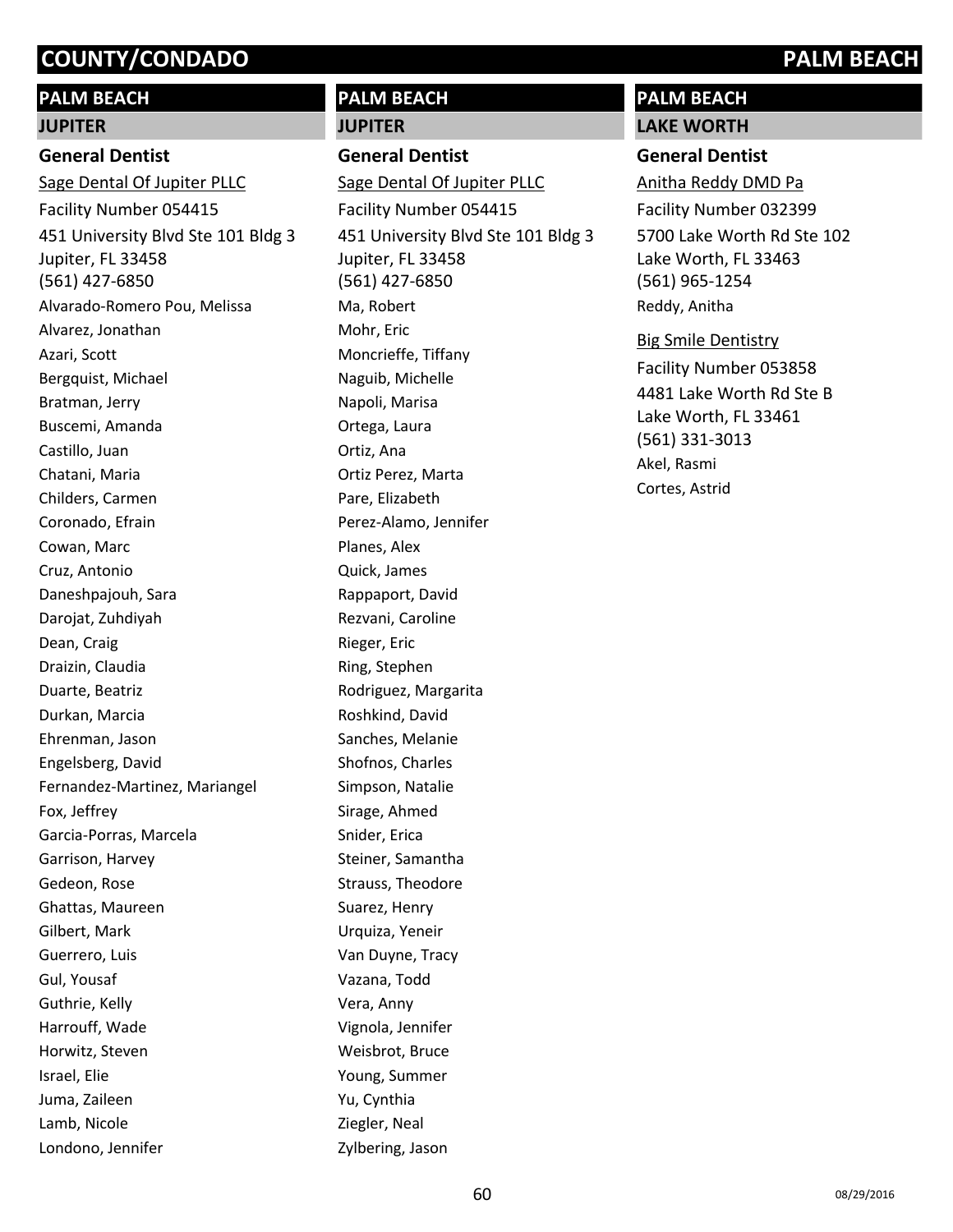## PALM BEACH

### JUPITER

#### General Dentist

Sage Dental Of Jupiter PLLC

Facility Number 054415

451 University Blvd Ste 101 Bldg 3
Jupiter, FL 33458
(561) 427-6850

Alvarado-Romero Pou, Melissa
Alvarez, Jonathan
Azari, Scott
Bergquist, Michael
Bratman, Jerry
Buscemi, Amanda
Castillo, Juan
Chatani, Maria
Childers, Carmen
Coronado, Efrain
Cowan, Marc
Cruz, Antonio
Daneshpajouh, Sara
Darojat, Zuhdiyah
Dean, Craig
Draizin, Claudia
Duarte, Beatriz
Durkan, Marcia
Ehrenman, Jason
Engelsberg, David
Fernandez-Martinez, Mariangel
Fox, Jeffrey
Garcia-Porras, Marcela
Garrison, Harvey
Gedeon, Rose
Ghattas, Maureen
Gilbert, Mark
Guerrero, Luis
Gul, Yousaf
Guthrie, Kelly
Harrouff, Wade
Horwitz, Steven
Israel, Elie
Juma, Zaileen
Lamb, Nicole
Londono, Jennifer

## PALM BEACH

### JUPITER

#### General Dentist

Sage Dental Of Jupiter PLLC

Facility Number 054415

451 University Blvd Ste 101 Bldg 3
Jupiter, FL 33458
(561) 427-6850

Ma, Robert
Mohr, Eric
Moncrieffe, Tiffany
Naguib, Michelle
Napoli, Marisa
Ortega, Laura
Ortiz, Ana
Ortiz Perez, Marta
Pare, Elizabeth
Perez-Alamo, Jennifer
Planes, Alex
Quick, James
Rappaport, David
Rezvani, Caroline
Rieger, Eric
Ring, Stephen
Rodriguez, Margarita
Roshkind, David
Sanches, Melanie
Shofnos, Charles
Simpson, Natalie
Sirage, Ahmed
Snider, Erica
Steiner, Samantha
Strauss, Theodore
Suarez, Henry
Urquiza, Yeneir
Van Duyne, Tracy
Vazana, Todd
Vera, Anny
Vignola, Jennifer
Weisbrot, Bruce
Young, Summer
Yu, Cynthia
Ziegler, Neal
Zylbering, Jason

## PALM BEACH

### LAKE WORTH

#### General Dentist

Anitha Reddy DMD Pa

Facility Number 032399

5700 Lake Worth Rd Ste 102
Lake Worth, FL 33463
(561) 965-1254

Reddy, Anitha

Big Smile Dentistry

Facility Number 053858

4481 Lake Worth Rd Ste B
Lake Worth, FL 33461
(561) 331-3013

Akel, Rasmi
Cortes, Astrid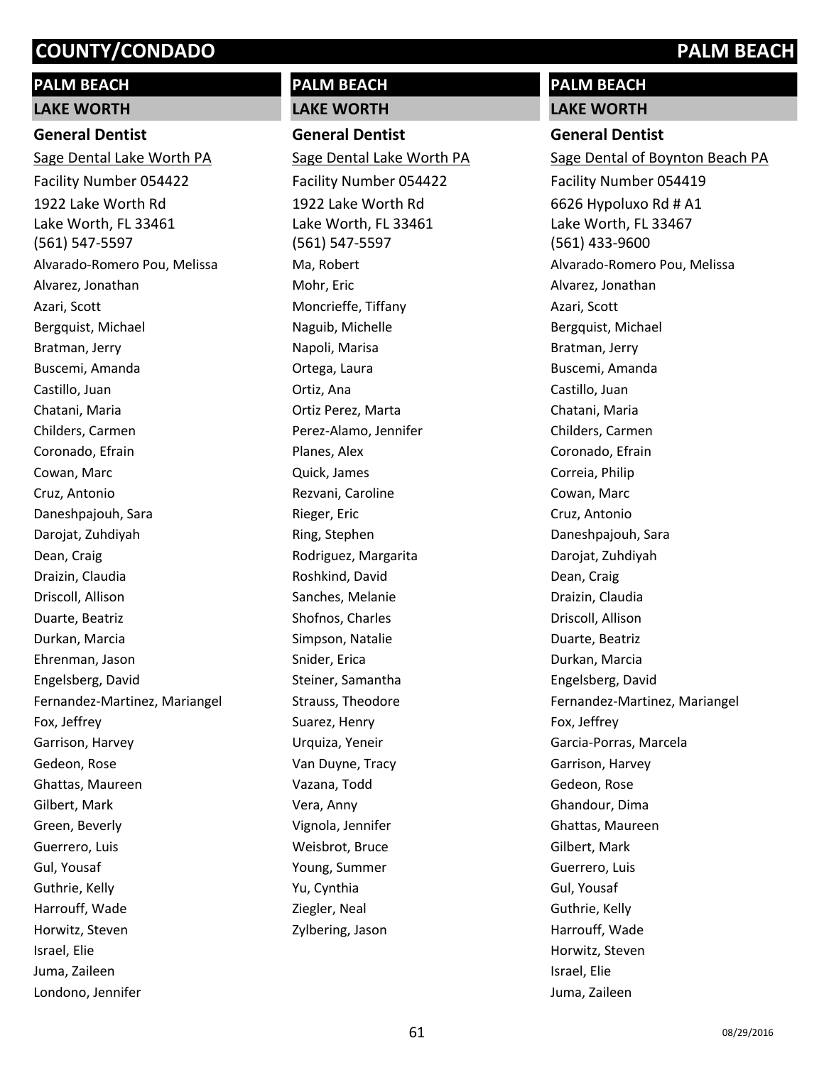# COUNTY/CONDADO — PALM BEACH

## PALM BEACH

### LAKE WORTH

**General Dentist**

Sage Dental Lake Worth PA
Facility Number 054422
1922 Lake Worth Rd
Lake Worth, FL 33461
(561) 547-5597

Alvarado-Romero Pou, Melissa
Alvarez, Jonathan
Azari, Scott
Bergquist, Michael
Bratman, Jerry
Buscemi, Amanda
Castillo, Juan
Chatani, Maria
Childers, Carmen
Coronado, Efrain
Cowan, Marc
Cruz, Antonio
Daneshpajouh, Sara
Darojat, Zuhdiyah
Dean, Craig
Draizin, Claudia
Driscoll, Allison
Duarte, Beatriz
Durkan, Marcia
Ehrenman, Jason
Engelsberg, David
Fernandez-Martinez, Mariangel
Fox, Jeffrey
Garrison, Harvey
Gedeon, Rose
Ghattas, Maureen
Gilbert, Mark
Green, Beverly
Guerrero, Luis
Gul, Yousaf
Guthrie, Kelly
Harrouff, Wade
Horwitz, Steven
Israel, Elie
Juma, Zaileen
Londono, Jennifer

## PALM BEACH

### LAKE WORTH

**General Dentist**

Sage Dental Lake Worth PA
Facility Number 054422
1922 Lake Worth Rd
Lake Worth, FL 33461
(561) 547-5597

Ma, Robert
Mohr, Eric
Moncrieffe, Tiffany
Naguib, Michelle
Napoli, Marisa
Ortega, Laura
Ortiz, Ana
Ortiz Perez, Marta
Perez-Alamo, Jennifer
Planes, Alex
Quick, James
Rezvani, Caroline
Rieger, Eric
Ring, Stephen
Rodriguez, Margarita
Roshkind, David
Sanches, Melanie
Shofnos, Charles
Simpson, Natalie
Snider, Erica
Steiner, Samantha
Strauss, Theodore
Suarez, Henry
Urquiza, Yeneir
Van Duyne, Tracy
Vazana, Todd
Vera, Anny
Vignola, Jennifer
Weisbrot, Bruce
Young, Summer
Yu, Cynthia
Ziegler, Neal
Zylbering, Jason

## PALM BEACH

### LAKE WORTH

**General Dentist**

Sage Dental of Boynton Beach PA
Facility Number 054419
6626 Hypoluxo Rd # A1
Lake Worth, FL 33467
(561) 433-9600

Alvarado-Romero Pou, Melissa
Alvarez, Jonathan
Azari, Scott
Bergquist, Michael
Bratman, Jerry
Buscemi, Amanda
Castillo, Juan
Chatani, Maria
Childers, Carmen
Coronado, Efrain
Correia, Philip
Cowan, Marc
Cruz, Antonio
Daneshpajouh, Sara
Darojat, Zuhdiyah
Dean, Craig
Draizin, Claudia
Driscoll, Allison
Duarte, Beatriz
Durkan, Marcia
Engelsberg, David
Fernandez-Martinez, Mariangel
Fox, Jeffrey
Garcia-Porras, Marcela
Garrison, Harvey
Gedeon, Rose
Ghandour, Dima
Ghattas, Maureen
Gilbert, Mark
Guerrero, Luis
Gul, Yousaf
Guthrie, Kelly
Harrouff, Wade
Horwitz, Steven
Israel, Elie
Juma, Zaileen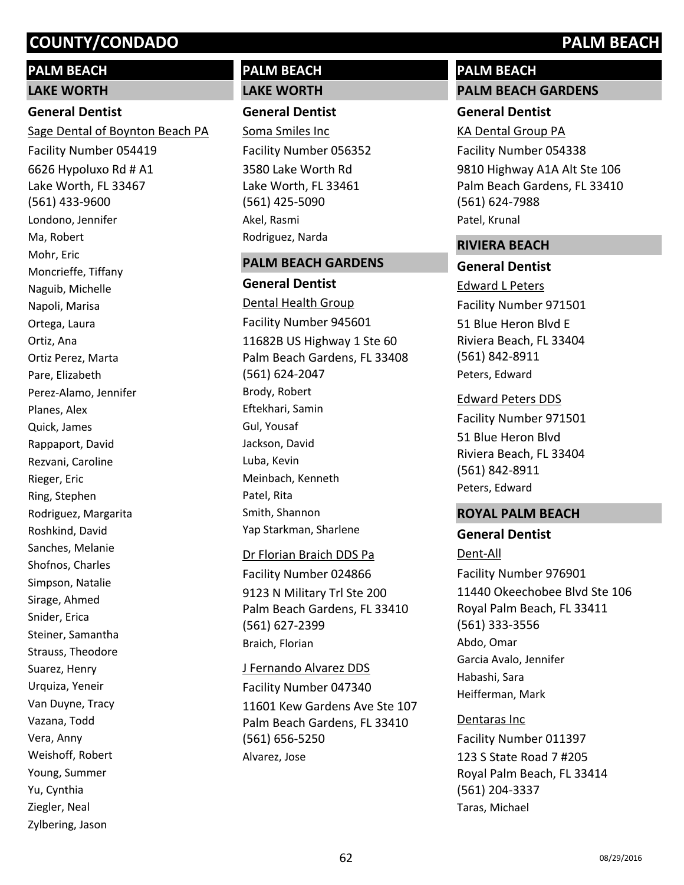## PALM BEACH

### LAKE WORTH

#### General Dentist

Sage Dental of Boynton Beach PA
Facility Number 054419
6626 Hypoluxo Rd # A1
Lake Worth, FL 33467
(561) 433-9600

Londono, Jennifer
Ma, Robert
Mohr, Eric
Moncrieffe, Tiffany
Naguib, Michelle
Napoli, Marisa
Ortega, Laura
Ortiz, Ana
Ortiz Perez, Marta
Pare, Elizabeth
Perez-Alamo, Jennifer
Planes, Alex
Quick, James
Rappaport, David
Rezvani, Caroline
Rieger, Eric
Ring, Stephen
Rodriguez, Margarita
Roshkind, David
Sanches, Melanie
Shofnos, Charles
Simpson, Natalie
Sirage, Ahmed
Snider, Erica
Steiner, Samantha
Strauss, Theodore
Suarez, Henry
Urquiza, Yeneir
Van Duyne, Tracy
Vazana, Todd
Vera, Anny
Weishoff, Robert
Young, Summer
Yu, Cynthia
Ziegler, Neal
Zylbering, Jason

## PALM BEACH

### LAKE WORTH

#### General Dentist

Soma Smiles Inc
Facility Number 056352
3580 Lake Worth Rd
Lake Worth, FL 33461
(561) 425-5090

Akel, Rasmi
Rodriguez, Narda

### PALM BEACH GARDENS

#### General Dentist

Dental Health Group
Facility Number 945601
11682B US Highway 1 Ste 60
Palm Beach Gardens, FL 33408
(561) 624-2047

Brody, Robert
Eftekhari, Samin
Gul, Yousaf
Jackson, David
Luba, Kevin
Meinbach, Kenneth
Patel, Rita
Smith, Shannon
Yap Starkman, Sharlene

Dr Florian Braich DDS Pa
Facility Number 024866
9123 N Military Trl Ste 200
Palm Beach Gardens, FL 33410
(561) 627-2399

Braich, Florian

J Fernando Alvarez DDS
Facility Number 047340
11601 Kew Gardens Ave Ste 107
Palm Beach Gardens, FL 33410
(561) 656-5250

Alvarez, Jose

## PALM BEACH

### PALM BEACH GARDENS

#### General Dentist

KA Dental Group PA
Facility Number 054338
9810 Highway A1A Alt Ste 106
Palm Beach Gardens, FL 33410
(561) 624-7988

Patel, Krunal

### RIVIERA BEACH

#### General Dentist

Edward L Peters
Facility Number 971501
51 Blue Heron Blvd E
Riviera Beach, FL 33404
(561) 842-8911

Peters, Edward

Edward Peters DDS
Facility Number 971501
51 Blue Heron Blvd
Riviera Beach, FL 33404
(561) 842-8911

Peters, Edward

### ROYAL PALM BEACH

#### General Dentist

Dent-All
Facility Number 976901
11440 Okeechobee Blvd Ste 106
Royal Palm Beach, FL 33411
(561) 333-3556

Abdo, Omar
Garcia Avalo, Jennifer
Habashi, Sara
Heifferman, Mark

Dentaras Inc
Facility Number 011397
123 S State Road 7 #205
Royal Palm Beach, FL 33414
(561) 204-3337

Taras, Michael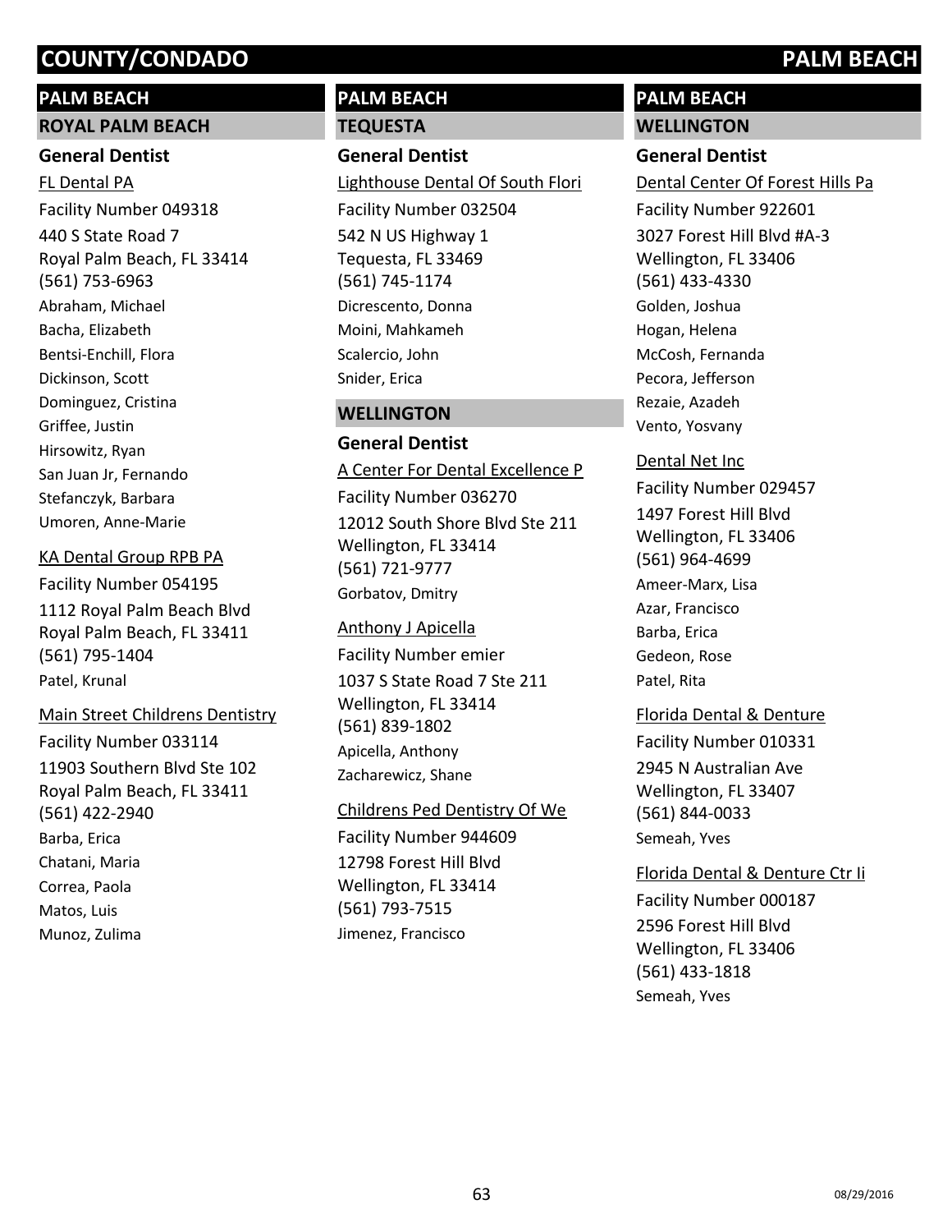# COUNTY/CONDADO — PALM BEACH

## PALM BEACH

### ROYAL PALM BEACH

#### General Dentist

FL Dental PA
Facility Number 049318
440 S State Road 7
Royal Palm Beach, FL 33414
(561) 753-6963
Abraham, Michael
Bacha, Elizabeth
Bentsi-Enchill, Flora
Dickinson, Scott
Dominguez, Cristina
Griffee, Justin
Hirsowitz, Ryan
San Juan Jr, Fernando
Stefanczyk, Barbara
Umoren, Anne-Marie

KA Dental Group RPB PA
Facility Number 054195
1112 Royal Palm Beach Blvd
Royal Palm Beach, FL 33411
(561) 795-1404
Patel, Krunal

Main Street Childrens Dentistry
Facility Number 033114
11903 Southern Blvd Ste 102
Royal Palm Beach, FL 33411
(561) 422-2940
Barba, Erica
Chatani, Maria
Correa, Paola
Matos, Luis
Munoz, Zulima

## PALM BEACH

### TEQUESTA

#### General Dentist

Lighthouse Dental Of South Flori
Facility Number 032504
542 N US Highway 1
Tequesta, FL 33469
(561) 745-1174
Dicrescento, Donna
Moini, Mahkameh
Scalercio, John
Snider, Erica

### WELLINGTON

#### General Dentist

A Center For Dental Excellence P
Facility Number 036270
12012 South Shore Blvd Ste 211
Wellington, FL 33414
(561) 721-9777
Gorbatov, Dmitry

Anthony J Apicella
Facility Number emier
1037 S State Road 7 Ste 211
Wellington, FL 33414
(561) 839-1802
Apicella, Anthony
Zacharewicz, Shane

Childrens Ped Dentistry Of We
Facility Number 944609
12798 Forest Hill Blvd
Wellington, FL 33414
(561) 793-7515
Jimenez, Francisco

## PALM BEACH

### WELLINGTON

#### General Dentist

Dental Center Of Forest Hills Pa
Facility Number 922601
3027 Forest Hill Blvd #A-3
Wellington, FL 33406
(561) 433-4330
Golden, Joshua
Hogan, Helena
McCosh, Fernanda
Pecora, Jefferson
Rezaie, Azadeh
Vento, Yosvany

Dental Net Inc
Facility Number 029457
1497 Forest Hill Blvd
Wellington, FL 33406
(561) 964-4699
Ameer-Marx, Lisa
Azar, Francisco
Barba, Erica
Gedeon, Rose
Patel, Rita

Florida Dental & Denture
Facility Number 010331
2945 N Australian Ave
Wellington, FL 33407
(561) 844-0033
Semeah, Yves

Florida Dental & Denture Ctr Ii
Facility Number 000187
2596 Forest Hill Blvd
Wellington, FL 33406
(561) 433-1818
Semeah, Yves

08/29/2016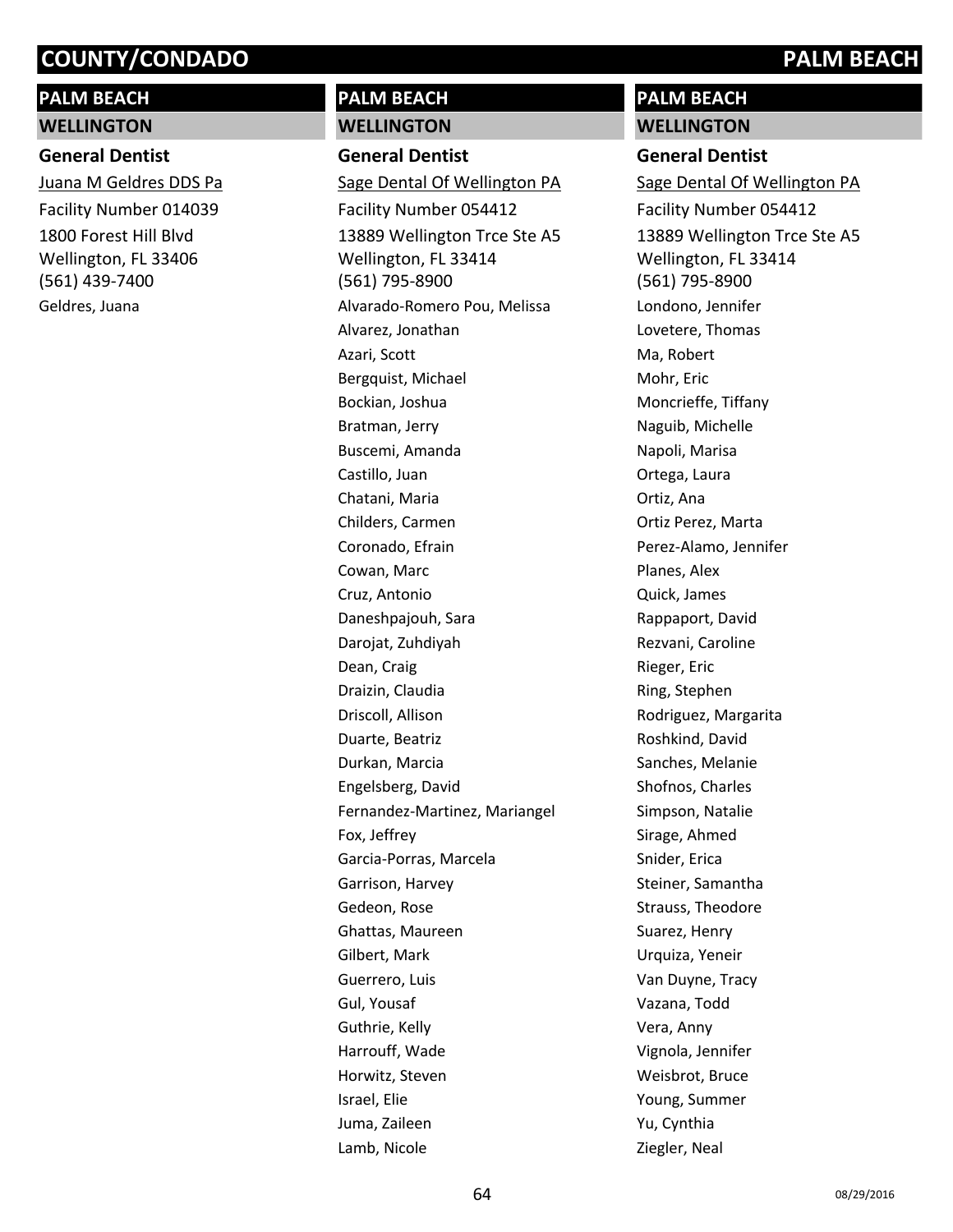# COUNTY/CONDADO PALM BEACH

## PALM BEACH

### WELLINGTON

**General Dentist**

Juana M Geldres DDS Pa
Facility Number 014039
1800 Forest Hill Blvd
Wellington, FL 33406
(561) 439-7400
Geldres, Juana

## PALM BEACH

### WELLINGTON

**General Dentist**

Sage Dental Of Wellington PA
Facility Number 054412
13889 Wellington Trce Ste A5
Wellington, FL 33414
(561) 795-8900
Alvarado-Romero Pou, Melissa
Alvarez, Jonathan
Azari, Scott
Bergquist, Michael
Bockian, Joshua
Bratman, Jerry
Buscemi, Amanda
Castillo, Juan
Chatani, Maria
Childers, Carmen
Coronado, Efrain
Cowan, Marc
Cruz, Antonio
Daneshpajouh, Sara
Darojat, Zuhdiyah
Dean, Craig
Draizin, Claudia
Driscoll, Allison
Duarte, Beatriz
Durkan, Marcia
Engelsberg, David
Fernandez-Martinez, Mariangel
Fox, Jeffrey
Garcia-Porras, Marcela
Garrison, Harvey
Gedeon, Rose
Ghattas, Maureen
Gilbert, Mark
Guerrero, Luis
Gul, Yousaf
Guthrie, Kelly
Harrouff, Wade
Horwitz, Steven
Israel, Elie
Juma, Zaileen
Lamb, Nicole

## PALM BEACH

### WELLINGTON

**General Dentist**

Sage Dental Of Wellington PA
Facility Number 054412
13889 Wellington Trce Ste A5
Wellington, FL 33414
(561) 795-8900
Londono, Jennifer
Lovetere, Thomas
Ma, Robert
Mohr, Eric
Moncrieffe, Tiffany
Naguib, Michelle
Napoli, Marisa
Ortega, Laura
Ortiz, Ana
Ortiz Perez, Marta
Perez-Alamo, Jennifer
Planes, Alex
Quick, James
Rappaport, David
Rezvani, Caroline
Rieger, Eric
Ring, Stephen
Rodriguez, Margarita
Roshkind, David
Sanches, Melanie
Shofnos, Charles
Simpson, Natalie
Sirage, Ahmed
Snider, Erica
Steiner, Samantha
Strauss, Theodore
Suarez, Henry
Urquiza, Yeneir
Van Duyne, Tracy
Vazana, Todd
Vera, Anny
Vignola, Jennifer
Weisbrot, Bruce
Young, Summer
Yu, Cynthia
Ziegler, Neal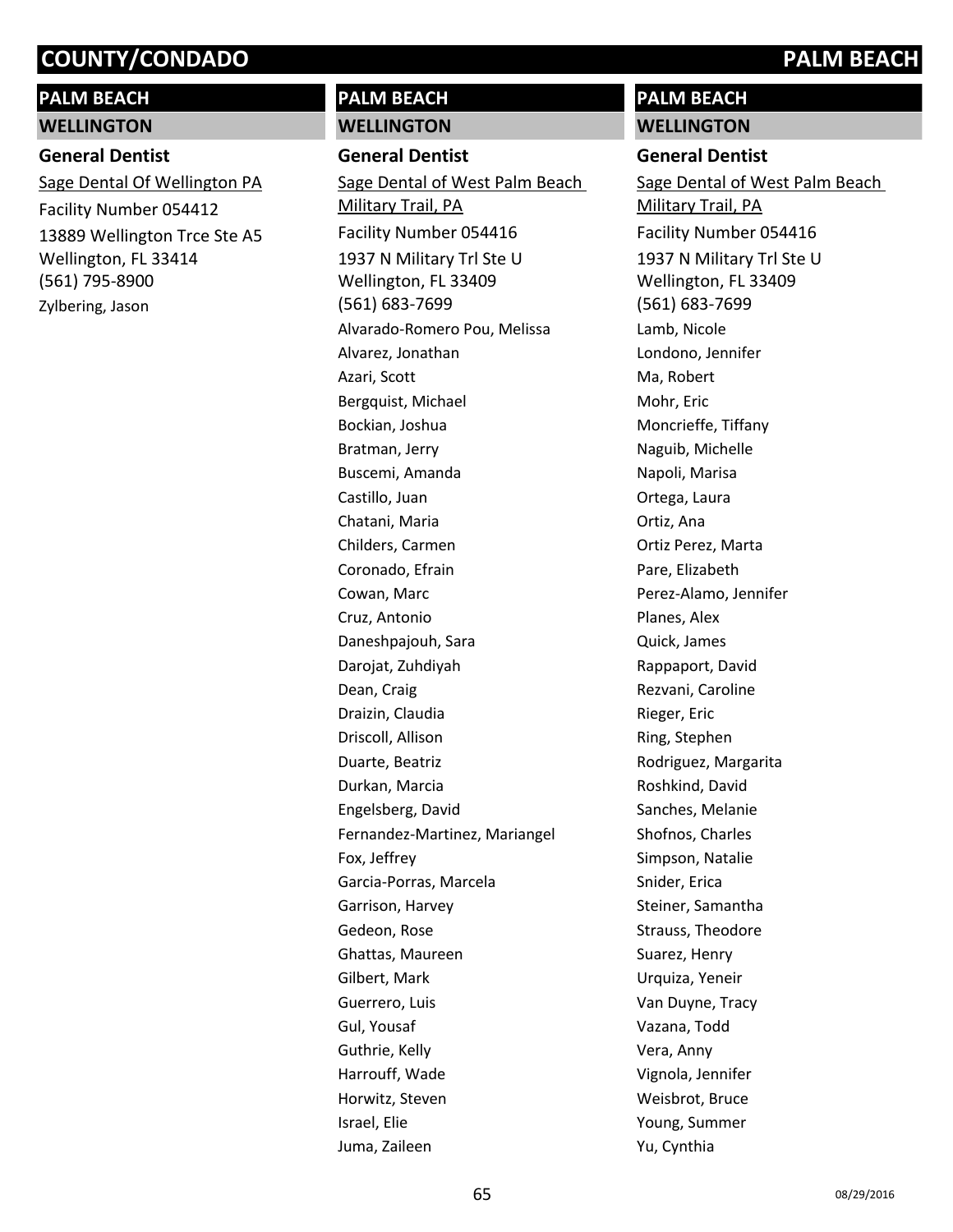## PALM BEACH

### WELLINGTON

**General Dentist**

Sage Dental Of Wellington PA

Facility Number 054412

13889 Wellington Trce Ste A5
Wellington, FL 33414
(561) 795-8900

Zylbering, Jason

## PALM BEACH

### WELLINGTON

**General Dentist**

Sage Dental of West Palm Beach Military Trail, PA

Facility Number 054416

1937 N Military Trl Ste U
Wellington, FL 33409
(561) 683-7699

Alvarado-Romero Pou, Melissa
Alvarez, Jonathan
Azari, Scott
Bergquist, Michael
Bockian, Joshua
Bratman, Jerry
Buscemi, Amanda
Castillo, Juan
Chatani, Maria
Childers, Carmen
Coronado, Efrain
Cowan, Marc
Cruz, Antonio
Daneshpajouh, Sara
Darojat, Zuhdiyah
Dean, Craig
Draizin, Claudia
Driscoll, Allison
Duarte, Beatriz
Durkan, Marcia
Engelsberg, David
Fernandez-Martinez, Mariangel
Fox, Jeffrey
Garcia-Porras, Marcela
Garrison, Harvey
Gedeon, Rose
Ghattas, Maureen
Gilbert, Mark
Guerrero, Luis
Gul, Yousaf
Guthrie, Kelly
Harrouff, Wade
Horwitz, Steven
Israel, Elie
Juma, Zaileen

## PALM BEACH

### WELLINGTON

**General Dentist**

Sage Dental of West Palm Beach Military Trail, PA

Facility Number 054416

1937 N Military Trl Ste U
Wellington, FL 33409
(561) 683-7699

Lamb, Nicole
Londono, Jennifer
Ma, Robert
Mohr, Eric
Moncrieffe, Tiffany
Naguib, Michelle
Napoli, Marisa
Ortega, Laura
Ortiz, Ana
Ortiz Perez, Marta
Pare, Elizabeth
Perez-Alamo, Jennifer
Planes, Alex
Quick, James
Rappaport, David
Rezvani, Caroline
Rieger, Eric
Ring, Stephen
Rodriguez, Margarita
Roshkind, David
Sanches, Melanie
Shofnos, Charles
Simpson, Natalie
Snider, Erica
Steiner, Samantha
Strauss, Theodore
Suarez, Henry
Urquiza, Yeneir
Van Duyne, Tracy
Vazana, Todd
Vera, Anny
Vignola, Jennifer
Weisbrot, Bruce
Young, Summer
Yu, Cynthia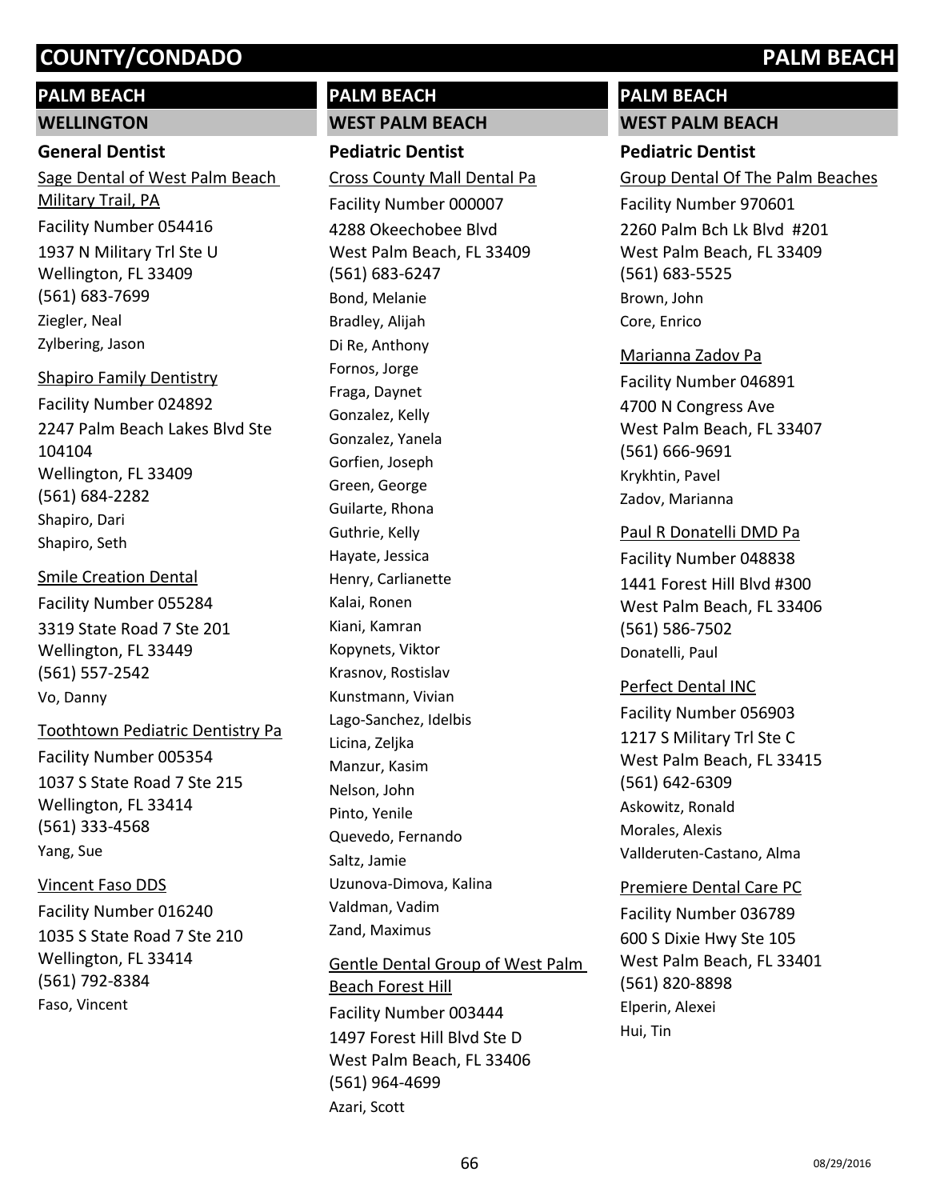# COUNTY/CONDADO — PALM BEACH

## PALM BEACH

### WELLINGTON

#### General Dentist

Sage Dental of West Palm Beach Military Trail, PA
Facility Number 054416
1937 N Military Trl Ste U
Wellington, FL 33409
(561) 683-7699
Ziegler, Neal
Zylbering, Jason

Shapiro Family Dentistry
Facility Number 024892
2247 Palm Beach Lakes Blvd Ste 104104
Wellington, FL 33409
(561) 684-2282
Shapiro, Dari
Shapiro, Seth

Smile Creation Dental
Facility Number 055284
3319 State Road 7 Ste 201
Wellington, FL 33449
(561) 557-2542
Vo, Danny

Toothtown Pediatric Dentistry Pa
Facility Number 005354
1037 S State Road 7 Ste 215
Wellington, FL 33414
(561) 333-4568
Yang, Sue

Vincent Faso DDS
Facility Number 016240
1035 S State Road 7 Ste 210
Wellington, FL 33414
(561) 792-8384
Faso, Vincent

## PALM BEACH

### WEST PALM BEACH

#### Pediatric Dentist

Cross County Mall Dental Pa
Facility Number 000007
4288 Okeechobee Blvd
West Palm Beach, FL 33409
(561) 683-6247
Bond, Melanie
Bradley, Alijah
Di Re, Anthony
Fornos, Jorge
Fraga, Daynet
Gonzalez, Kelly
Gonzalez, Yanela
Gorfien, Joseph
Green, George
Guilarte, Rhona
Guthrie, Kelly
Hayate, Jessica
Henry, Carlianette
Kalai, Ronen
Kiani, Kamran
Kopynets, Viktor
Krasnov, Rostislav
Kunstmann, Vivian
Lago-Sanchez, Idelbis
Licina, Zeljka
Manzur, Kasim
Nelson, John
Pinto, Yenile
Quevedo, Fernando
Saltz, Jamie
Uzunova-Dimova, Kalina
Valdman, Vadim
Zand, Maximus

Gentle Dental Group of West Palm Beach Forest Hill
Facility Number 003444
1497 Forest Hill Blvd Ste D
West Palm Beach, FL 33406
(561) 964-4699
Azari, Scott

## PALM BEACH

### WEST PALM BEACH

#### Pediatric Dentist

Group Dental Of The Palm Beaches
Facility Number 970601
2260 Palm Bch Lk Blvd #201
West Palm Beach, FL 33409
(561) 683-5525
Brown, John
Core, Enrico

Marianna Zadov Pa
Facility Number 046891
4700 N Congress Ave
West Palm Beach, FL 33407
(561) 666-9691
Krykhtin, Pavel
Zadov, Marianna

Paul R Donatelli DMD Pa
Facility Number 048838
1441 Forest Hill Blvd #300
West Palm Beach, FL 33406
(561) 586-7502
Donatelli, Paul

Perfect Dental INC
Facility Number 056903
1217 S Military Trl Ste C
West Palm Beach, FL 33415
(561) 642-6309
Askowitz, Ronald
Morales, Alexis
Vallderuten-Castano, Alma

Premiere Dental Care PC
Facility Number 036789
600 S Dixie Hwy Ste 105
West Palm Beach, FL 33401
(561) 820-8898
Elperin, Alexei
Hui, Tin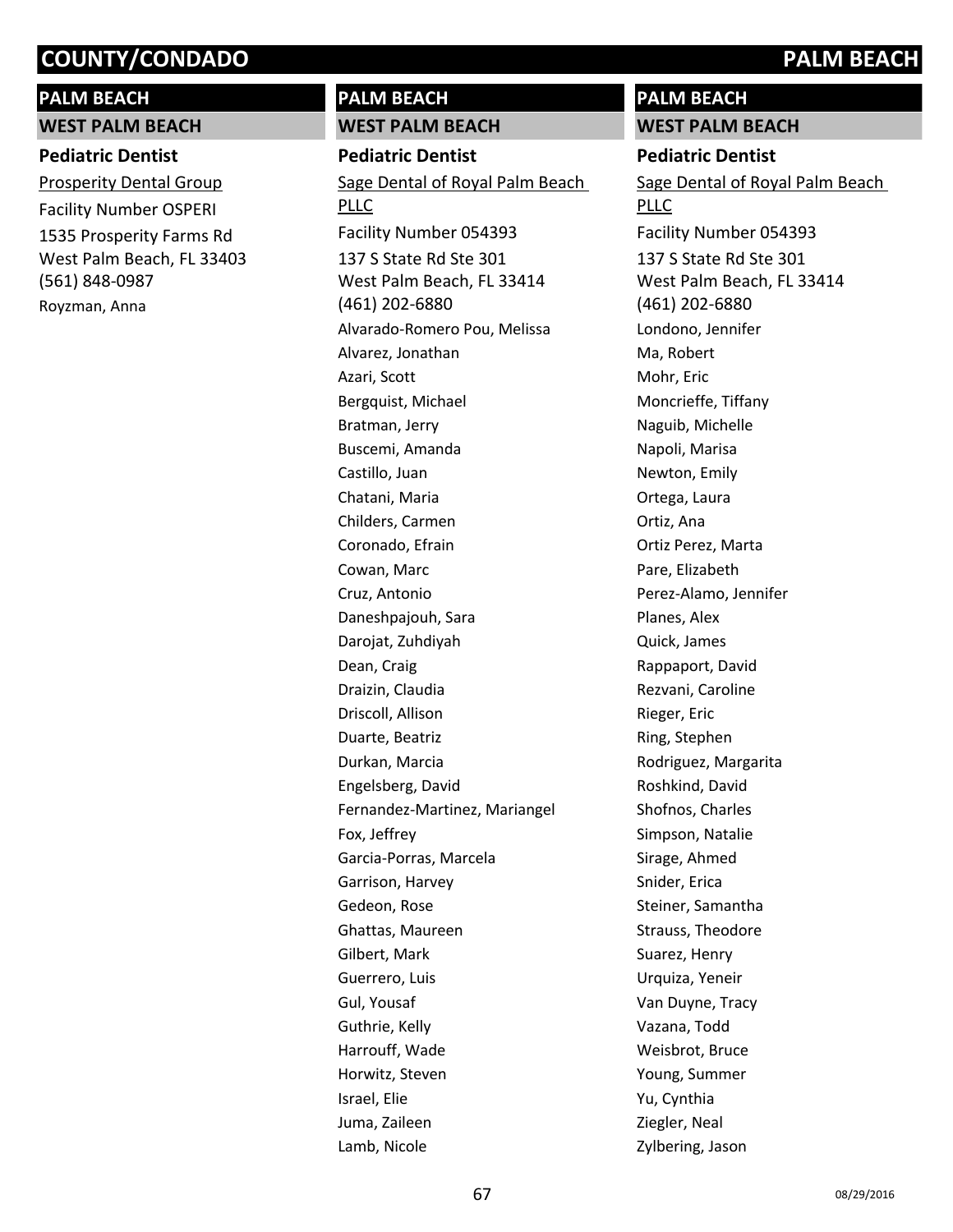# COUNTY/CONDADO — PALM BEACH

## PALM BEACH

### WEST PALM BEACH

**Pediatric Dentist**

Prosperity Dental Group
Facility Number OSPERI
1535 Prosperity Farms Rd
West Palm Beach, FL 33403
(561) 848-0987

Royzman, Anna

## PALM BEACH

### WEST PALM BEACH

**Pediatric Dentist**

Sage Dental of Royal Palm Beach PLLC
Facility Number 054393
137 S State Rd Ste 301
West Palm Beach, FL 33414
(461) 202-6880

Alvarado-Romero Pou, Melissa
Alvarez, Jonathan
Azari, Scott
Bergquist, Michael
Bratman, Jerry
Buscemi, Amanda
Castillo, Juan
Chatani, Maria
Childers, Carmen
Coronado, Efrain
Cowan, Marc
Cruz, Antonio
Daneshpajouh, Sara
Darojat, Zuhdiyah
Dean, Craig
Draizin, Claudia
Driscoll, Allison
Duarte, Beatriz
Durkan, Marcia
Engelsberg, David
Fernandez-Martinez, Mariangel
Fox, Jeffrey
Garcia-Porras, Marcela
Garrison, Harvey
Gedeon, Rose
Ghattas, Maureen
Gilbert, Mark
Guerrero, Luis
Gul, Yousaf
Guthrie, Kelly
Harrouff, Wade
Horwitz, Steven
Israel, Elie
Juma, Zaileen
Lamb, Nicole

## PALM BEACH

### WEST PALM BEACH

**Pediatric Dentist**

Sage Dental of Royal Palm Beach PLLC
Facility Number 054393
137 S State Rd Ste 301
West Palm Beach, FL 33414
(461) 202-6880

Londono, Jennifer
Ma, Robert
Mohr, Eric
Moncrieffe, Tiffany
Naguib, Michelle
Napoli, Marisa
Newton, Emily
Ortega, Laura
Ortiz, Ana
Ortiz Perez, Marta
Pare, Elizabeth
Perez-Alamo, Jennifer
Planes, Alex
Quick, James
Rappaport, David
Rezvani, Caroline
Rieger, Eric
Ring, Stephen
Rodriguez, Margarita
Roshkind, David
Shofnos, Charles
Simpson, Natalie
Sirage, Ahmed
Snider, Erica
Steiner, Samantha
Strauss, Theodore
Suarez, Henry
Urquiza, Yeneir
Van Duyne, Tracy
Vazana, Todd
Weisbrot, Bruce
Young, Summer
Yu, Cynthia
Ziegler, Neal
Zylbering, Jason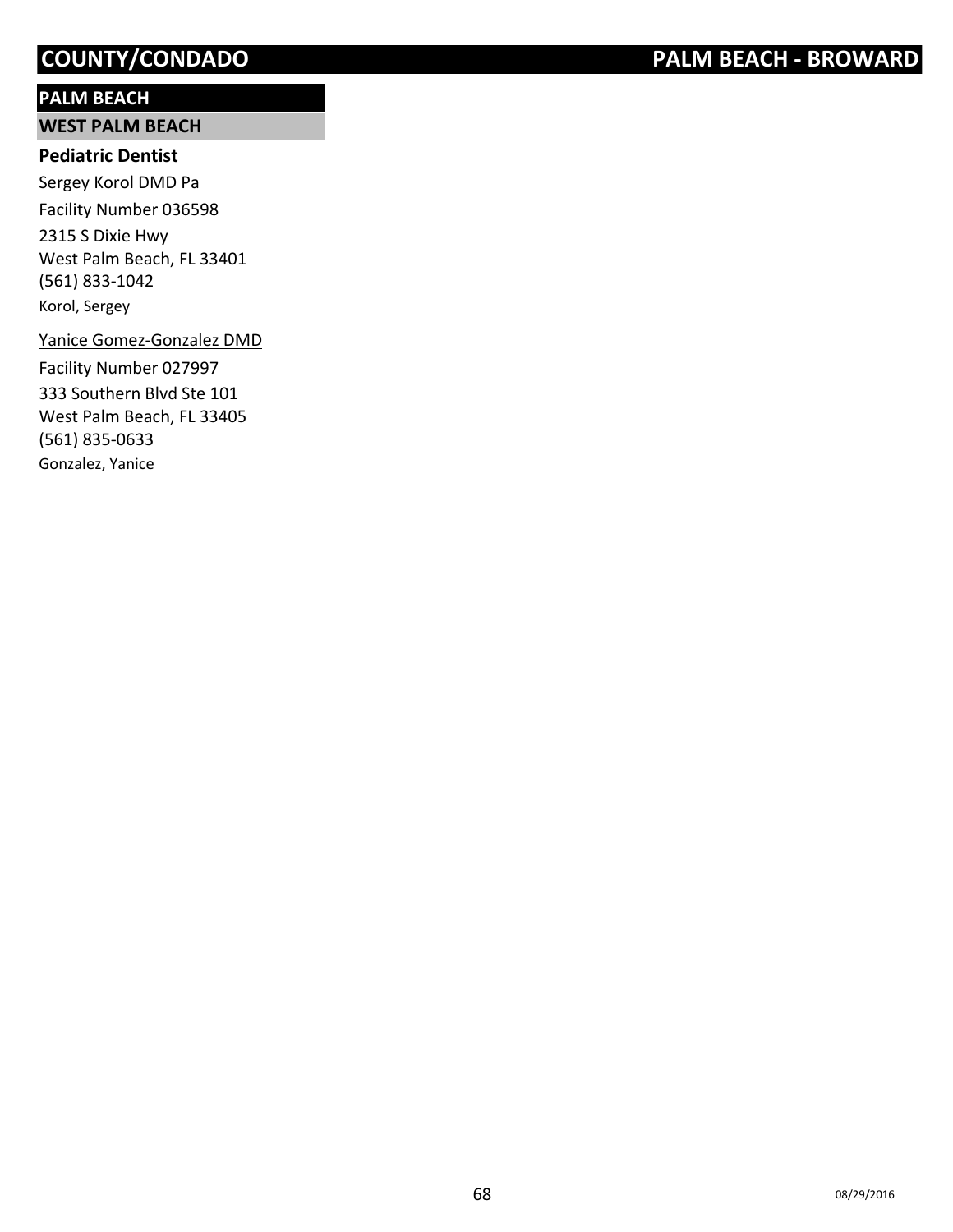## PALM BEACH

### WEST PALM BEACH

**Pediatric Dentist**

Sergey Korol DMD Pa

Facility Number 036598

2315 S Dixie Hwy
West Palm Beach, FL 33401
(561) 833-1042

Korol, Sergey

Yanice Gomez-Gonzalez DMD

Facility Number 027997

333 Southern Blvd Ste 101
West Palm Beach, FL 33405
(561) 835-0633

Gonzalez, Yanice